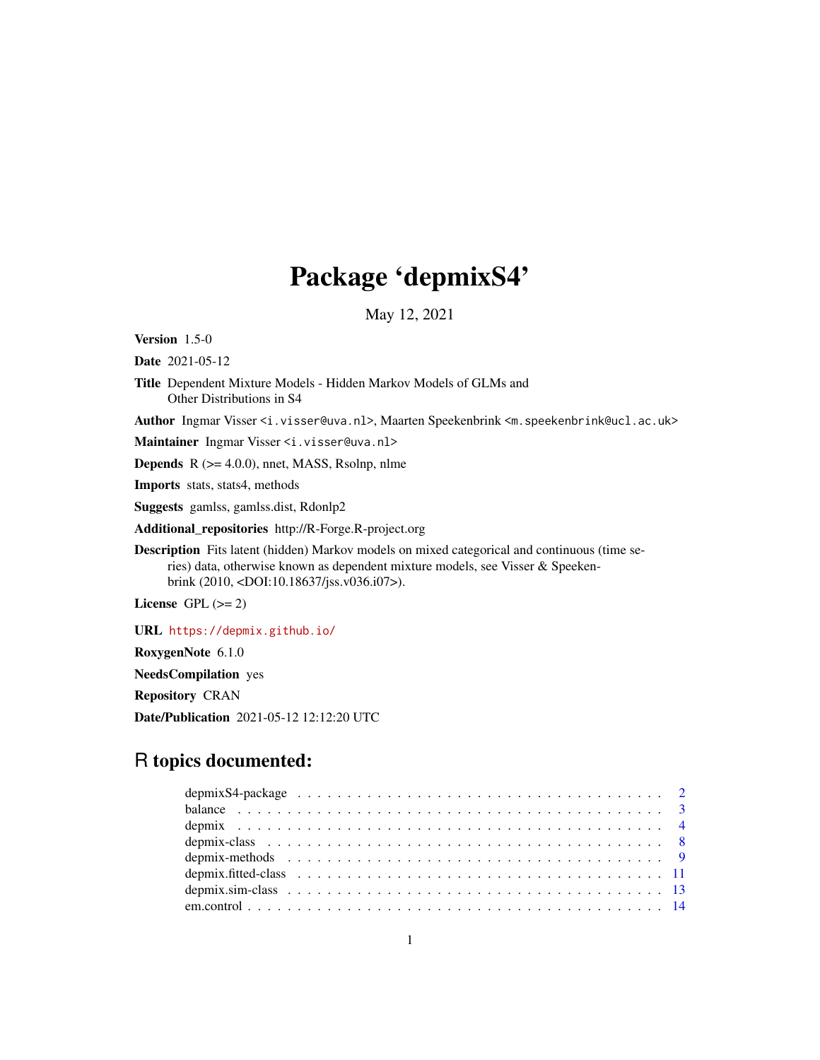# Package 'depmixS4'

May 12, 2021

**Version** 1.5-0

**Date** 2021-05-12

**Title** Dependent Mixture Models - Hidden Markov Models of GLMs and Other Distributions in S4

**Author** Ingmar Visser <i.visser@uva.nl>, Maarten Speekenbrink <m.speekenbrink@ucl.ac.uk>

**Maintainer** Ingmar Visser <i.visser@uva.nl>

**Depends** R (>= 4.0.0), nnet, MASS, Rsolnp, nlme

**Imports** stats, stats4, methods

**Suggests** gamlss, gamlss.dist, Rdonlp2

**Additional_repositories** http://R-Forge.R-project.org

**Description** Fits latent (hidden) Markov models on mixed categorical and continuous (time series) data, otherwise known as dependent mixture models, see Visser & Speekenbrink (2010, <DOI:10.18637/jss.v036.i07>).

**License** GPL (>= 2)

**URL** https://depmix.github.io/

**RoxygenNote** 6.1.0

**NeedsCompilation** yes

**Repository** CRAN

**Date/Publication** 2021-05-12 12:12:20 UTC

## R topics documented:

| | |
|---|---|
| depmixS4-package | 2 |
| balance | 3 |
| depmix | 4 |
| depmix-class | 8 |
| depmix-methods | 9 |
| depmix.fitted-class | 11 |
| depmix.sim-class | 13 |
| em.control | 14 |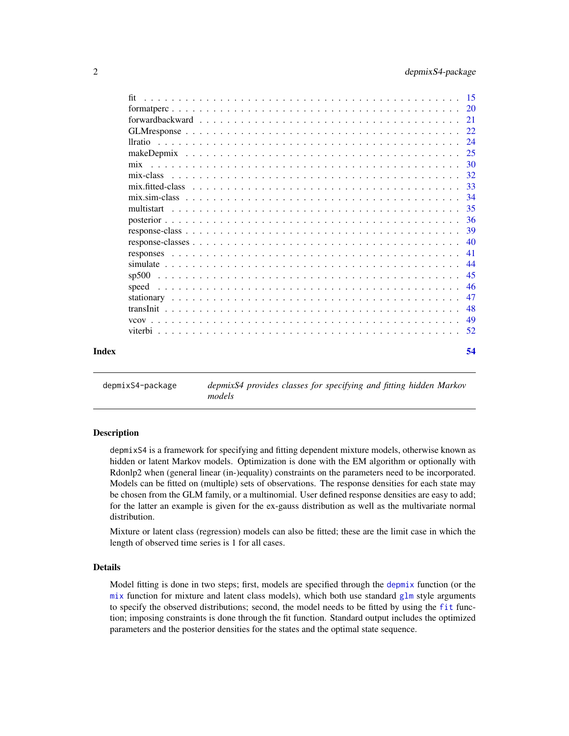| | |
|---|---|
| fit | 15 |
| formatperc | 20 |
| forwardbackward | 21 |
| GLMresponse | 22 |
| llratio | 24 |
| makeDepmix | 25 |
| mix | 30 |
| mix-class | 32 |
| mix.fitted-class | 33 |
| mix.sim-class | 34 |
| multistart | 35 |
| posterior | 36 |
| response-class | 39 |
| response-classes | 40 |
| responses | 41 |
| simulate | 44 |
| sp500 | 45 |
| speed | 46 |
| stationary | 47 |
| transInit | 48 |
| vcov | 49 |
| viterbi | 52 |

**Index** **54**

---

`depmixS4-package` *depmixS4 provides classes for specifying and fitting hidden Markov models*

---

## Description

`depmixS4` is a framework for specifying and fitting dependent mixture models, otherwise known as hidden or latent Markov models. Optimization is done with the EM algorithm or optionally with Rdonlp2 when (general linear (in-)equality) constraints on the parameters need to be incorporated. Models can be fitted on (multiple) sets of observations. The response densities for each state may be chosen from the GLM family, or a multinomial. User defined response densities are easy to add; for the latter an example is given for the ex-gauss distribution as well as the multivariate normal distribution.

Mixture or latent class (regression) models can also be fitted; these are the limit case in which the length of observed time series is 1 for all cases.

## Details

Model fitting is done in two steps; first, models are specified through the `depmix` function (or the `mix` function for mixture and latent class models), which both use standard `glm` style arguments to specify the observed distributions; second, the model needs to be fitted by using the `fit` function; imposing constraints is done through the fit function. Standard output includes the optimized parameters and the posterior densities for the states and the optimal state sequence.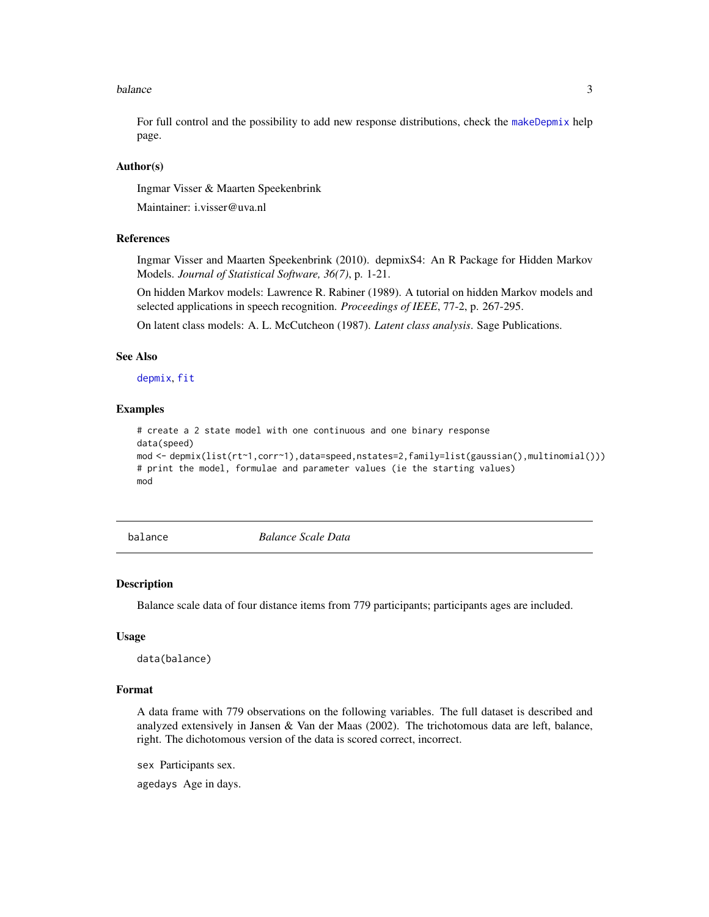For full control and the possibility to add new response distributions, check the makeDepmix help page.

### Author(s)

Ingmar Visser & Maarten Speekenbrink

Maintainer: i.visser@uva.nl

### References

Ingmar Visser and Maarten Speekenbrink (2010). depmixS4: An R Package for Hidden Markov Models. *Journal of Statistical Software, 36(7)*, p. 1-21.

On hidden Markov models: Lawrence R. Rabiner (1989). A tutorial on hidden Markov models and selected applications in speech recognition. *Proceedings of IEEE*, 77-2, p. 267-295.

On latent class models: A. L. McCutcheon (1987). *Latent class analysis*. Sage Publications.

### See Also

depmix, fit

### Examples

```
# create a 2 state model with one continuous and one binary response
data(speed)
mod <- depmix(list(rt~1,corr~1),data=speed,nstates=2,family=list(gaussian(),multinomial()))
# print the model, formulae and parameter values (ie the starting values)
mod
```

---

## balance *Balance Scale Data*

---

### Description

Balance scale data of four distance items from 779 participants; participants ages are included.

### Usage

```
data(balance)
```

### Format

A data frame with 779 observations on the following variables. The full dataset is described and analyzed extensively in Jansen & Van der Maas (2002). The trichotomous data are left, balance, right. The dichotomous version of the data is scored correct, incorrect.

sex Participants sex.

agedays Age in days.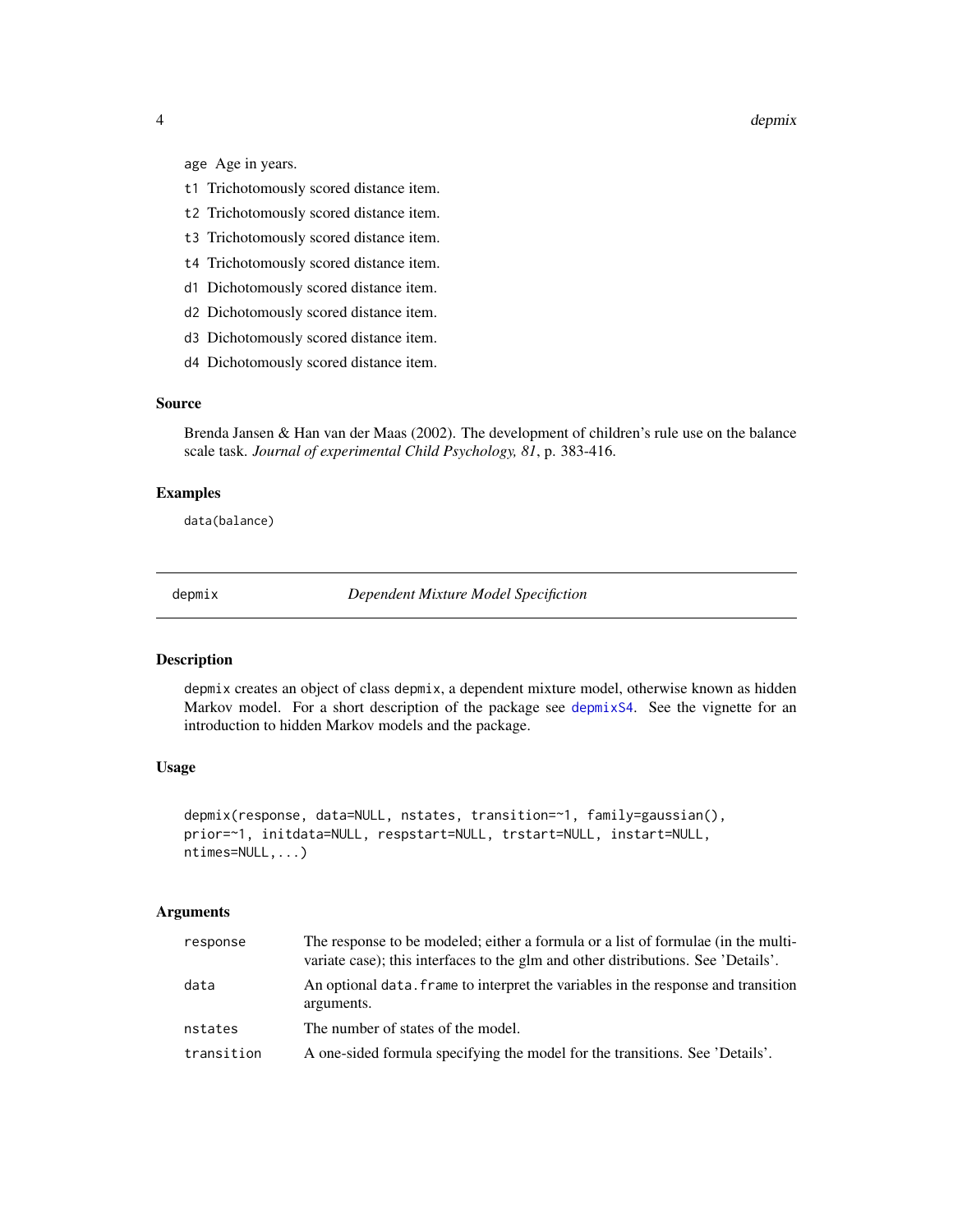`age` Age in years.

`t1` Trichotomously scored distance item.

`t2` Trichotomously scored distance item.

`t3` Trichotomously scored distance item.

`t4` Trichotomously scored distance item.

`d1` Dichotomously scored distance item.

`d2` Dichotomously scored distance item.

`d3` Dichotomously scored distance item.

`d4` Dichotomously scored distance item.

### Source

Brenda Jansen & Han van der Maas (2002). The development of children's rule use on the balance scale task. *Journal of experimental Child Psychology, 81*, p. 383-416.

### Examples

```
data(balance)
```

---

## depmix — *Dependent Mixture Model Specification*

### Description

`depmix` creates an object of class `depmix`, a dependent mixture model, otherwise known as hidden Markov model. For a short description of the package see `depmixS4`. See the vignette for an introduction to hidden Markov models and the package.

### Usage

```
depmix(response, data=NULL, nstates, transition=~1, family=gaussian(),
prior=~1, initdata=NULL, respstart=NULL, trstart=NULL, instart=NULL,
ntimes=NULL,...)
```

### Arguments

| | |
|---|---|
| `response` | The response to be modeled; either a formula or a list of formulae (in the multivariate case); this interfaces to the glm and other distributions. See 'Details'. |
| `data` | An optional `data.frame` to interpret the variables in the response and transition arguments. |
| `nstates` | The number of states of the model. |
| `transition` | A one-sided formula specifying the model for the transitions. See 'Details'. |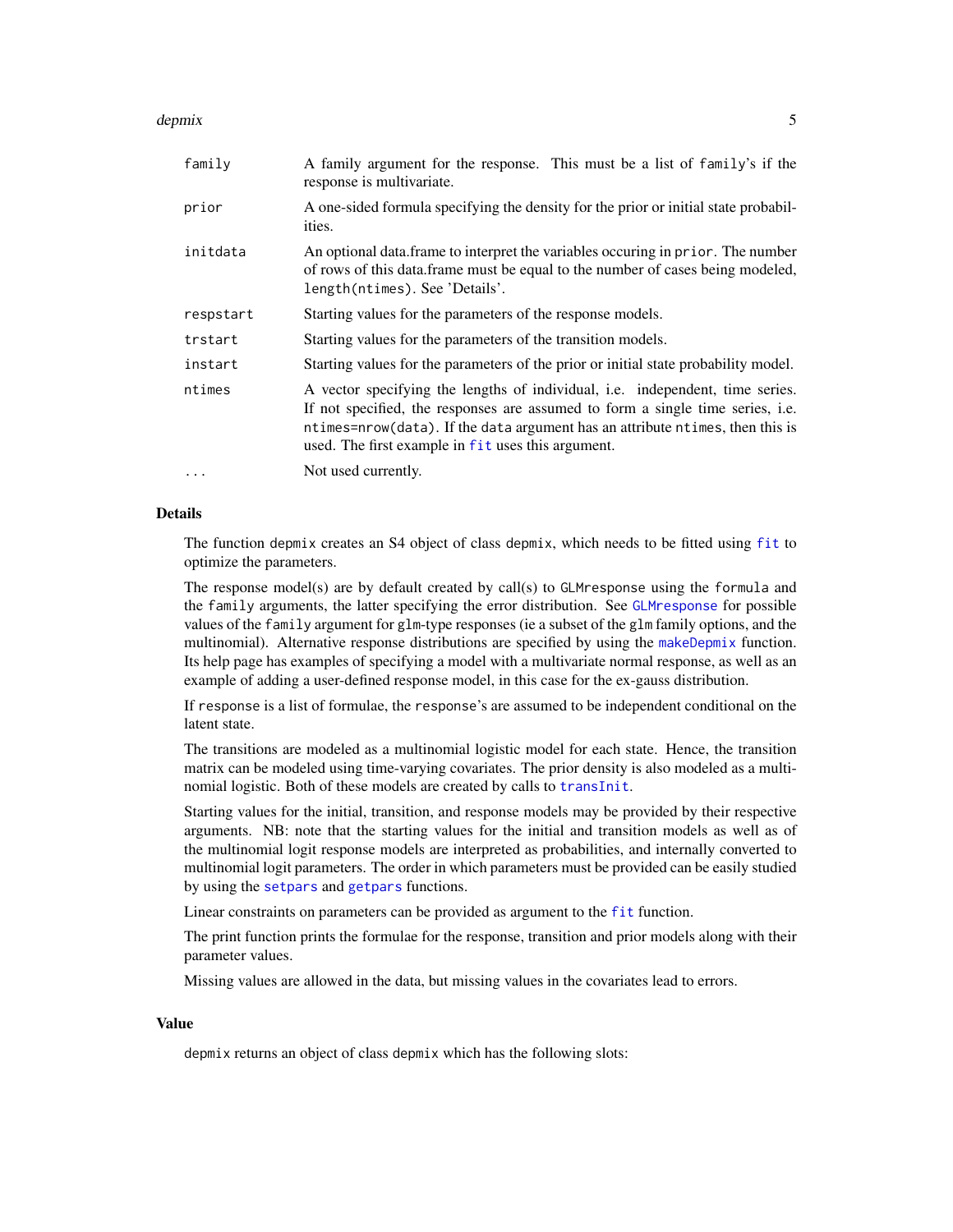| | |
|---|---|
| `family` | A family argument for the response. This must be a list of `family`'s if the response is multivariate. |
| `prior` | A one-sided formula specifying the density for the prior or initial state probabilities. |
| `initdata` | An optional data.frame to interpret the variables occuring in `prior`. The number of rows of this data.frame must be equal to the number of cases being modeled, `length(ntimes)`. See 'Details'. |
| `respstart` | Starting values for the parameters of the response models. |
| `trstart` | Starting values for the parameters of the transition models. |
| `instart` | Starting values for the parameters of the prior or initial state probability model. |
| `ntimes` | A vector specifying the lengths of individual, i.e. independent, time series. If not specified, the responses are assumed to form a single time series, i.e. `ntimes=nrow(data)`. If the `data` argument has an attribute `ntimes`, then this is used. The first example in `fit` uses this argument. |
| `...` | Not used currently. |

## Details

The function `depmix` creates an S4 object of class `depmix`, which needs to be fitted using `fit` to optimize the parameters.

The response model(s) are by default created by call(s) to `GLMresponse` using the `formula` and the `family` arguments, the latter specifying the error distribution. See `GLMresponse` for possible values of the `family` argument for `glm`-type responses (ie a subset of the `glm` family options, and the multinomial). Alternative response distributions are specified by using the `makeDepmix` function. Its help page has examples of specifying a model with a multivariate normal response, as well as an example of adding a user-defined response model, in this case for the ex-gauss distribution.

If `response` is a list of formulae, the `response`'s are assumed to be independent conditional on the latent state.

The transitions are modeled as a multinomial logistic model for each state. Hence, the transition matrix can be modeled using time-varying covariates. The prior density is also modeled as a multinomial logistic. Both of these models are created by calls to `transInit`.

Starting values for the initial, transition, and response models may be provided by their respective arguments. NB: note that the starting values for the initial and transition models as well as of the multinomial logit response models are interpreted as probabilities, and internally converted to multinomial logit parameters. The order in which parameters must be provided can be easily studied by using the `setpars` and `getpars` functions.

Linear constraints on parameters can be provided as argument to the `fit` function.

The print function prints the formulae for the response, transition and prior models along with their parameter values.

Missing values are allowed in the data, but missing values in the covariates lead to errors.

## Value

`depmix` returns an object of class `depmix` which has the following slots: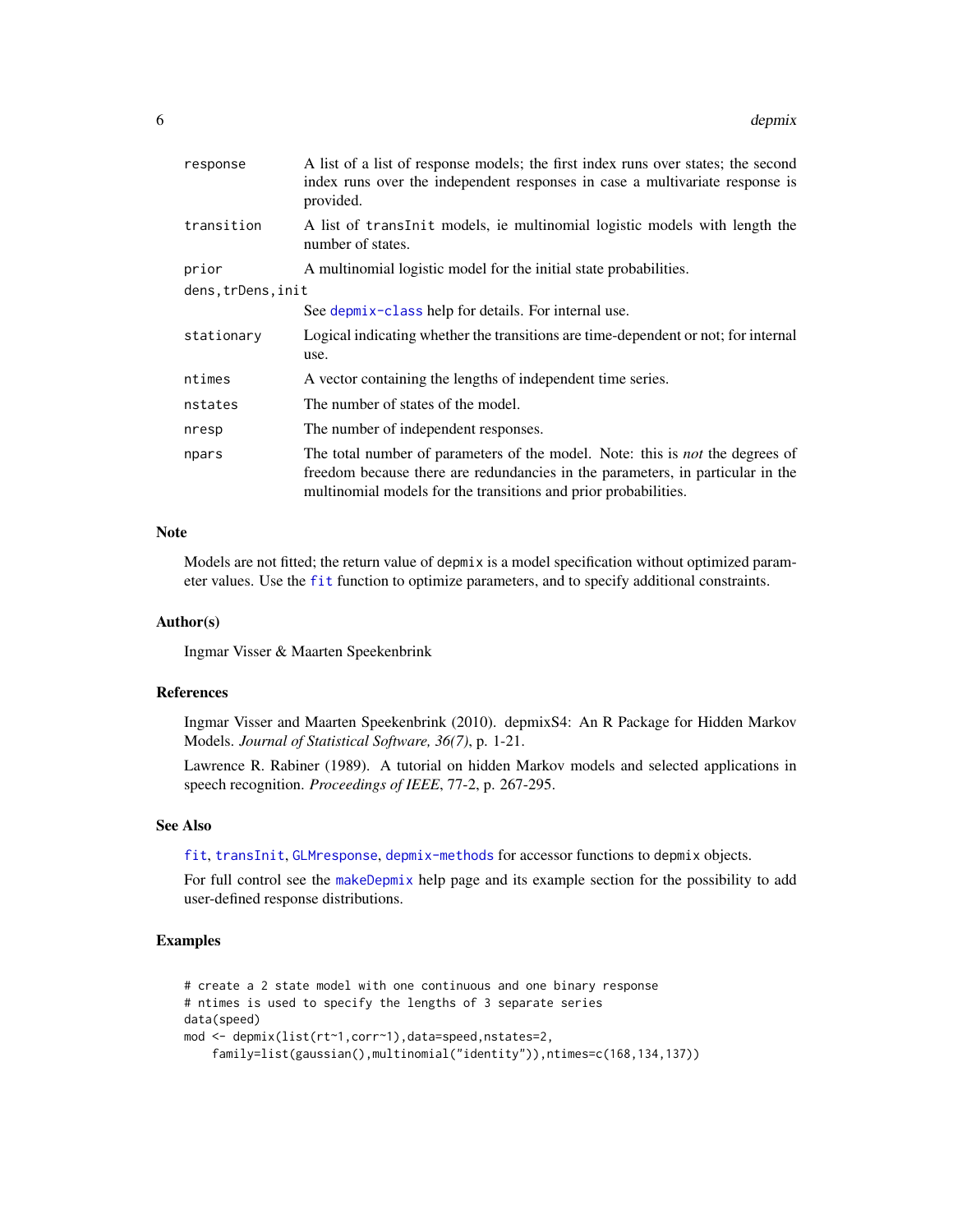| | |
|---|---|
| `response` | A list of a list of response models; the first index runs over states; the second index runs over the independent responses in case a multivariate response is provided. |
| `transition` | A list of `transInit` models, ie multinomial logistic models with length the number of states. |
| `prior` | A multinomial logistic model for the initial state probabilities. |
| `dens,trDens,init` | See `depmix-class` help for details. For internal use. |
| `stationary` | Logical indicating whether the transitions are time-dependent or not; for internal use. |
| `ntimes` | A vector containing the lengths of independent time series. |
| `nstates` | The number of states of the model. |
| `nresp` | The number of independent responses. |
| `npars` | The total number of parameters of the model. Note: this is *not* the degrees of freedom because there are redundancies in the parameters, in particular in the multinomial models for the transitions and prior probabilities. |

### Note

Models are not fitted; the return value of `depmix` is a model specification without optimized parameter values. Use the `fit` function to optimize parameters, and to specify additional constraints.

### Author(s)

Ingmar Visser & Maarten Speekenbrink

### References

Ingmar Visser and Maarten Speekenbrink (2010). depmixS4: An R Package for Hidden Markov Models. *Journal of Statistical Software, 36(7)*, p. 1-21.

Lawrence R. Rabiner (1989). A tutorial on hidden Markov models and selected applications in speech recognition. *Proceedings of IEEE*, 77-2, p. 267-295.

### See Also

`fit`, `transInit`, `GLMresponse`, `depmix-methods` for accessor functions to `depmix` objects.

For full control see the `makeDepmix` help page and its example section for the possibility to add user-defined response distributions.

### Examples

```
# create a 2 state model with one continuous and one binary response
# ntimes is used to specify the lengths of 3 separate series
data(speed)
mod <- depmix(list(rt~1,corr~1),data=speed,nstates=2,
    family=list(gaussian(),multinomial("identity")),ntimes=c(168,134,137))
```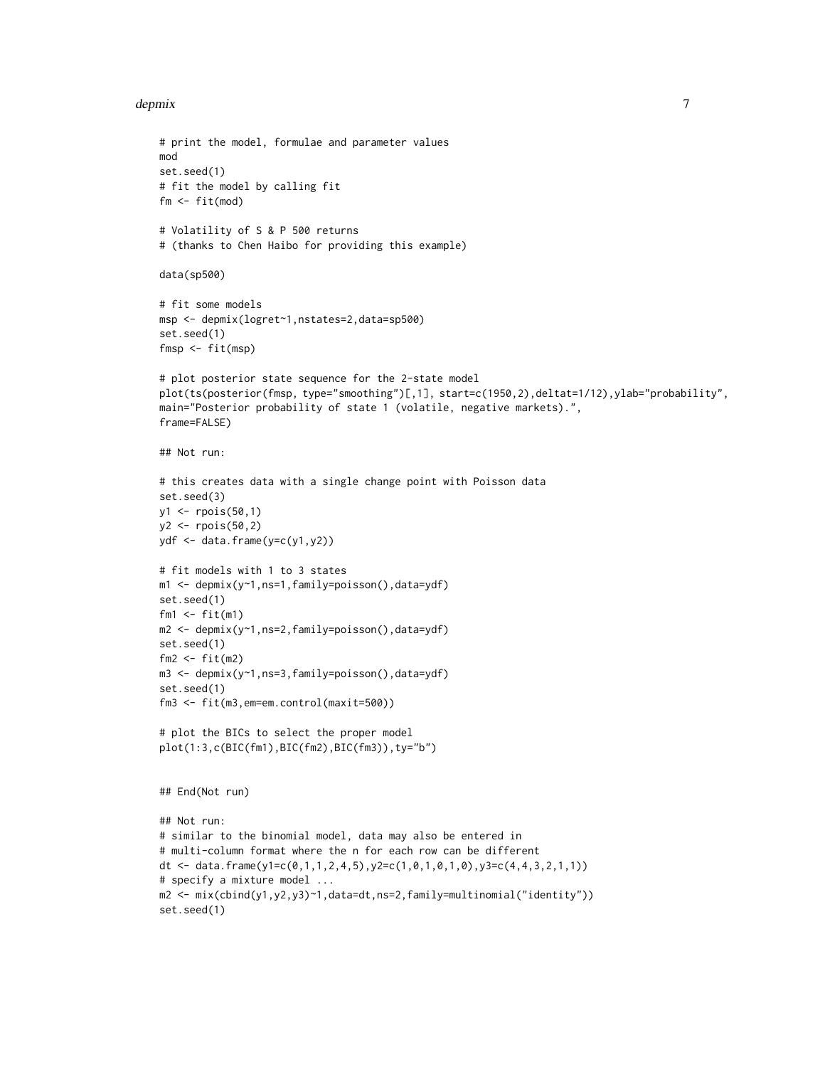```
# print the model, formulae and parameter values
mod
set.seed(1)
# fit the model by calling fit
fm <- fit(mod)

# Volatility of S & P 500 returns
# (thanks to Chen Haibo for providing this example)

data(sp500)

# fit some models
msp <- depmix(logret~1,nstates=2,data=sp500)
set.seed(1)
fmsp <- fit(msp)

# plot posterior state sequence for the 2-state model
plot(ts(posterior(fmsp, type="smoothing")[,1], start=c(1950,2),deltat=1/12),ylab="probability",
main="Posterior probability of state 1 (volatile, negative markets).",
frame=FALSE)

## Not run:

# this creates data with a single change point with Poisson data
set.seed(3)
y1 <- rpois(50,1)
y2 <- rpois(50,2)
ydf <- data.frame(y=c(y1,y2))

# fit models with 1 to 3 states
m1 <- depmix(y~1,ns=1,family=poisson(),data=ydf)
set.seed(1)
fm1 <- fit(m1)
m2 <- depmix(y~1,ns=2,family=poisson(),data=ydf)
set.seed(1)
fm2 <- fit(m2)
m3 <- depmix(y~1,ns=3,family=poisson(),data=ydf)
set.seed(1)
fm3 <- fit(m3,em=em.control(maxit=500))

# plot the BICs to select the proper model
plot(1:3,c(BIC(fm1),BIC(fm2),BIC(fm3)),ty="b")


## End(Not run)

## Not run:
# similar to the binomial model, data may also be entered in
# multi-column format where the n for each row can be different
dt <- data.frame(y1=c(0,1,1,2,4,5),y2=c(1,0,1,0,1,0),y3=c(4,4,3,2,1,1))
# specify a mixture model ...
m2 <- mix(cbind(y1,y2,y3)~1,data=dt,ns=2,family=multinomial("identity"))
set.seed(1)
```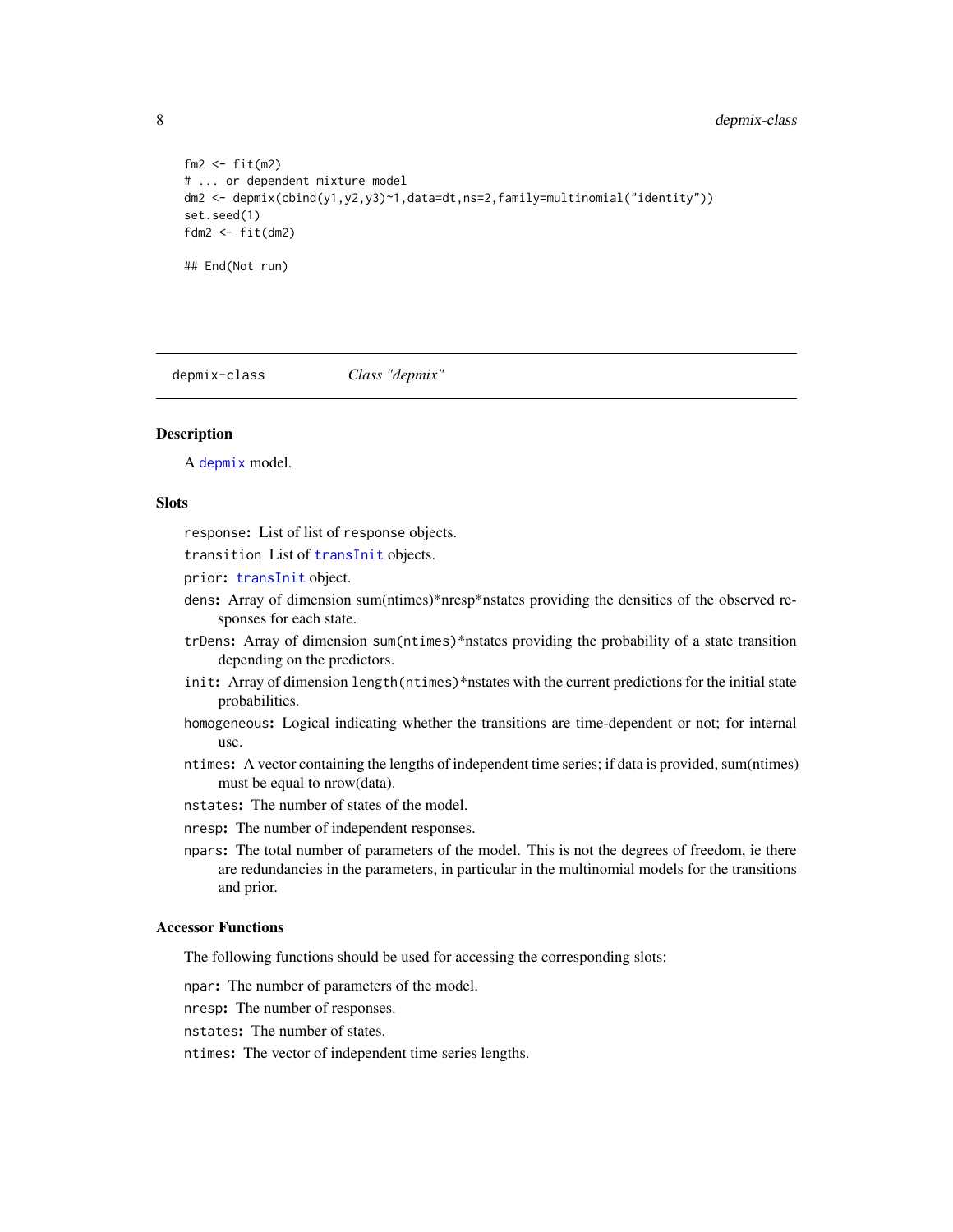```
fm2 <- fit(m2)
# ... or dependent mixture model
dm2 <- depmix(cbind(y1,y2,y3)~1,data=dt,ns=2,family=multinomial("identity"))
set.seed(1)
fdm2 <- fit(dm2)

## End(Not run)
```

## depmix-class *Class "depmix"*

### Description

A depmix model.

### Slots

- `response`: List of list of `response` objects.
- `transition` List of `transInit` objects.
- `prior`: `transInit` object.
- `dens`: Array of dimension sum(ntimes)*nresp*nstates providing the densities of the observed responses for each state.
- `trDens`: Array of dimension `sum(ntimes)`*nstates providing the probability of a state transition depending on the predictors.
- `init`: Array of dimension `length(ntimes)`*nstates with the current predictions for the initial state probabilities.
- `homogeneous`: Logical indicating whether the transitions are time-dependent or not; for internal use.
- `ntimes`: A vector containing the lengths of independent time series; if data is provided, sum(ntimes) must be equal to nrow(data).
- `nstates`: The number of states of the model.
- `nresp`: The number of independent responses.
- `npars`: The total number of parameters of the model. This is not the degrees of freedom, ie there are redundancies in the parameters, in particular in the multinomial models for the transitions and prior.

### Accessor Functions

The following functions should be used for accessing the corresponding slots:

- `npar`: The number of parameters of the model.
- `nresp`: The number of responses.
- `nstates`: The number of states.
- `ntimes`: The vector of independent time series lengths.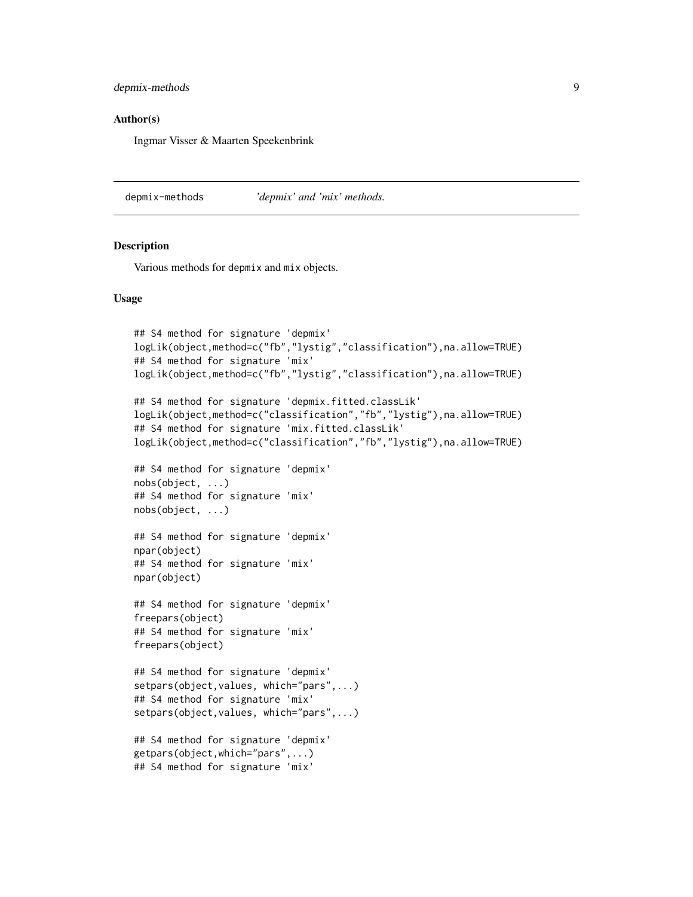### Author(s)

Ingmar Visser & Maarten Speekenbrink

---

depmix-methods *'depmix' and 'mix' methods.*

---

### Description

Various methods for `depmix` and `mix` objects.

### Usage

```
## S4 method for signature 'depmix'
logLik(object,method=c("fb","lystig","classification"),na.allow=TRUE)
## S4 method for signature 'mix'
logLik(object,method=c("fb","lystig","classification"),na.allow=TRUE)

## S4 method for signature 'depmix.fitted.classLik'
logLik(object,method=c("classification","fb","lystig"),na.allow=TRUE)
## S4 method for signature 'mix.fitted.classLik'
logLik(object,method=c("classification","fb","lystig"),na.allow=TRUE)

## S4 method for signature 'depmix'
nobs(object, ...)
## S4 method for signature 'mix'
nobs(object, ...)

## S4 method for signature 'depmix'
npar(object)
## S4 method for signature 'mix'
npar(object)

## S4 method for signature 'depmix'
freepars(object)
## S4 method for signature 'mix'
freepars(object)

## S4 method for signature 'depmix'
setpars(object,values, which="pars",...)
## S4 method for signature 'mix'
setpars(object,values, which="pars",...)

## S4 method for signature 'depmix'
getpars(object,which="pars",...)
## S4 method for signature 'mix'
```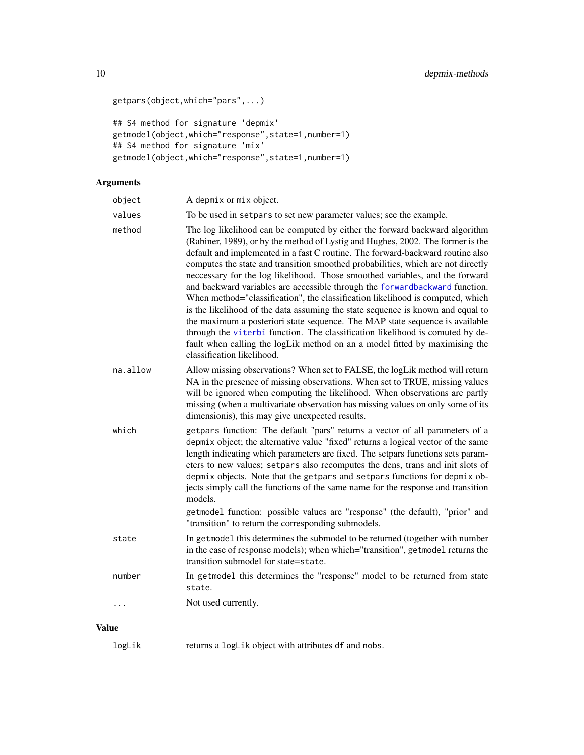```
getpars(object,which="pars",...)

## S4 method for signature 'depmix'
getmodel(object,which="response",state=1,number=1)
## S4 method for signature 'mix'
getmodel(object,which="response",state=1,number=1)
```

## Arguments

| | |
|---|---|
| `object` | A `depmix` or `mix` object. |
| `values` | To be used in `setpars` to set new parameter values; see the example. |
| `method` | The log likelihood can be computed by either the forward backward algorithm (Rabiner, 1989), or by the method of Lystig and Hughes, 2002. The former is the default and implemented in a fast C routine. The forward-backward routine also computes the state and transition smoothed probabilities, which are not directly neccessary for the log likelihood. Those smoothed variables, and the forward and backward variables are accessible through the `forwardbackward` function. When method="classification", the classification likelihood is computed, which is the likelihood of the data assuming the state sequence is known and equal to the maximum a posteriori state sequence. The MAP state sequence is available through the `viterbi` function. The classification likelihood is comuted by default when calling the logLik method on an model fitted by maximising the classification likelihood. |
| `na.allow` | Allow missing observations? When set to FALSE, the logLik method will return NA in the presence of missing observations. When set to TRUE, missing values will be ignored when computing the likelihood. When observations are partly missing (when a multivariate observation has missing values on only some of its dimensionis), this may give unexpected results. |
| `which` | `getpars` function: The default "pars" returns a vector of all parameters of a `depmix` object; the alternative value "fixed" returns a logical vector of the same length indicating which parameters are fixed. The setpars functions sets parameters to new values; `setpars` also recomputes the dens, trans and init slots of `depmix` objects. Note that the `getpars` and `setpars` functions for `depmix` objects simply call the functions of the same name for the response and transition models.<br><br>`getmodel` function: possible values are "response" (the default), "prior" and "transition" to return the corresponding submodels. |
| `state` | In `getmodel` this determines the submodel to be returned (together with number in the case of response models); when which="transition", `getmodel` returns the transition submodel for state=`state`. |
| `number` | In `getmodel` this determines the "response" model to be returned from state `state`. |
| `...` | Not used currently. |

## Value

| | |
|---|---|
| `logLik` | returns a `logLik` object with attributes `df` and `nobs`. |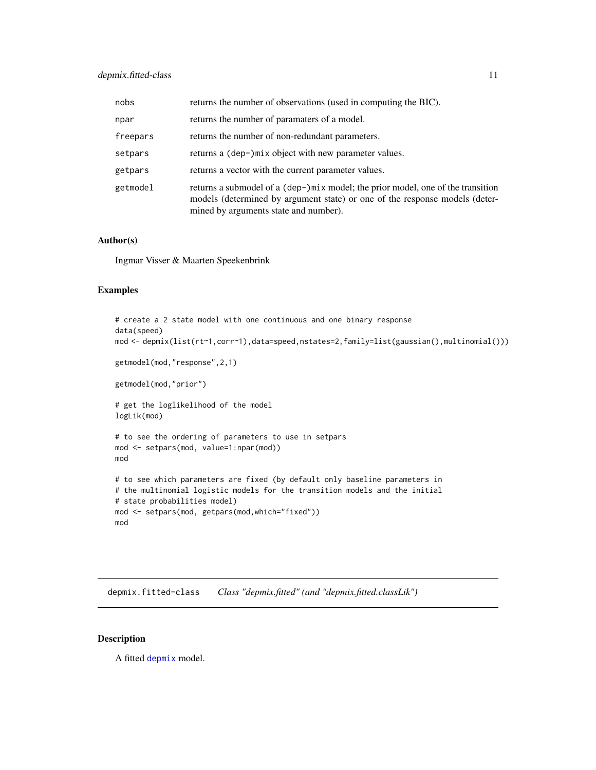| | |
|---|---|
| nobs | returns the number of observations (used in computing the BIC). |
| npar | returns the number of paramaters of a model. |
| freepars | returns the number of non-redundant parameters. |
| setpars | returns a (dep-)mix object with new parameter values. |
| getpars | returns a vector with the current parameter values. |
| getmodel | returns a submodel of a (dep-)mix model; the prior model, one of the transition models (determined by argument state) or one of the response models (determined by arguments state and number). |

### Author(s)

Ingmar Visser & Maarten Speekenbrink

### Examples

```
# create a 2 state model with one continuous and one binary response
data(speed)
mod <- depmix(list(rt~1,corr~1),data=speed,nstates=2,family=list(gaussian(),multinomial()))

getmodel(mod,"response",2,1)

getmodel(mod,"prior")

# get the loglikelihood of the model
logLik(mod)

# to see the ordering of parameters to use in setpars
mod <- setpars(mod, value=1:npar(mod))
mod

# to see which parameters are fixed (by default only baseline parameters in
# the multinomial logistic models for the transition models and the initial
# state probabilities model)
mod <- setpars(mod, getpars(mod,which="fixed"))
mod
```

---

## depmix.fitted-class    *Class "depmix.fitted" (and "depmix.fitted.classLik")*

---

### Description

A fitted depmix model.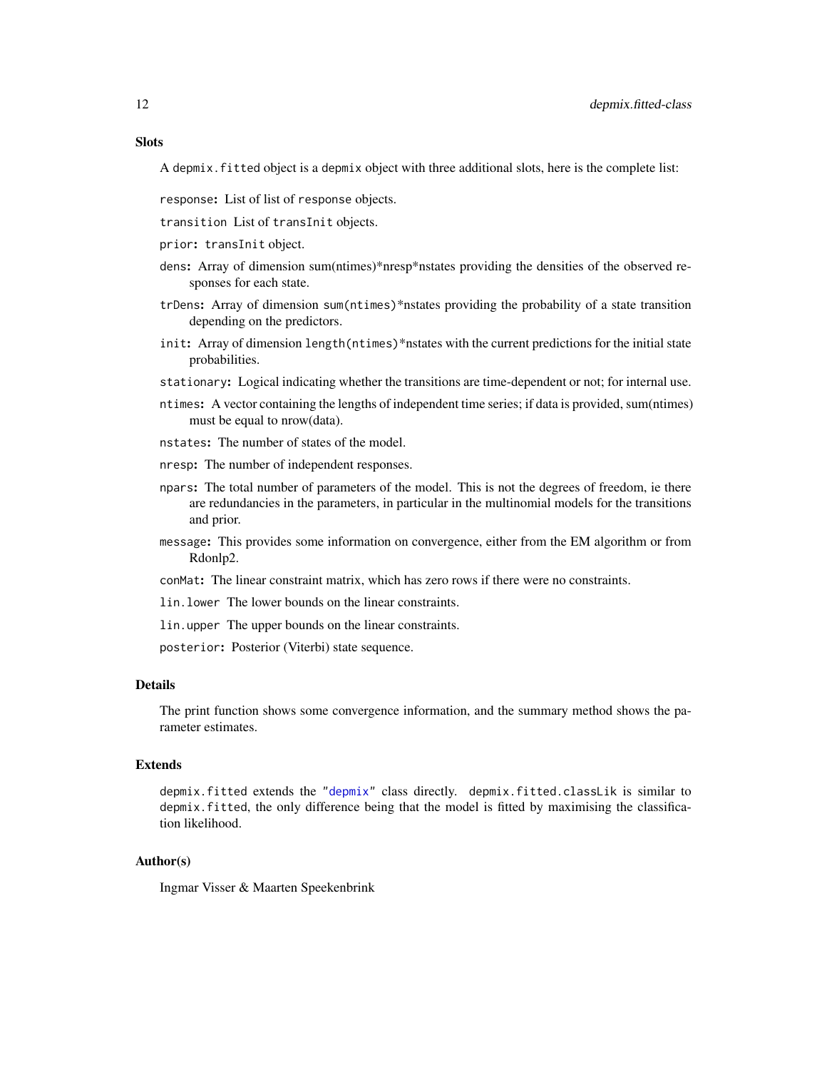## Slots

A `depmix.fitted` object is a `depmix` object with three additional slots, here is the complete list:

`response`: List of list of `response` objects.

`transition` List of `transInit` objects.

`prior`: `transInit` object.

`dens`: Array of dimension sum(ntimes)*nresp*nstates providing the densities of the observed responses for each state.

`trDens`: Array of dimension `sum(ntimes)`*nstates providing the probability of a state transition depending on the predictors.

`init`: Array of dimension `length(ntimes)`*nstates with the current predictions for the initial state probabilities.

`stationary`: Logical indicating whether the transitions are time-dependent or not; for internal use.

`ntimes`: A vector containing the lengths of independent time series; if data is provided, sum(ntimes) must be equal to nrow(data).

`nstates`: The number of states of the model.

`nresp`: The number of independent responses.

`npars`: The total number of parameters of the model. This is not the degrees of freedom, ie there are redundancies in the parameters, in particular in the multinomial models for the transitions and prior.

`message`: This provides some information on convergence, either from the EM algorithm or from Rdonlp2.

`conMat`: The linear constraint matrix, which has zero rows if there were no constraints.

`lin.lower` The lower bounds on the linear constraints.

`lin.upper` The upper bounds on the linear constraints.

`posterior`: Posterior (Viterbi) state sequence.

## Details

The print function shows some convergence information, and the summary method shows the parameter estimates.

## Extends

`depmix.fitted` extends the "`depmix`" class directly. `depmix.fitted.classLik` is similar to `depmix.fitted`, the only difference being that the model is fitted by maximising the classification likelihood.

## Author(s)

Ingmar Visser & Maarten Speekenbrink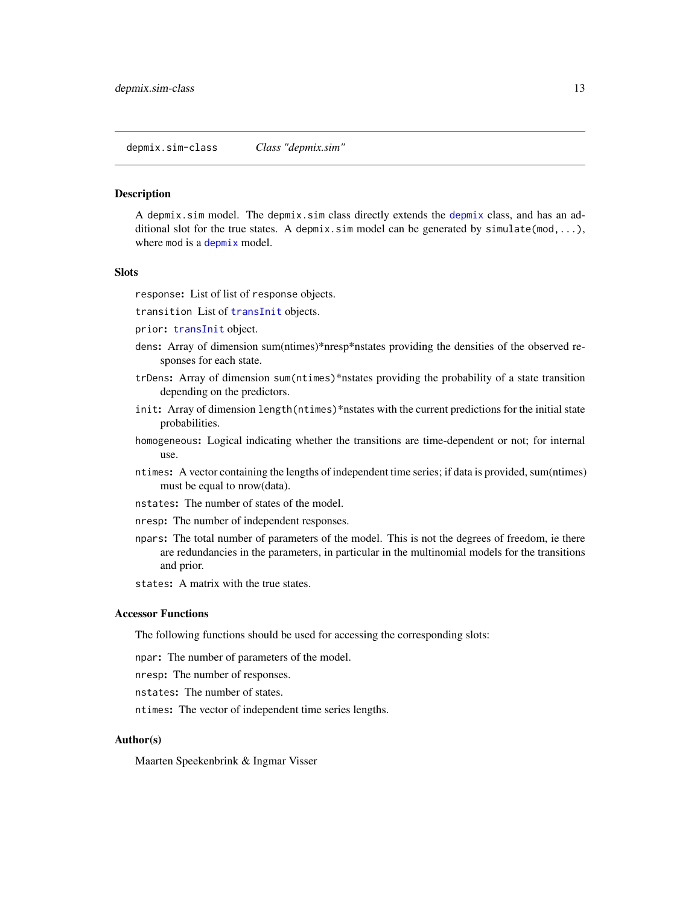`depmix.sim-class` *Class "depmix.sim"*

## Description

A `depmix.sim` model. The `depmix.sim` class directly extends the `depmix` class, and has an additional slot for the true states. A `depmix.sim` model can be generated by `simulate(mod,...)`, where `mod` is a `depmix` model.

## Slots

- `response`**:** List of list of `response` objects.
- `transition` List of `transInit` objects.
- `prior`**:** `transInit` object.
- `dens`**:** Array of dimension sum(ntimes)*nresp*nstates providing the densities of the observed responses for each state.
- `trDens`**:** Array of dimension `sum(ntimes)`*nstates providing the probability of a state transition depending on the predictors.
- `init`**:** Array of dimension `length(ntimes)`*nstates with the current predictions for the initial state probabilities.
- `homogeneous`**:** Logical indicating whether the transitions are time-dependent or not; for internal use.
- `ntimes`**:** A vector containing the lengths of independent time series; if data is provided, sum(ntimes) must be equal to nrow(data).
- `nstates`**:** The number of states of the model.
- `nresp`**:** The number of independent responses.
- `npars`**:** The total number of parameters of the model. This is not the degrees of freedom, ie there are redundancies in the parameters, in particular in the multinomial models for the transitions and prior.
- `states`**:** A matrix with the true states.

## Accessor Functions

The following functions should be used for accessing the corresponding slots:

- `npar`**:** The number of parameters of the model.
- `nresp`**:** The number of responses.
- `nstates`**:** The number of states.
- `ntimes`**:** The vector of independent time series lengths.

## Author(s)

Maarten Speekenbrink & Ingmar Visser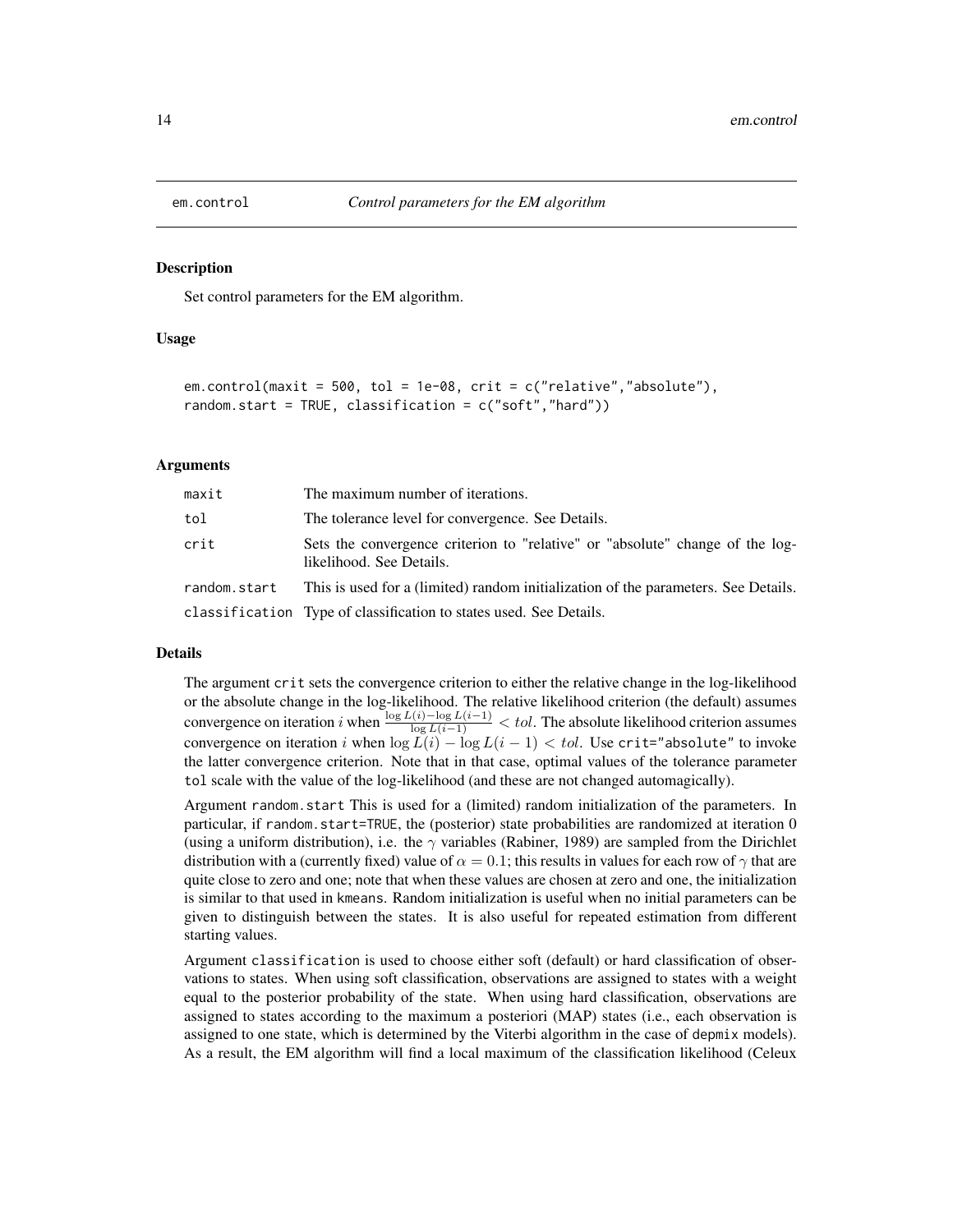# em.control — *Control parameters for the EM algorithm*

## Description

Set control parameters for the EM algorithm.

## Usage

```
em.control(maxit = 500, tol = 1e-08, crit = c("relative","absolute"),
random.start = TRUE, classification = c("soft","hard"))
```

## Arguments

| | |
|---|---|
| maxit | The maximum number of iterations. |
| tol | The tolerance level for convergence. See Details. |
| crit | Sets the convergence criterion to "relative" or "absolute" change of the log-likelihood. See Details. |
| random.start | This is used for a (limited) random initialization of the parameters. See Details. |
| classification | Type of classification to states used. See Details. |

## Details

The argument `crit` sets the convergence criterion to either the relative change in the log-likelihood or the absolute change in the log-likelihood. The relative likelihood criterion (the default) assumes convergence on iteration $i$ when $\frac{\log L(i) - \log L(i-1)}{\log L(i-1)} < tol$. The absolute likelihood criterion assumes convergence on iteration $i$ when $\log L(i) - \log L(i-1) < tol$. Use `crit="absolute"` to invoke the latter convergence criterion. Note that in that case, optimal values of the tolerance parameter `tol` scale with the value of the log-likelihood (and these are not changed automagically).

Argument `random.start` This is used for a (limited) random initialization of the parameters. In particular, if `random.start=TRUE`, the (posterior) state probabilities are randomized at iteration 0 (using a uniform distribution), i.e. the $\gamma$ variables (Rabiner, 1989) are sampled from the Dirichlet distribution with a (currently fixed) value of $\alpha = 0.1$; this results in values for each row of $\gamma$ that are quite close to zero and one; note that when these values are chosen at zero and one, the initialization is similar to that used in `kmeans`. Random initialization is useful when no initial parameters can be given to distinguish between the states. It is also useful for repeated estimation from different starting values.

Argument `classification` is used to choose either soft (default) or hard classification of observations to states. When using soft classification, observations are assigned to states with a weight equal to the posterior probability of the state. When using hard classification, observations are assigned to states according to the maximum a posteriori (MAP) states (i.e., each observation is assigned to one state, which is determined by the Viterbi algorithm in the case of `depmix` models). As a result, the EM algorithm will find a local maximum of the classification likelihood (Celeux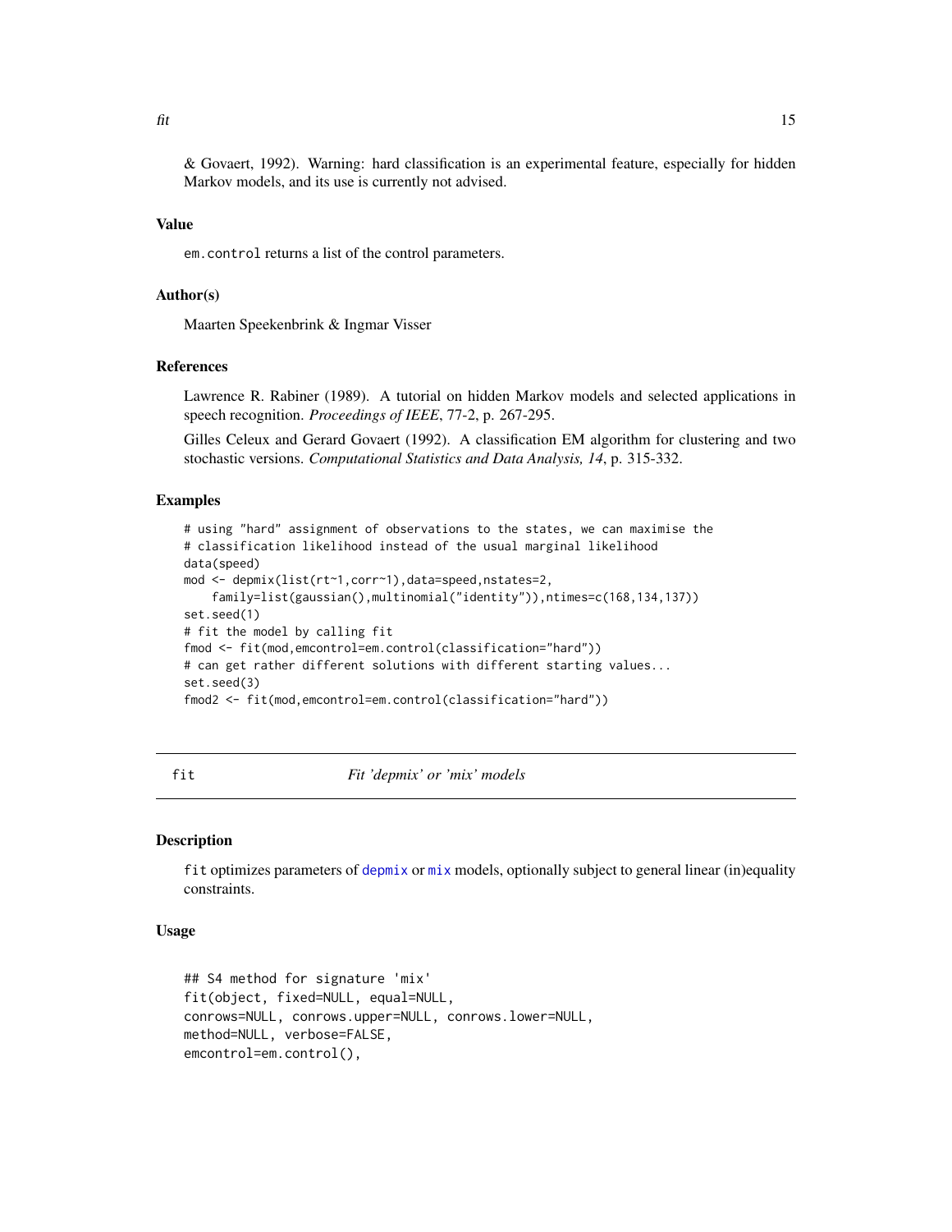& Govaert, 1992). Warning: hard classification is an experimental feature, especially for hidden Markov models, and its use is currently not advised.

### Value

`em.control` returns a list of the control parameters.

### Author(s)

Maarten Speekenbrink & Ingmar Visser

### References

Lawrence R. Rabiner (1989). A tutorial on hidden Markov models and selected applications in speech recognition. *Proceedings of IEEE*, 77-2, p. 267-295.

Gilles Celeux and Gerard Govaert (1992). A classification EM algorithm for clustering and two stochastic versions. *Computational Statistics and Data Analysis, 14*, p. 315-332.

### Examples

```
# using "hard" assignment of observations to the states, we can maximise the
# classification likelihood instead of the usual marginal likelihood
data(speed)
mod <- depmix(list(rt~1,corr~1),data=speed,nstates=2,
    family=list(gaussian(),multinomial("identity")),ntimes=c(168,134,137))
set.seed(1)
# fit the model by calling fit
fmod <- fit(mod,emcontrol=em.control(classification="hard"))
# can get rather different solutions with different starting values...
set.seed(3)
fmod2 <- fit(mod,emcontrol=em.control(classification="hard"))
```

---

## fit — *Fit 'depmix' or 'mix' models*

### Description

`fit` optimizes parameters of `depmix` or `mix` models, optionally subject to general linear (in)equality constraints.

### Usage

```
## S4 method for signature 'mix'
fit(object, fixed=NULL, equal=NULL,
conrows=NULL, conrows.upper=NULL, conrows.lower=NULL,
method=NULL, verbose=FALSE,
emcontrol=em.control(),
```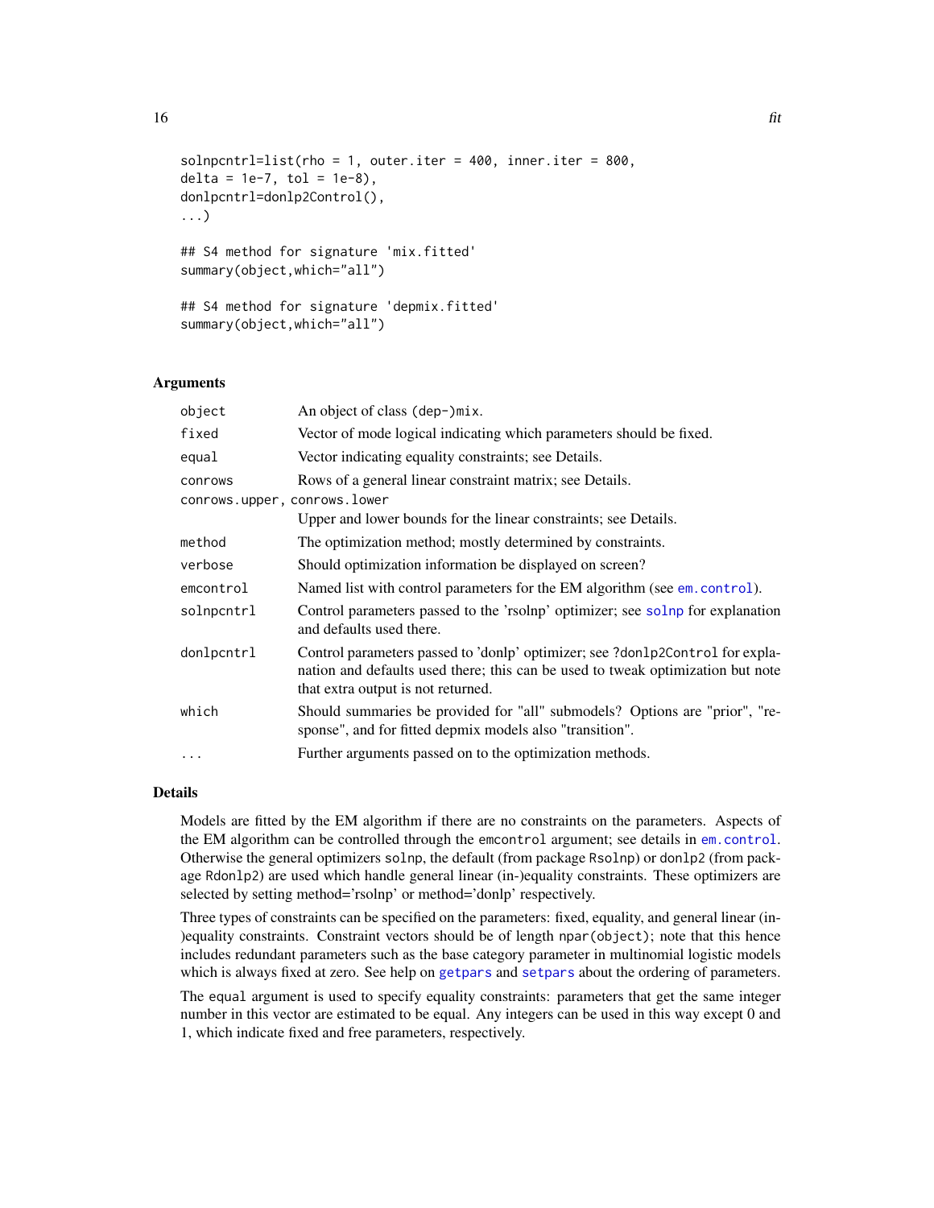```
solnpcntrl=list(rho = 1, outer.iter = 400, inner.iter = 800,
delta = 1e-7, tol = 1e-8),
donlpcntrl=donlp2Control(),
...)

## S4 method for signature 'mix.fitted'
summary(object,which="all")

## S4 method for signature 'depmix.fitted'
summary(object,which="all")
```

### Arguments

| | |
|---|---|
| `object` | An object of class (dep-)mix. |
| `fixed` | Vector of mode logical indicating which parameters should be fixed. |
| `equal` | Vector indicating equality constraints; see Details. |
| `conrows` | Rows of a general linear constraint matrix; see Details. |
| `conrows.upper, conrows.lower` | Upper and lower bounds for the linear constraints; see Details. |
| `method` | The optimization method; mostly determined by constraints. |
| `verbose` | Should optimization information be displayed on screen? |
| `emcontrol` | Named list with control parameters for the EM algorithm (see `em.control`). |
| `solnpcntrl` | Control parameters passed to the 'rsolnp' optimizer; see `solnp` for explanation and defaults used there. |
| `donlpcntrl` | Control parameters passed to 'donlp' optimizer; see `?donlp2Control` for explanation and defaults used there; this can be used to tweak optimization but note that extra output is not returned. |
| `which` | Should summaries be provided for "all" submodels? Options are "prior", "response", and for fitted depmix models also "transition". |
| `...` | Further arguments passed on to the optimization methods. |

### Details

Models are fitted by the EM algorithm if there are no constraints on the parameters. Aspects of the EM algorithm can be controlled through the `emcontrol` argument; see details in `em.control`. Otherwise the general optimizers `solnp`, the default (from package `Rsolnp`) or `donlp2` (from package `Rdonlp2`) are used which handle general linear (in-)equality constraints. These optimizers are selected by setting method='rsolnp' or method='donlp' respectively.

Three types of constraints can be specified on the parameters: fixed, equality, and general linear (in-)equality constraints. Constraint vectors should be of length `npar(object)`; note that this hence includes redundant parameters such as the base category parameter in multinomial logistic models which is always fixed at zero. See help on `getpars` and `setpars` about the ordering of parameters.

The `equal` argument is used to specify equality constraints: parameters that get the same integer number in this vector are estimated to be equal. Any integers can be used in this way except 0 and 1, which indicate fixed and free parameters, respectively.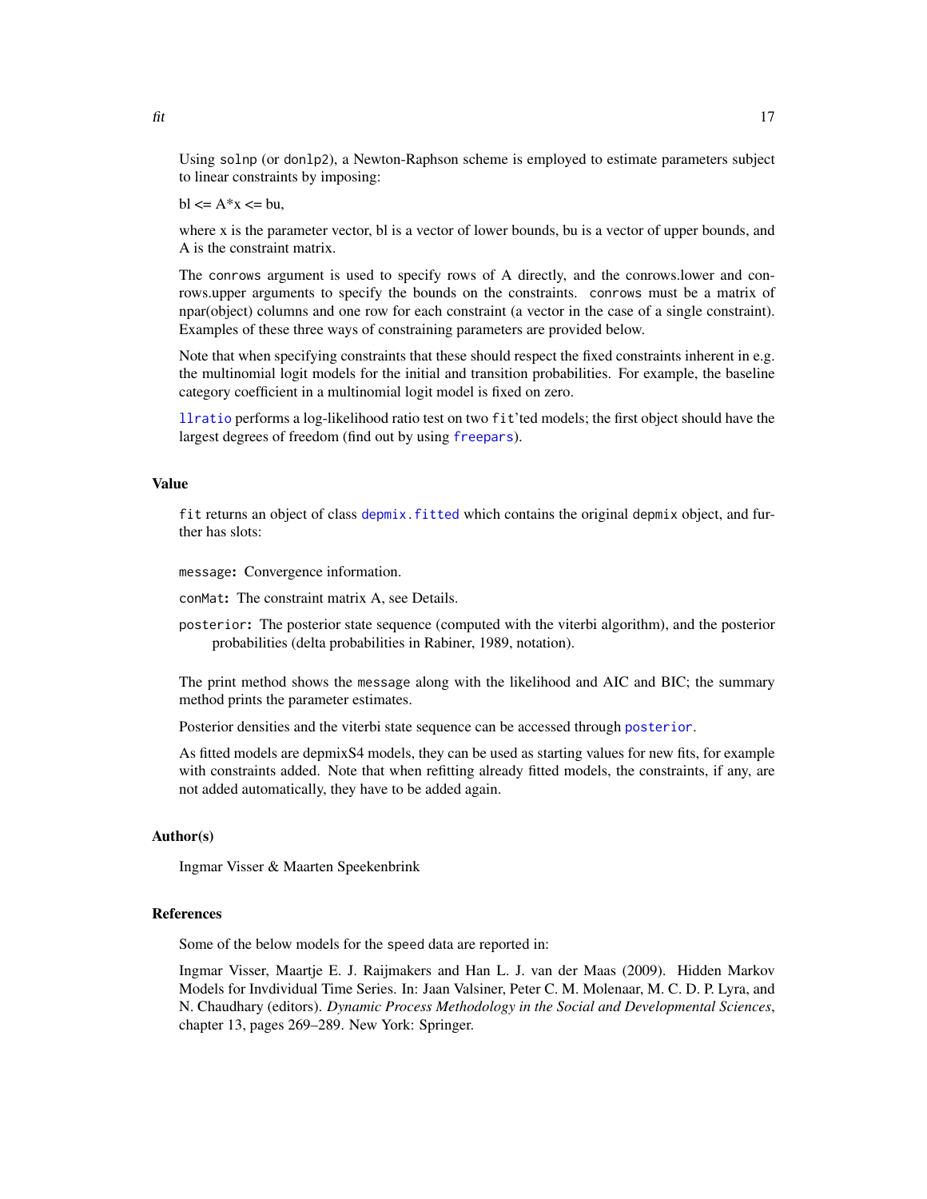Using `solnp` (or `donlp2`), a Newton-Raphson scheme is employed to estimate parameters subject to linear constraints by imposing:

bl <= A*x <= bu,

where x is the parameter vector, bl is a vector of lower bounds, bu is a vector of upper bounds, and A is the constraint matrix.

The `conrows` argument is used to specify rows of A directly, and the conrows.lower and conrows.upper arguments to specify the bounds on the constraints. `conrows` must be a matrix of npar(object) columns and one row for each constraint (a vector in the case of a single constraint). Examples of these three ways of constraining parameters are provided below.

Note that when specifying constraints that these should respect the fixed constraints inherent in e.g. the multinomial logit models for the initial and transition probabilities. For example, the baseline category coefficient in a multinomial logit model is fixed on zero.

`llratio` performs a log-likelihood ratio test on two `fit`'ted models; the first object should have the largest degrees of freedom (find out by using `freepars`).

## Value

`fit` returns an object of class `depmix.fitted` which contains the original `depmix` object, and further has slots:

- `message`: Convergence information.
- `conMat`: The constraint matrix A, see Details.
- `posterior`: The posterior state sequence (computed with the viterbi algorithm), and the posterior probabilities (delta probabilities in Rabiner, 1989, notation).

The print method shows the `message` along with the likelihood and AIC and BIC; the summary method prints the parameter estimates.

Posterior densities and the viterbi state sequence can be accessed through `posterior`.

As fitted models are depmixS4 models, they can be used as starting values for new fits, for example with constraints added. Note that when refitting already fitted models, the constraints, if any, are not added automatically, they have to be added again.

## Author(s)

Ingmar Visser & Maarten Speekenbrink

## References

Some of the below models for the `speed` data are reported in:

Ingmar Visser, Maartje E. J. Raijmakers and Han L. J. van der Maas (2009). Hidden Markov Models for Invdividual Time Series. In: Jaan Valsiner, Peter C. M. Molenaar, M. C. D. P. Lyra, and N. Chaudhary (editors). *Dynamic Process Methodology in the Social and Developmental Sciences*, chapter 13, pages 269–289. New York: Springer.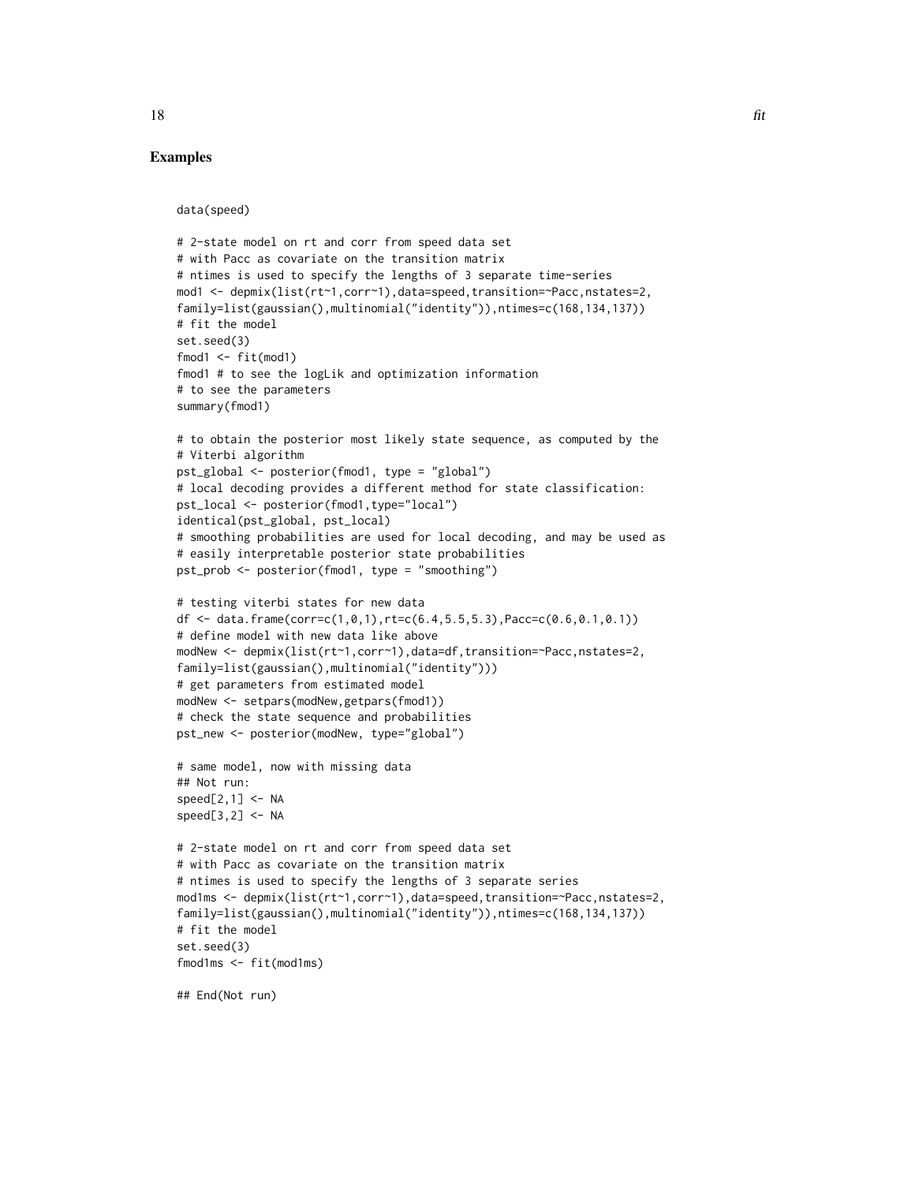## Examples

```
data(speed)

# 2-state model on rt and corr from speed data set
# with Pacc as covariate on the transition matrix
# ntimes is used to specify the lengths of 3 separate time-series
mod1 <- depmix(list(rt~1,corr~1),data=speed,transition=~Pacc,nstates=2,
family=list(gaussian(),multinomial("identity")),ntimes=c(168,134,137))
# fit the model
set.seed(3)
fmod1 <- fit(mod1)
fmod1 # to see the logLik and optimization information
# to see the parameters
summary(fmod1)

# to obtain the posterior most likely state sequence, as computed by the
# Viterbi algorithm
pst_global <- posterior(fmod1, type = "global")
# local decoding provides a different method for state classification:
pst_local <- posterior(fmod1,type="local")
identical(pst_global, pst_local)
# smoothing probabilities are used for local decoding, and may be used as
# easily interpretable posterior state probabilities
pst_prob <- posterior(fmod1, type = "smoothing")

# testing viterbi states for new data
df <- data.frame(corr=c(1,0,1),rt=c(6.4,5.5,5.3),Pacc=c(0.6,0.1,0.1))
# define model with new data like above
modNew <- depmix(list(rt~1,corr~1),data=df,transition=~Pacc,nstates=2,
family=list(gaussian(),multinomial("identity")))
# get parameters from estimated model
modNew <- setpars(modNew,getpars(fmod1))
# check the state sequence and probabilities
pst_new <- posterior(modNew, type="global")

# same model, now with missing data
## Not run:
speed[2,1] <- NA
speed[3,2] <- NA

# 2-state model on rt and corr from speed data set
# with Pacc as covariate on the transition matrix
# ntimes is used to specify the lengths of 3 separate series
mod1ms <- depmix(list(rt~1,corr~1),data=speed,transition=~Pacc,nstates=2,
family=list(gaussian(),multinomial("identity")),ntimes=c(168,134,137))
# fit the model
set.seed(3)
fmod1ms <- fit(mod1ms)

## End(Not run)
```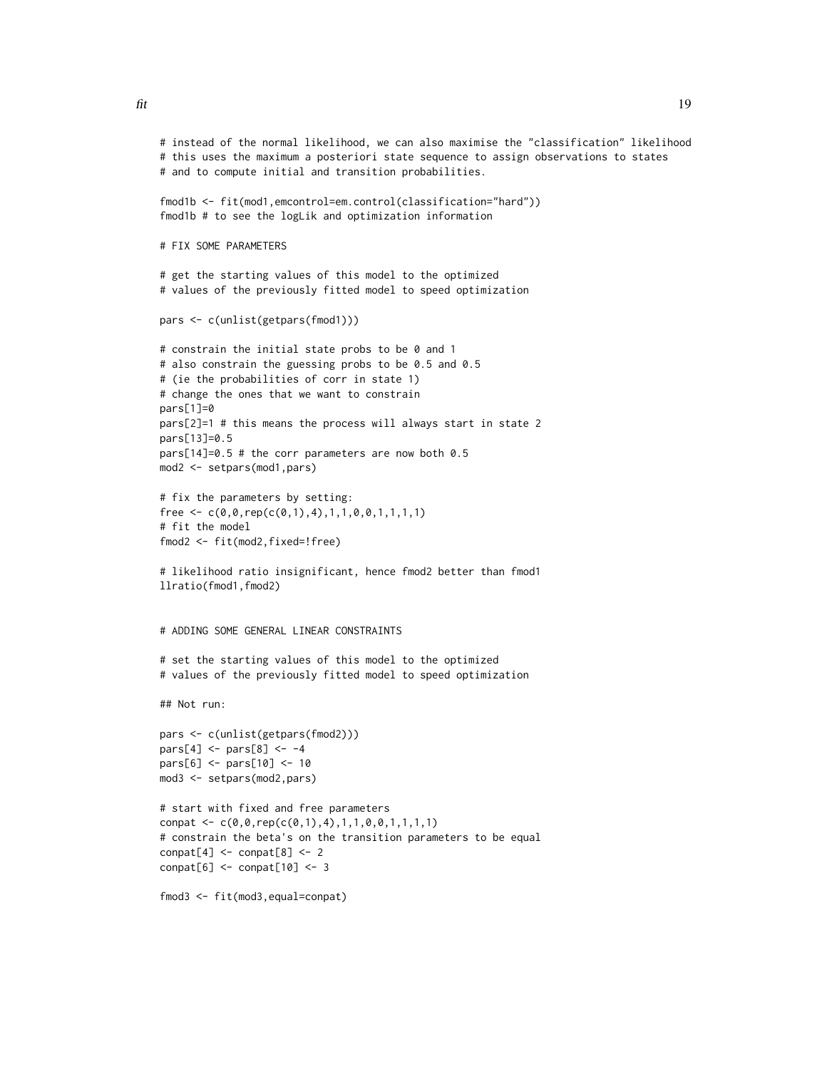```
# instead of the normal likelihood, we can also maximise the "classification" likelihood
# this uses the maximum a posteriori state sequence to assign observations to states
# and to compute initial and transition probabilities.

fmod1b <- fit(mod1,emcontrol=em.control(classification="hard"))
fmod1b # to see the logLik and optimization information

# FIX SOME PARAMETERS

# get the starting values of this model to the optimized
# values of the previously fitted model to speed optimization

pars <- c(unlist(getpars(fmod1)))

# constrain the initial state probs to be 0 and 1
# also constrain the guessing probs to be 0.5 and 0.5
# (ie the probabilities of corr in state 1)
# change the ones that we want to constrain
pars[1]=0
pars[2]=1 # this means the process will always start in state 2
pars[13]=0.5
pars[14]=0.5 # the corr parameters are now both 0.5
mod2 <- setpars(mod1,pars)

# fix the parameters by setting:
free <- c(0,0,rep(c(0,1),4),1,1,0,0,1,1,1,1)
# fit the model
fmod2 <- fit(mod2,fixed=!free)

# likelihood ratio insignificant, hence fmod2 better than fmod1
llratio(fmod1,fmod2)


# ADDING SOME GENERAL LINEAR CONSTRAINTS

# set the starting values of this model to the optimized
# values of the previously fitted model to speed optimization

## Not run:

pars <- c(unlist(getpars(fmod2)))
pars[4] <- pars[8] <- -4
pars[6] <- pars[10] <- 10
mod3 <- setpars(mod2,pars)

# start with fixed and free parameters
conpat <- c(0,0,rep(c(0,1),4),1,1,0,0,1,1,1,1)
# constrain the beta's on the transition parameters to be equal
conpat[4] <- conpat[8] <- 2
conpat[6] <- conpat[10] <- 3

fmod3 <- fit(mod3,equal=conpat)
```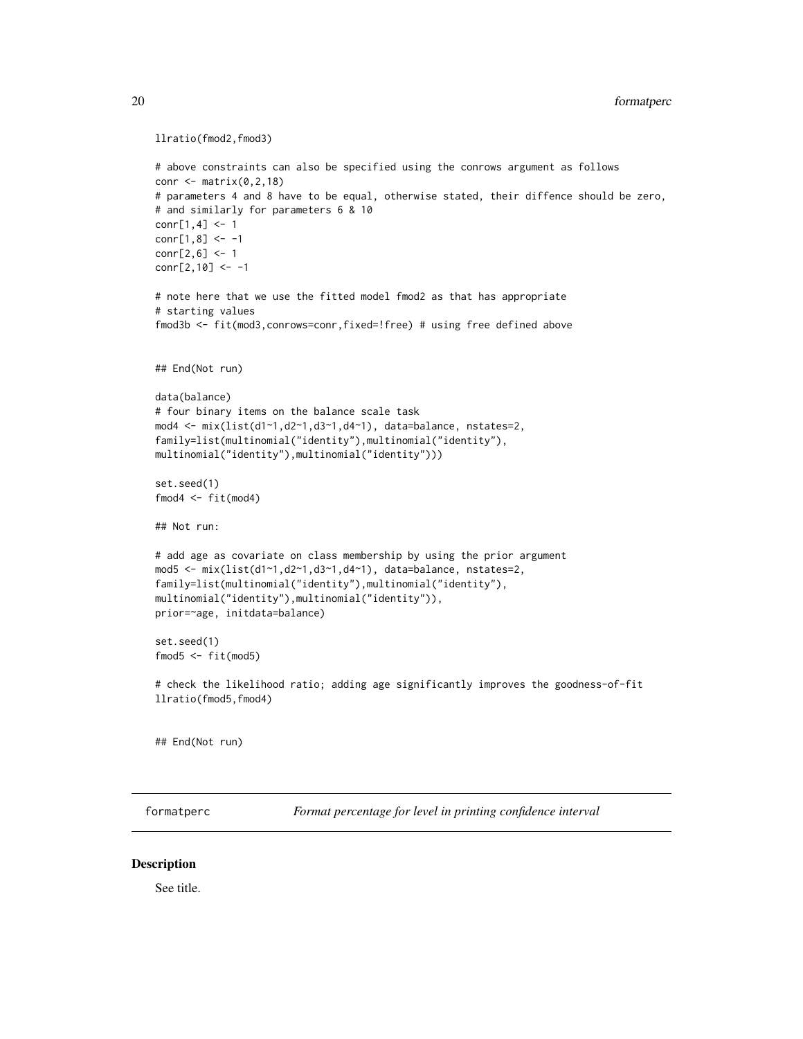```
llratio(fmod2,fmod3)

# above constraints can also be specified using the conrows argument as follows
conr <- matrix(0,2,18)
# parameters 4 and 8 have to be equal, otherwise stated, their diffence should be zero,
# and similarly for parameters 6 & 10
conr[1,4] <- 1
conr[1,8] <- -1
conr[2,6] <- 1
conr[2,10] <- -1

# note here that we use the fitted model fmod2 as that has appropriate
# starting values
fmod3b <- fit(mod3,conrows=conr,fixed=!free) # using free defined above


## End(Not run)

data(balance)
# four binary items on the balance scale task
mod4 <- mix(list(d1~1,d2~1,d3~1,d4~1), data=balance, nstates=2,
family=list(multinomial("identity"),multinomial("identity"),
multinomial("identity"),multinomial("identity")))

set.seed(1)
fmod4 <- fit(mod4)

## Not run:

# add age as covariate on class membership by using the prior argument
mod5 <- mix(list(d1~1,d2~1,d3~1,d4~1), data=balance, nstates=2,
family=list(multinomial("identity"),multinomial("identity"),
multinomial("identity"),multinomial("identity")),
prior=~age, initdata=balance)

set.seed(1)
fmod5 <- fit(mod5)

# check the likelihood ratio; adding age significantly improves the goodness-of-fit
llratio(fmod5,fmod4)


## End(Not run)
```

---

## formatperc — *Format percentage for level in printing confidence interval*

### Description

See title.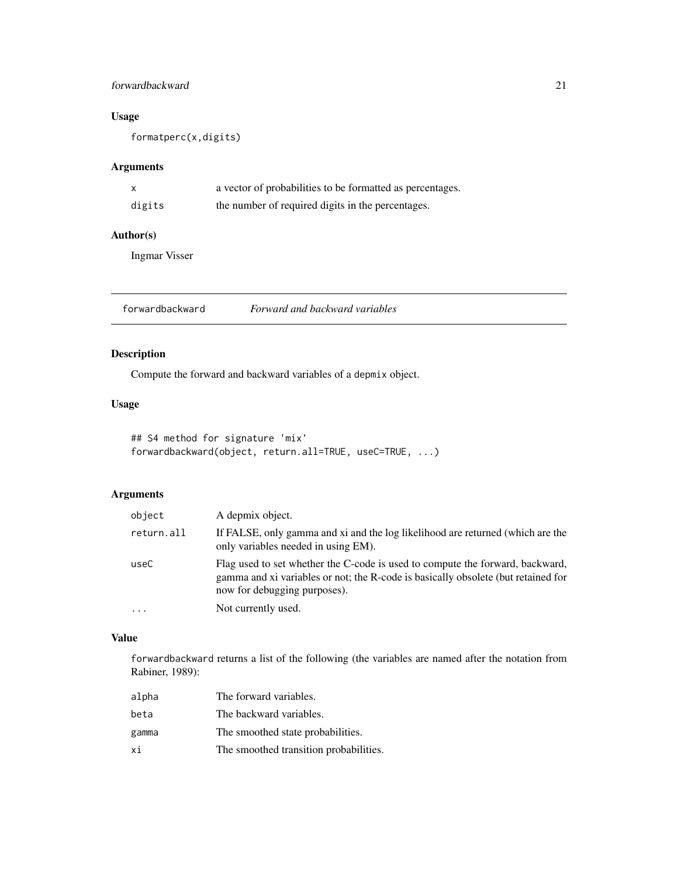### Usage

```
formatperc(x,digits)
```

### Arguments

| | |
|---|---|
| x | a vector of probabilities to be formatted as percentages. |
| digits | the number of required digits in the percentages. |

### Author(s)

Ingmar Visser

---

## forwardbackward *Forward and backward variables*

---

### Description

Compute the forward and backward variables of a depmix object.

### Usage

```
## S4 method for signature 'mix'
forwardbackward(object, return.all=TRUE, useC=TRUE, ...)
```

### Arguments

| | |
|---|---|
| object | A depmix object. |
| return.all | If FALSE, only gamma and xi and the log likelihood are returned (which are the only variables needed in using EM). |
| useC | Flag used to set whether the C-code is used to compute the forward, backward, gamma and xi variables or not; the R-code is basically obsolete (but retained for now for debugging purposes). |
| ... | Not currently used. |

### Value

forwardbackward returns a list of the following (the variables are named after the notation from Rabiner, 1989):

| | |
|---|---|
| alpha | The forward variables. |
| beta | The backward variables. |
| gamma | The smoothed state probabilities. |
| xi | The smoothed transition probabilities. |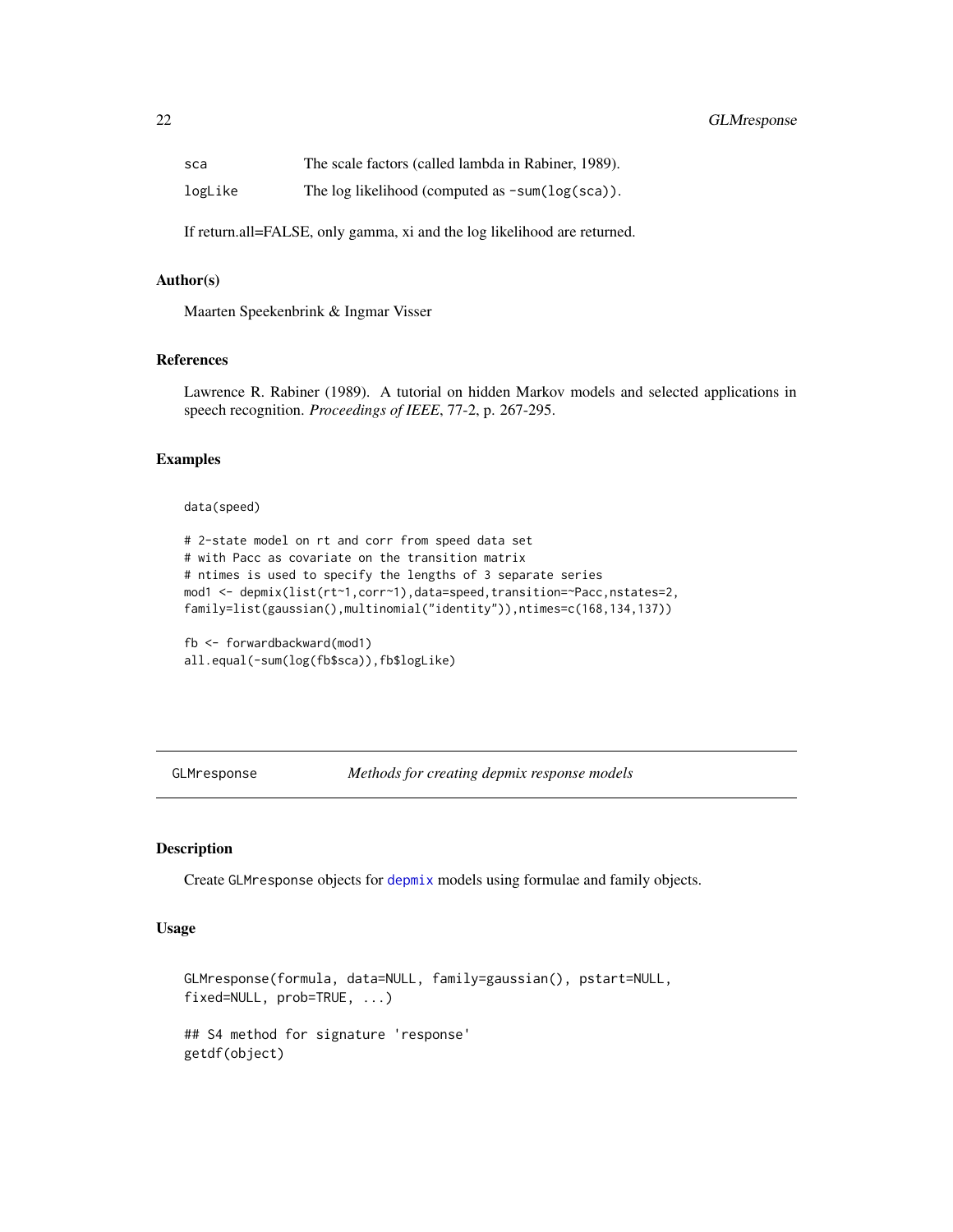| | |
|---|---|
| `sca` | The scale factors (called lambda in Rabiner, 1989). |
| `logLike` | The log likelihood (computed as `-sum(log(sca))`). |

If return.all=FALSE, only gamma, xi and the log likelihood are returned.

### Author(s)

Maarten Speekenbrink & Ingmar Visser

### References

Lawrence R. Rabiner (1989). A tutorial on hidden Markov models and selected applications in speech recognition. *Proceedings of IEEE*, 77-2, p. 267-295.

### Examples

```
data(speed)

# 2-state model on rt and corr from speed data set
# with Pacc as covariate on the transition matrix
# ntimes is used to specify the lengths of 3 separate series
mod1 <- depmix(list(rt~1,corr~1),data=speed,transition=~Pacc,nstates=2,
family=list(gaussian(),multinomial("identity")),ntimes=c(168,134,137))

fb <- forwardbackward(mod1)
all.equal(-sum(log(fb$sca)),fb$logLike)
```

---

## GLMresponse — *Methods for creating depmix response models*

### Description

Create `GLMresponse` objects for `depmix` models using formulae and family objects.

### Usage

```
GLMresponse(formula, data=NULL, family=gaussian(), pstart=NULL,
fixed=NULL, prob=TRUE, ...)

## S4 method for signature 'response'
getdf(object)
```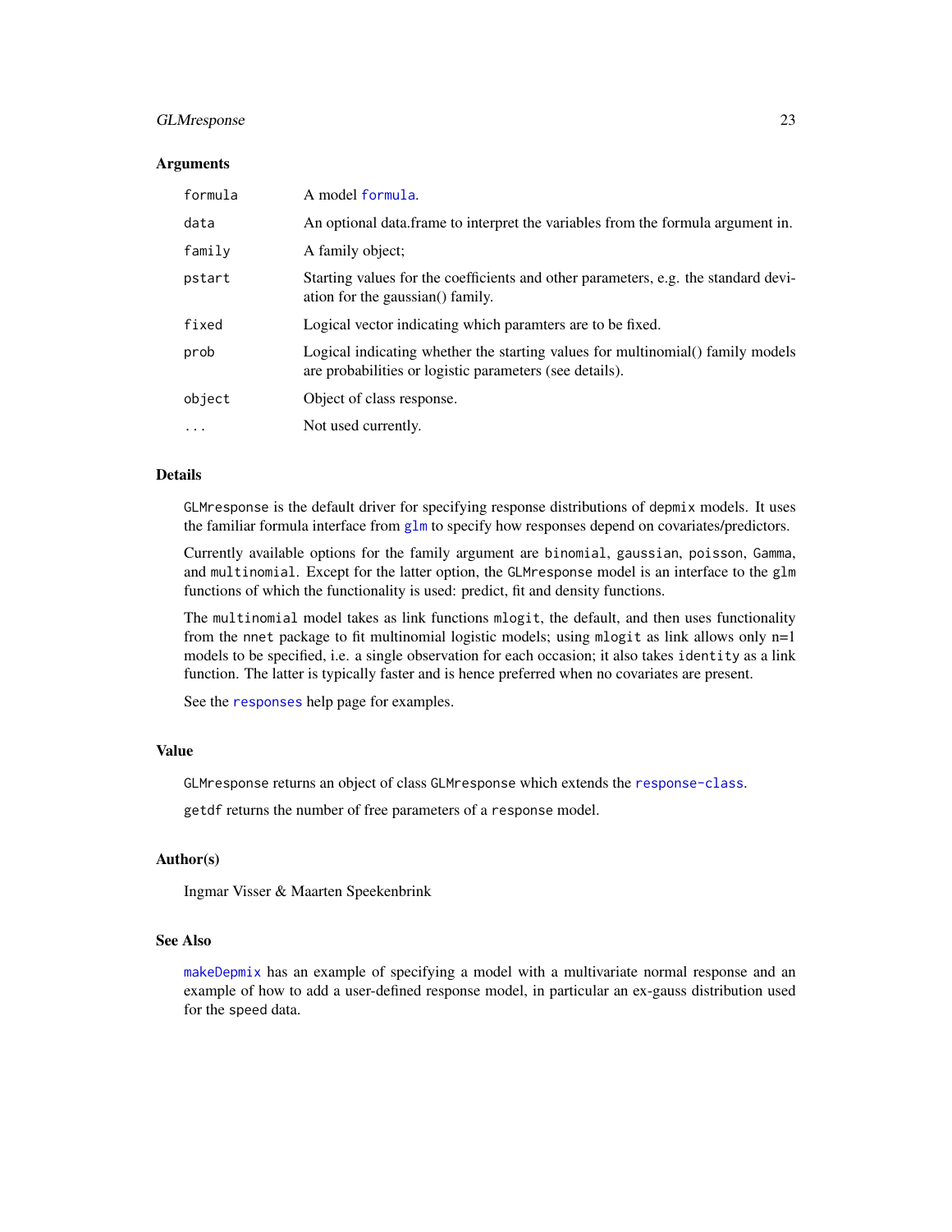## Arguments

| | |
|---|---|
| formula | A model formula. |
| data | An optional data.frame to interpret the variables from the formula argument in. |
| family | A family object; |
| pstart | Starting values for the coefficients and other parameters, e.g. the standard deviation for the gaussian() family. |
| fixed | Logical vector indicating which paramters are to be fixed. |
| prob | Logical indicating whether the starting values for multinomial() family models are probabilities or logistic parameters (see details). |
| object | Object of class response. |
| ... | Not used currently. |

## Details

GLMresponse is the default driver for specifying response distributions of depmix models. It uses the familiar formula interface from glm to specify how responses depend on covariates/predictors.

Currently available options for the family argument are binomial, gaussian, poisson, Gamma, and multinomial. Except for the latter option, the GLMresponse model is an interface to the glm functions of which the functionality is used: predict, fit and density functions.

The multinomial model takes as link functions mlogit, the default, and then uses functionality from the nnet package to fit multinomial logistic models; using mlogit as link allows only n=1 models to be specified, i.e. a single observation for each occasion; it also takes identity as a link function. The latter is typically faster and is hence preferred when no covariates are present.

See the responses help page for examples.

## Value

GLMresponse returns an object of class GLMresponse which extends the response-class.

getdf returns the number of free parameters of a response model.

## Author(s)

Ingmar Visser & Maarten Speekenbrink

## See Also

makeDepmix has an example of specifying a model with a multivariate normal response and an example of how to add a user-defined response model, in particular an ex-gauss distribution used for the speed data.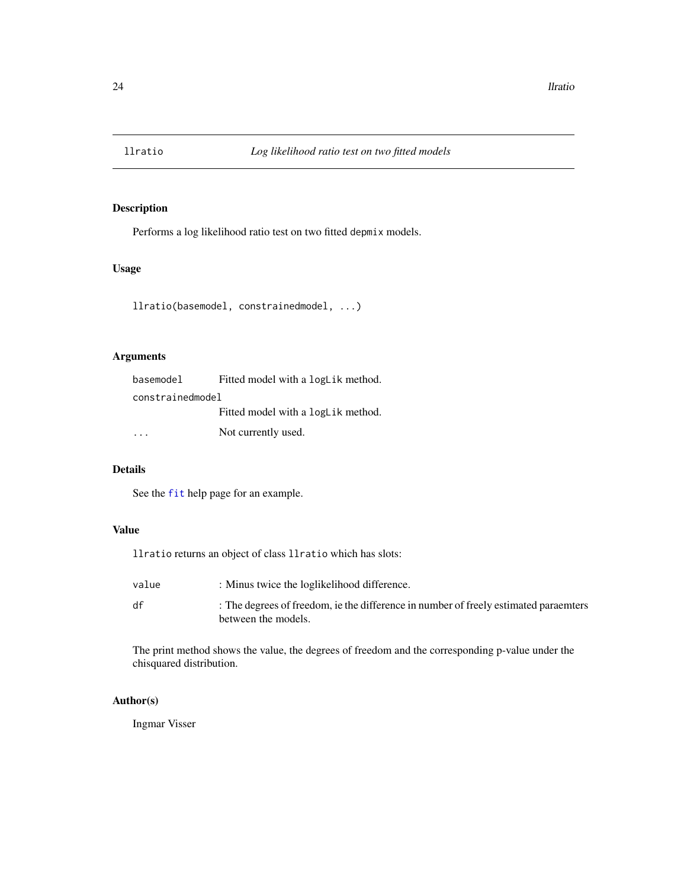## llratio *Log likelihood ratio test on two fitted models*

### Description

Performs a log likelihood ratio test on two fitted `depmix` models.

### Usage

```
llratio(basemodel, constrainedmodel, ...)
```

### Arguments

| | |
|---|---|
| `basemodel` | Fitted model with a `logLik` method. |
| `constrainedmodel` | Fitted model with a `logLik` method. |
| `...` | Not currently used. |

### Details

See the `fit` help page for an example.

### Value

`llratio` returns an object of class `llratio` which has slots:

| | |
|---|---|
| `value` | : Minus twice the loglikelihood difference. |
| `df` | : The degrees of freedom, ie the difference in number of freely estimated paraemters between the models. |

The print method shows the value, the degrees of freedom and the corresponding p-value under the chisquared distribution.

### Author(s)

Ingmar Visser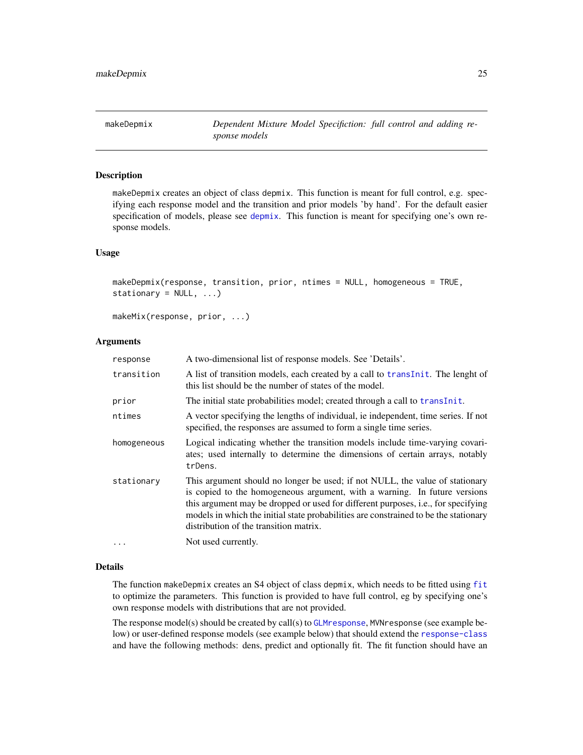## makeDepmix

*Dependent Mixture Model Specification: full control and adding response models*

### Description

makeDepmix creates an object of class depmix. This function is meant for full control, e.g. specifying each response model and the transition and prior models 'by hand'. For the default easier specification of models, please see depmix. This function is meant for specifying one's own response models.

### Usage

```
makeDepmix(response, transition, prior, ntimes = NULL, homogeneous = TRUE,
stationary = NULL, ...)

makeMix(response, prior, ...)
```

### Arguments

| | |
|---|---|
| response | A two-dimensional list of response models. See 'Details'. |
| transition | A list of transition models, each created by a call to transInit. The lenght of this list should be the number of states of the model. |
| prior | The initial state probabilities model; created through a call to transInit. |
| ntimes | A vector specifying the lengths of individual, ie independent, time series. If not specified, the responses are assumed to form a single time series. |
| homogeneous | Logical indicating whether the transition models include time-varying covariates; used internally to determine the dimensions of certain arrays, notably trDens. |
| stationary | This argument should no longer be used; if not NULL, the value of stationary is copied to the homogeneous argument, with a warning. In future versions this argument may be dropped or used for different purposes, i.e., for specifying models in which the initial state probabilities are constrained to be the stationary distribution of the transition matrix. |
| ... | Not used currently. |

### Details

The function makeDepmix creates an S4 object of class depmix, which needs to be fitted using fit to optimize the parameters. This function is provided to have full control, eg by specifying one's own response models with distributions that are not provided.

The response model(s) should be created by call(s) to GLMresponse, MVNresponse (see example below) or user-defined response models (see example below) that should extend the response-class and have the following methods: dens, predict and optionally fit. The fit function should have an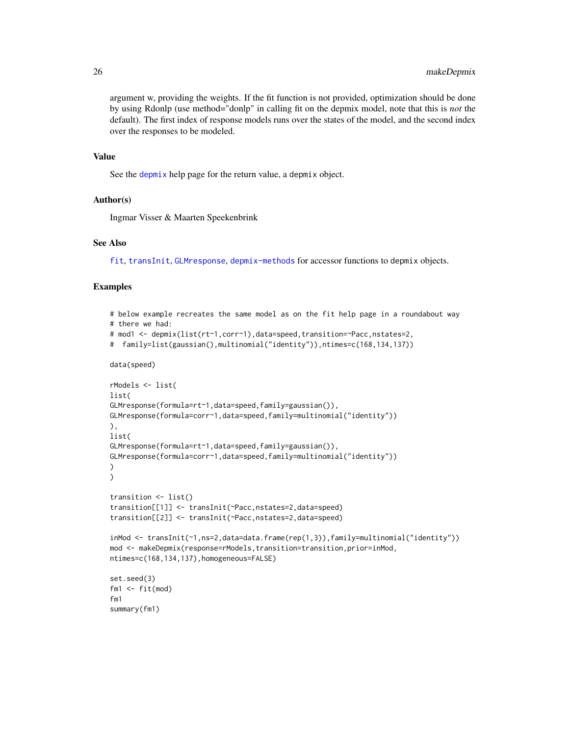argument w, providing the weights. If the fit function is not provided, optimization should be done by using Rdonlp (use method="donlp" in calling fit on the depmix model, note that this is *not* the default). The first index of response models runs over the states of the model, and the second index over the responses to be modeled.

## Value

See the depmix help page for the return value, a depmix object.

## Author(s)

Ingmar Visser & Maarten Speekenbrink

## See Also

fit, transInit, GLMresponse, depmix-methods for accessor functions to depmix objects.

## Examples

```
# below example recreates the same model as on the fit help page in a roundabout way
# there we had:
# mod1 <- depmix(list(rt~1,corr~1),data=speed,transition=~Pacc,nstates=2,
#  family=list(gaussian(),multinomial("identity")),ntimes=c(168,134,137))

data(speed)

rModels <- list(
list(
GLMresponse(formula=rt~1,data=speed,family=gaussian()),
GLMresponse(formula=corr~1,data=speed,family=multinomial("identity"))
),
list(
GLMresponse(formula=rt~1,data=speed,family=gaussian()),
GLMresponse(formula=corr~1,data=speed,family=multinomial("identity"))
)
)

transition <- list()
transition[[1]] <- transInit(~Pacc,nstates=2,data=speed)
transition[[2]] <- transInit(~Pacc,nstates=2,data=speed)

inMod <- transInit(~1,ns=2,data=data.frame(rep(1,3)),family=multinomial("identity"))
mod <- makeDepmix(response=rModels,transition=transition,prior=inMod,
ntimes=c(168,134,137),homogeneous=FALSE)

set.seed(3)
fm1 <- fit(mod)
fm1
summary(fm1)
```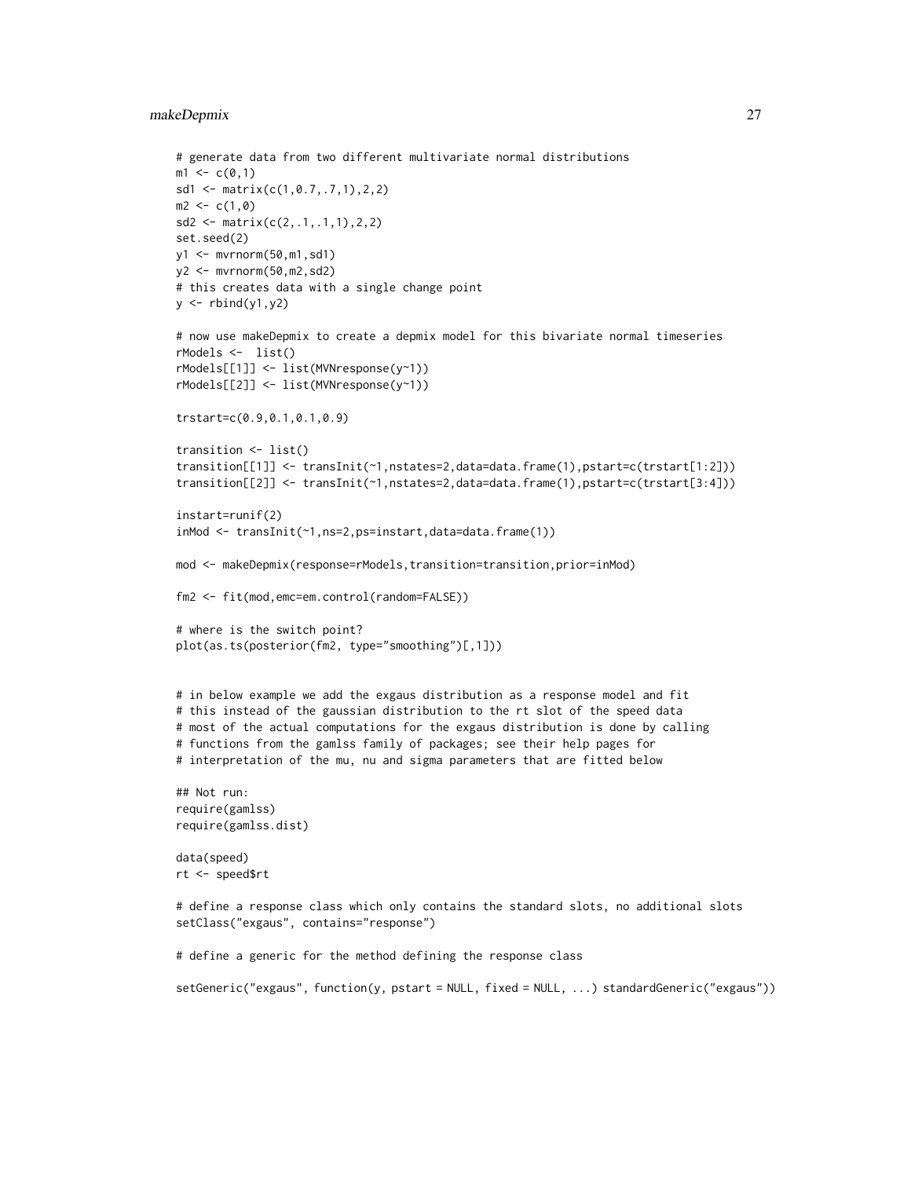```
# generate data from two different multivariate normal distributions
m1 <- c(0,1)
sd1 <- matrix(c(1,0.7,.7,1),2,2)
m2 <- c(1,0)
sd2 <- matrix(c(2,.1,.1,1),2,2)
set.seed(2)
y1 <- mvrnorm(50,m1,sd1)
y2 <- mvrnorm(50,m2,sd2)
# this creates data with a single change point
y <- rbind(y1,y2)

# now use makeDepmix to create a depmix model for this bivariate normal timeseries
rModels <-  list()
rModels[[1]] <- list(MVNresponse(y~1))
rModels[[2]] <- list(MVNresponse(y~1))

trstart=c(0.9,0.1,0.1,0.9)

transition <- list()
transition[[1]] <- transInit(~1,nstates=2,data=data.frame(1),pstart=c(trstart[1:2]))
transition[[2]] <- transInit(~1,nstates=2,data=data.frame(1),pstart=c(trstart[3:4]))

instart=runif(2)
inMod <- transInit(~1,ns=2,ps=instart,data=data.frame(1))

mod <- makeDepmix(response=rModels,transition=transition,prior=inMod)

fm2 <- fit(mod,emc=em.control(random=FALSE))

# where is the switch point?
plot(as.ts(posterior(fm2, type="smoothing")[,1]))


# in below example we add the exgaus distribution as a response model and fit
# this instead of the gaussian distribution to the rt slot of the speed data
# most of the actual computations for the exgaus distribution is done by calling
# functions from the gamlss family of packages; see their help pages for
# interpretation of the mu, nu and sigma parameters that are fitted below

## Not run:
require(gamlss)
require(gamlss.dist)

data(speed)
rt <- speed$rt

# define a response class which only contains the standard slots, no additional slots
setClass("exgaus", contains="response")

# define a generic for the method defining the response class

setGeneric("exgaus", function(y, pstart = NULL, fixed = NULL, ...) standardGeneric("exgaus"))
```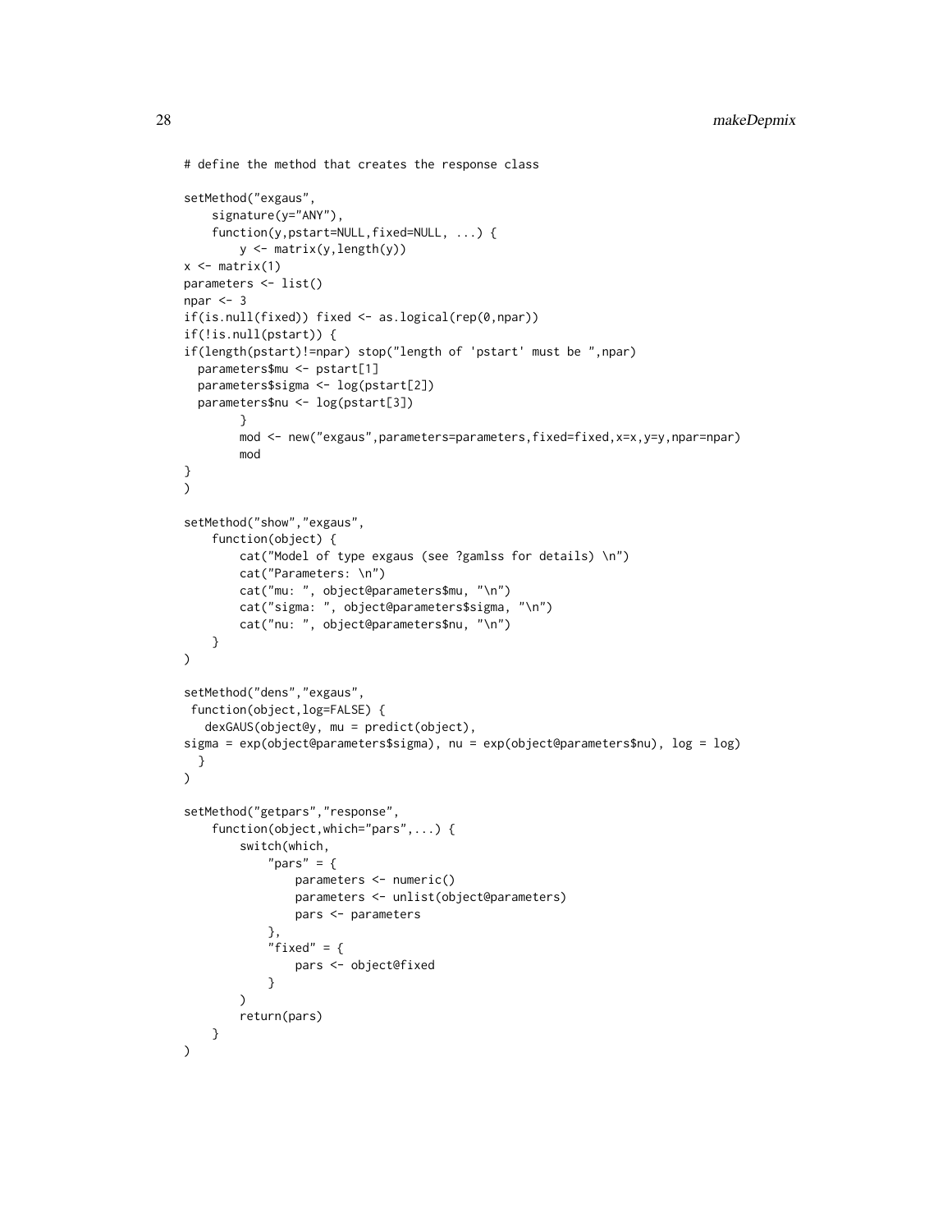```
# define the method that creates the response class

setMethod("exgaus",
    signature(y="ANY"),
    function(y,pstart=NULL,fixed=NULL, ...) {
        y <- matrix(y,length(y))
x <- matrix(1)
parameters <- list()
npar <- 3
if(is.null(fixed)) fixed <- as.logical(rep(0,npar))
if(!is.null(pstart)) {
if(length(pstart)!=npar) stop("length of 'pstart' must be ",npar)
  parameters$mu <- pstart[1]
  parameters$sigma <- log(pstart[2])
  parameters$nu <- log(pstart[3])
        }
        mod <- new("exgaus",parameters=parameters,fixed=fixed,x=x,y=y,npar=npar)
        mod
}
)

setMethod("show","exgaus",
    function(object) {
        cat("Model of type exgaus (see ?gamlss for details) \n")
        cat("Parameters: \n")
        cat("mu: ", object@parameters$mu, "\n")
        cat("sigma: ", object@parameters$sigma, "\n")
        cat("nu: ", object@parameters$nu, "\n")
    }
)

setMethod("dens","exgaus",
 function(object,log=FALSE) {
   dexGAUS(object@y, mu = predict(object),
sigma = exp(object@parameters$sigma), nu = exp(object@parameters$nu), log = log)
  }
)

setMethod("getpars","response",
    function(object,which="pars",...) {
        switch(which,
            "pars" = {
                parameters <- numeric()
                parameters <- unlist(object@parameters)
                pars <- parameters
            },
            "fixed" = {
                pars <- object@fixed
            }
        )
        return(pars)
    }
)
```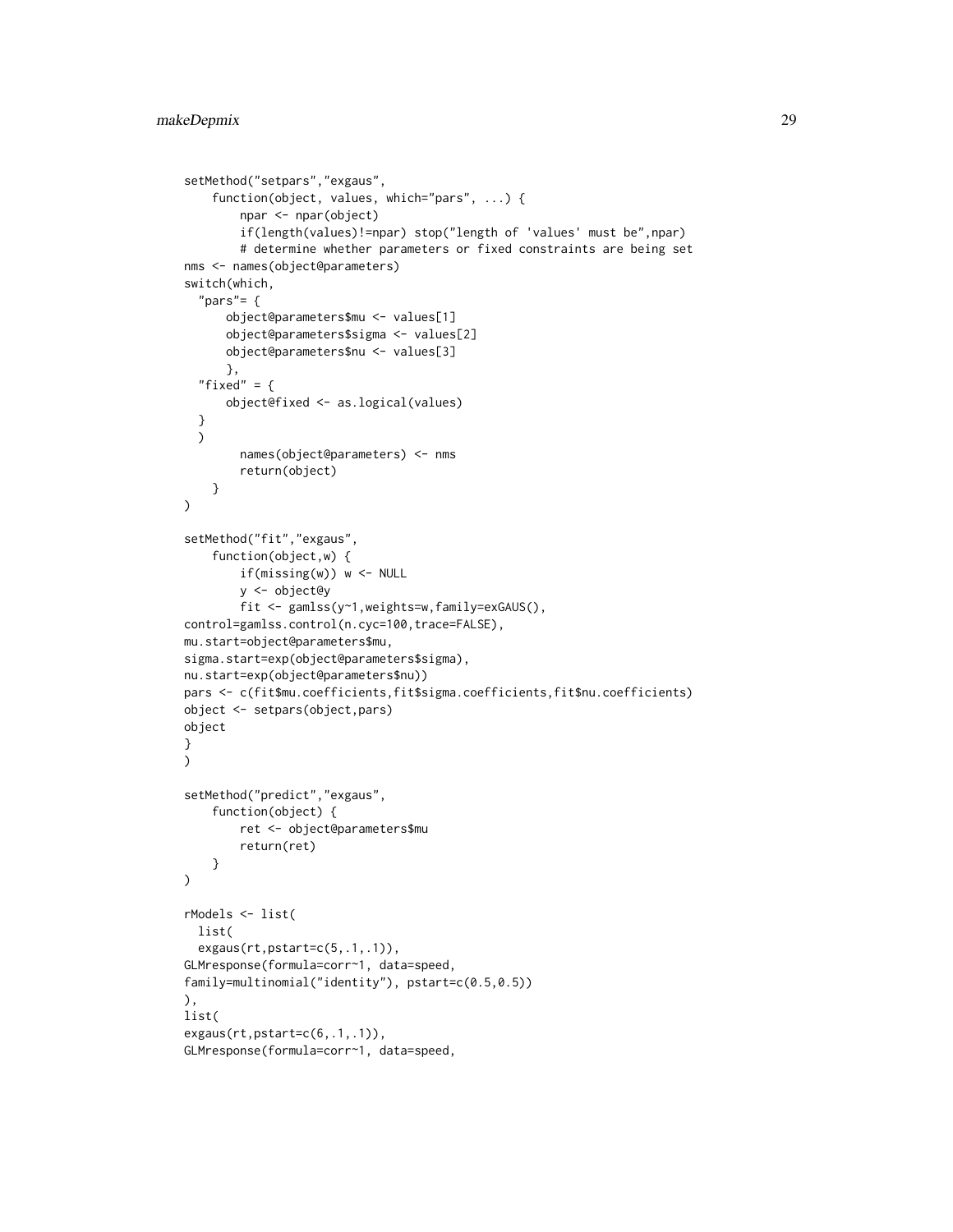```
setMethod("setpars","exgaus",
    function(object, values, which="pars", ...) {
        npar <- npar(object)
        if(length(values)!=npar) stop("length of 'values' must be",npar)
        # determine whether parameters or fixed constraints are being set
nms <- names(object@parameters)
switch(which,
  "pars"= {
      object@parameters$mu <- values[1]
      object@parameters$sigma <- values[2]
      object@parameters$nu <- values[3]
      },
  "fixed" = {
      object@fixed <- as.logical(values)
  }
  )
        names(object@parameters) <- nms
        return(object)
    }
)

setMethod("fit","exgaus",
    function(object,w) {
        if(missing(w)) w <- NULL
        y <- object@y
        fit <- gamlss(y~1,weights=w,family=exGAUS(),
control=gamlss.control(n.cyc=100,trace=FALSE),
mu.start=object@parameters$mu,
sigma.start=exp(object@parameters$sigma),
nu.start=exp(object@parameters$nu))
pars <- c(fit$mu.coefficients,fit$sigma.coefficients,fit$nu.coefficients)
object <- setpars(object,pars)
object
}
)

setMethod("predict","exgaus",
    function(object) {
        ret <- object@parameters$mu
        return(ret)
    }
)

rModels <- list(
  list(
  exgaus(rt,pstart=c(5,.1,.1)),
GLMresponse(formula=corr~1, data=speed,
family=multinomial("identity"), pstart=c(0.5,0.5))
),
list(
exgaus(rt,pstart=c(6,.1,.1)),
GLMresponse(formula=corr~1, data=speed,
```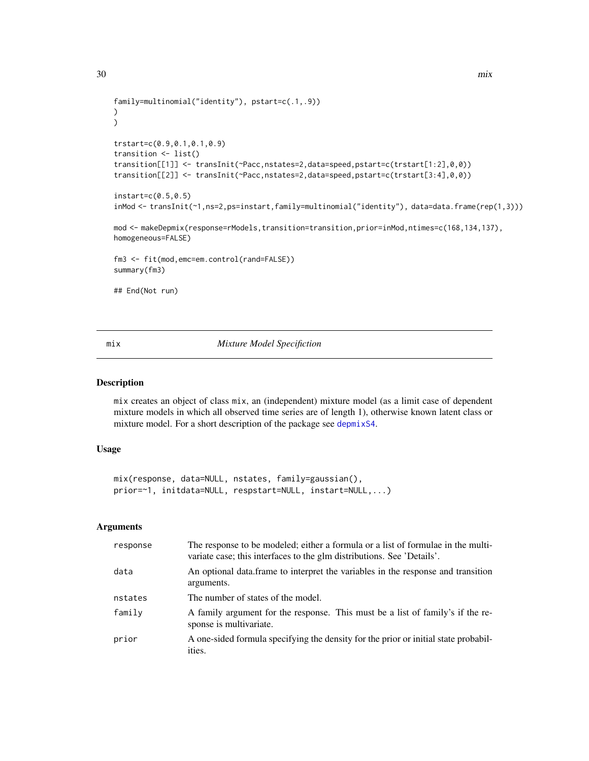```
family=multinomial("identity"), pstart=c(.1,.9))
)
)

trstart=c(0.9,0.1,0.1,0.9)
transition <- list()
transition[[1]] <- transInit(~Pacc,nstates=2,data=speed,pstart=c(trstart[1:2],0,0))
transition[[2]] <- transInit(~Pacc,nstates=2,data=speed,pstart=c(trstart[3:4],0,0))

instart=c(0.5,0.5)
inMod <- transInit(~1,ns=2,ps=instart,family=multinomial("identity"), data=data.frame(rep(1,3)))

mod <- makeDepmix(response=rModels,transition=transition,prior=inMod,ntimes=c(168,134,137),
homogeneous=FALSE)

fm3 <- fit(mod,emc=em.control(rand=FALSE))
summary(fm3)

## End(Not run)
```

## mix — *Mixture Model Specifiction*

### Description

mix creates an object of class mix, an (independent) mixture model (as a limit case of dependent mixture models in which all observed time series are of length 1), otherwise known latent class or mixture model. For a short description of the package see depmixS4.

### Usage

```
mix(response, data=NULL, nstates, family=gaussian(),
prior=~1, initdata=NULL, respstart=NULL, instart=NULL,...)
```

### Arguments

| | |
|---|---|
| response | The response to be modeled; either a formula or a list of formulae in the multivariate case; this interfaces to the glm distributions. See 'Details'. |
| data | An optional data.frame to interpret the variables in the response and transition arguments. |
| nstates | The number of states of the model. |
| family | A family argument for the response. This must be a list of family's if the response is multivariate. |
| prior | A one-sided formula specifying the density for the prior or initial state probabilities. |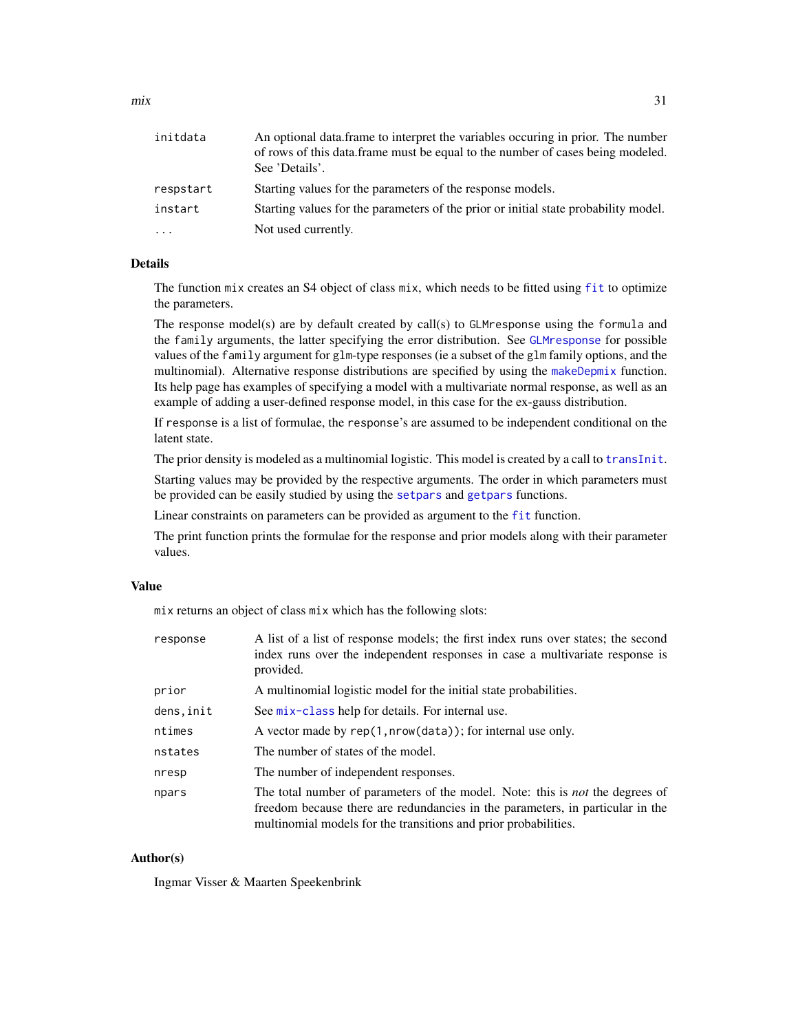| | |
|---|---|
| `initdata` | An optional data.frame to interpret the variables occuring in prior. The number of rows of this data.frame must be equal to the number of cases being modeled. See 'Details'. |
| `respstart` | Starting values for the parameters of the response models. |
| `instart` | Starting values for the parameters of the prior or initial state probability model. |
| `...` | Not used currently. |

## Details

The function `mix` creates an S4 object of class `mix`, which needs to be fitted using `fit` to optimize the parameters.

The response model(s) are by default created by call(s) to `GLMresponse` using the `formula` and the `family` arguments, the latter specifying the error distribution. See `GLMresponse` for possible values of the `family` argument for `glm`-type responses (ie a subset of the `glm` family options, and the multinomial). Alternative response distributions are specified by using the `makeDepmix` function. Its help page has examples of specifying a model with a multivariate normal response, as well as an example of adding a user-defined response model, in this case for the ex-gauss distribution.

If `response` is a list of formulae, the `response`'s are assumed to be independent conditional on the latent state.

The prior density is modeled as a multinomial logistic. This model is created by a call to `transInit`.

Starting values may be provided by the respective arguments. The order in which parameters must be provided can be easily studied by using the `setpars` and `getpars` functions.

Linear constraints on parameters can be provided as argument to the `fit` function.

The print function prints the formulae for the response and prior models along with their parameter values.

## Value

`mix` returns an object of class `mix` which has the following slots:

| | |
|---|---|
| `response` | A list of a list of response models; the first index runs over states; the second index runs over the independent responses in case a multivariate response is provided. |
| `prior` | A multinomial logistic model for the initial state probabilities. |
| `dens,init` | See `mix-class` help for details. For internal use. |
| `ntimes` | A vector made by `rep(1,nrow(data))`; for internal use only. |
| `nstates` | The number of states of the model. |
| `nresp` | The number of independent responses. |
| `npars` | The total number of parameters of the model. Note: this is *not* the degrees of freedom because there are redundancies in the parameters, in particular in the multinomial models for the transitions and prior probabilities. |

## Author(s)

Ingmar Visser & Maarten Speekenbrink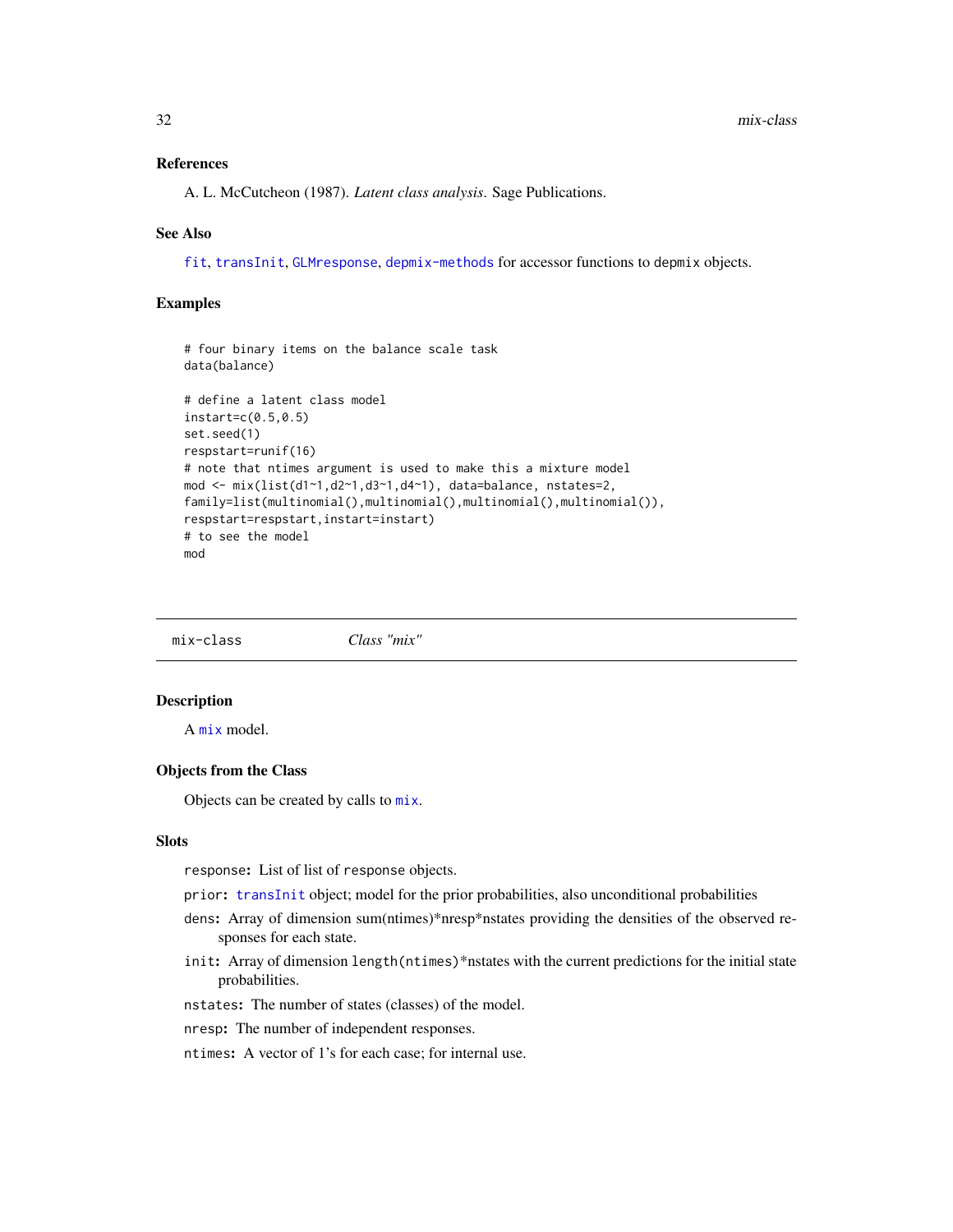## References

A. L. McCutcheon (1987). *Latent class analysis*. Sage Publications.

## See Also

`fit`, `transInit`, `GLMresponse`, `depmix-methods` for accessor functions to `depmix` objects.

## Examples

```
# four binary items on the balance scale task
data(balance)

# define a latent class model
instart=c(0.5,0.5)
set.seed(1)
respstart=runif(16)
# note that ntimes argument is used to make this a mixture model
mod <- mix(list(d1~1,d2~1,d3~1,d4~1), data=balance, nstates=2,
family=list(multinomial(),multinomial(),multinomial(),multinomial()),
respstart=respstart,instart=instart)
# to see the model
mod
```

---

# mix-class — *Class "mix"*

## Description

A `mix` model.

## Objects from the Class

Objects can be created by calls to `mix`.

## Slots

- `response`**:** List of list of `response` objects.
- `prior`**:** `transInit` object; model for the prior probabilities, also unconditional probabilities
- `dens`**:** Array of dimension sum(ntimes)\*nresp\*nstates providing the densities of the observed responses for each state.
- `init`**:** Array of dimension `length(ntimes)`\*nstates with the current predictions for the initial state probabilities.
- `nstates`**:** The number of states (classes) of the model.
- `nresp`**:** The number of independent responses.
- `ntimes`**:** A vector of 1's for each case; for internal use.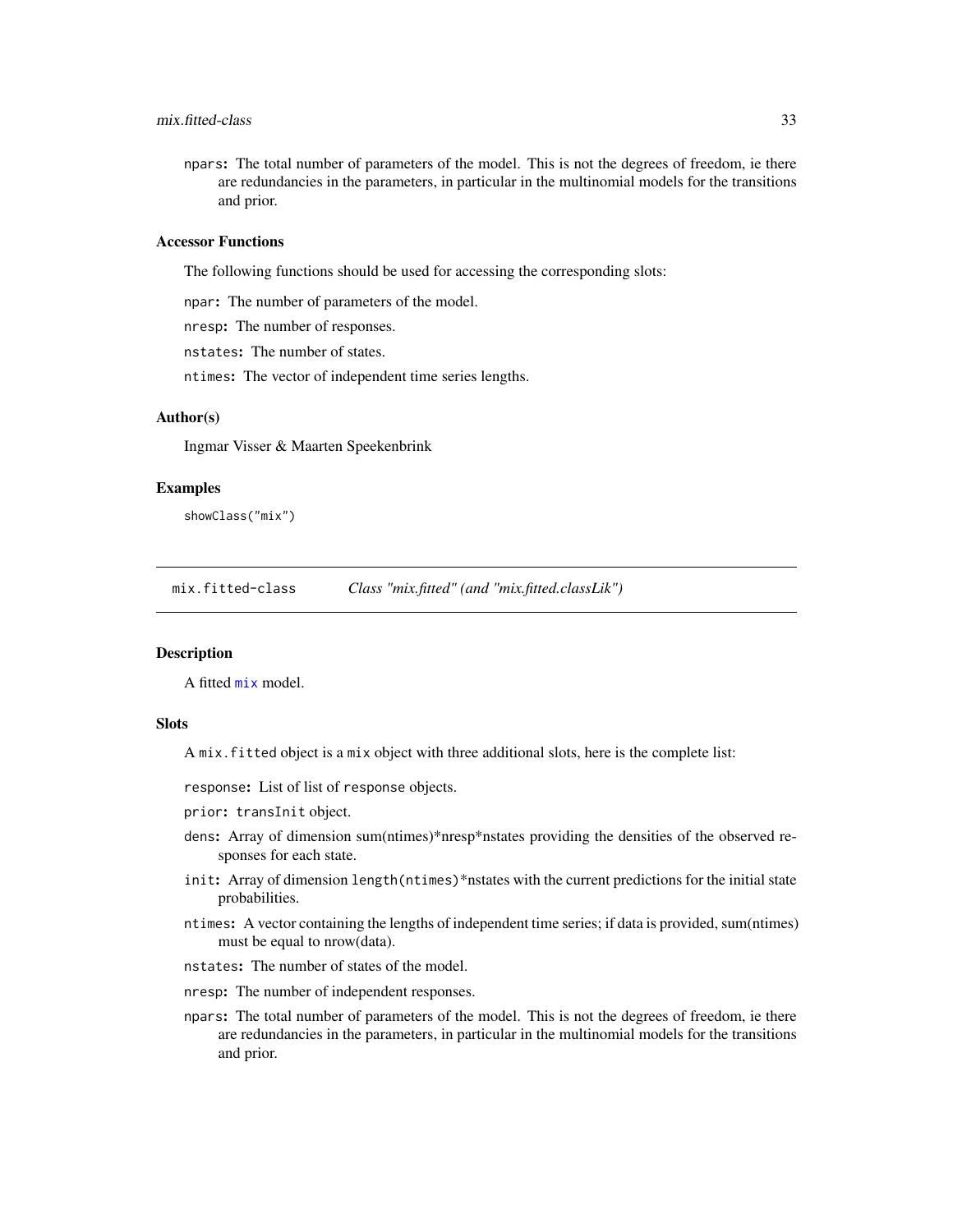npars: The total number of parameters of the model. This is not the degrees of freedom, ie there are redundancies in the parameters, in particular in the multinomial models for the transitions and prior.

### Accessor Functions

The following functions should be used for accessing the corresponding slots:

npar: The number of parameters of the model.

nresp: The number of responses.

nstates: The number of states.

ntimes: The vector of independent time series lengths.

### Author(s)

Ingmar Visser & Maarten Speekenbrink

### Examples

```
showClass("mix")
```

---

## mix.fitted-class — *Class "mix.fitted" (and "mix.fitted.classLik")*

---

### Description

A fitted mix model.

### Slots

A mix.fitted object is a mix object with three additional slots, here is the complete list:

response: List of list of response objects.

prior: transInit object.

dens: Array of dimension sum(ntimes)*nresp*nstates providing the densities of the observed responses for each state.

init: Array of dimension length(ntimes)*nstates with the current predictions for the initial state probabilities.

ntimes: A vector containing the lengths of independent time series; if data is provided, sum(ntimes) must be equal to nrow(data).

nstates: The number of states of the model.

nresp: The number of independent responses.

npars: The total number of parameters of the model. This is not the degrees of freedom, ie there are redundancies in the parameters, in particular in the multinomial models for the transitions and prior.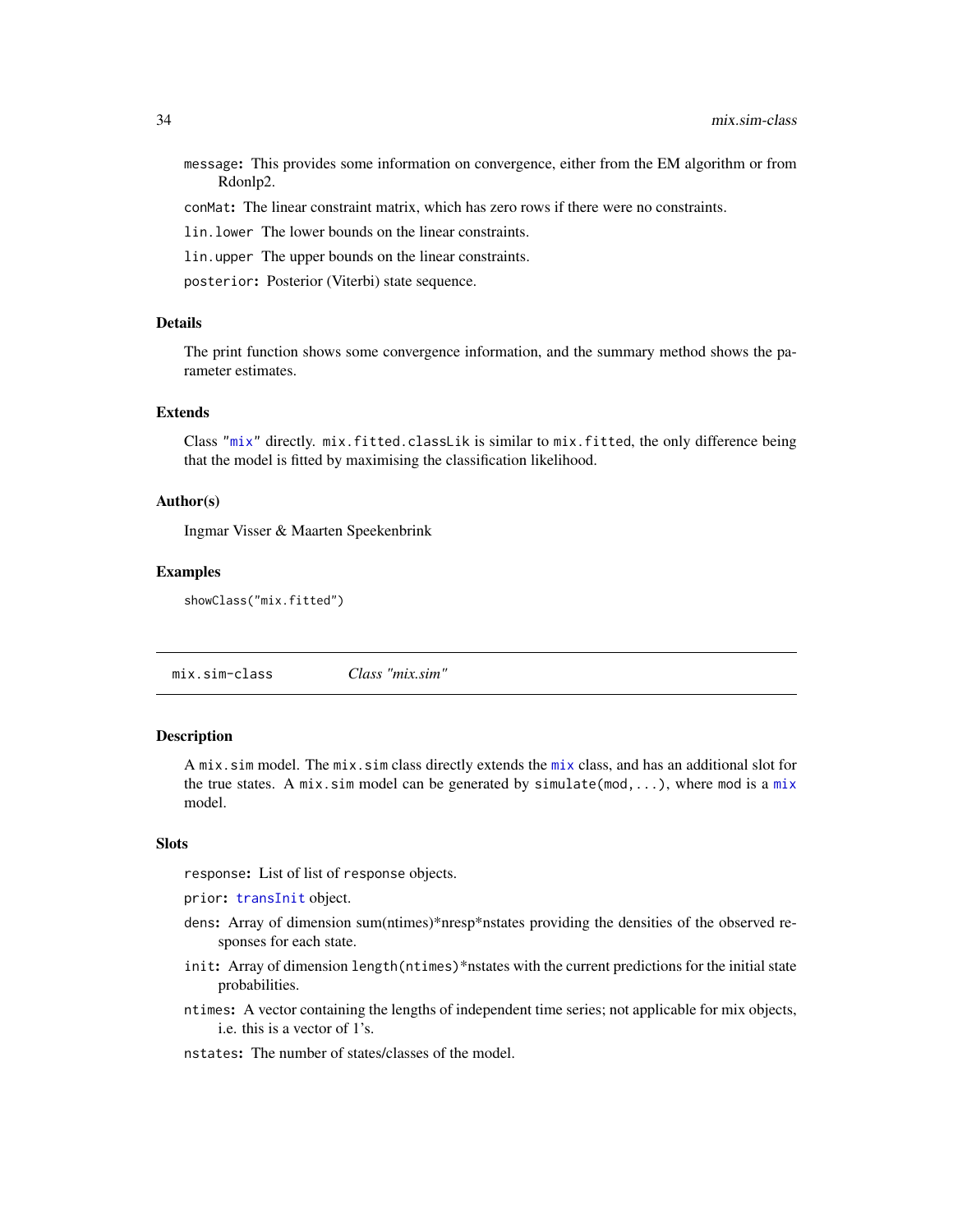`message`: This provides some information on convergence, either from the EM algorithm or from Rdonlp2.

`conMat`: The linear constraint matrix, which has zero rows if there were no constraints.

`lin.lower` The lower bounds on the linear constraints.

`lin.upper` The upper bounds on the linear constraints.

`posterior`: Posterior (Viterbi) state sequence.

### Details

The print function shows some convergence information, and the summary method shows the parameter estimates.

### Extends

Class "`mix`" directly. `mix.fitted.classLik` is similar to `mix.fitted`, the only difference being that the model is fitted by maximising the classification likelihood.

### Author(s)

Ingmar Visser & Maarten Speekenbrink

### Examples

```
showClass("mix.fitted")
```

---

## mix.sim-class *Class "mix.sim"*

---

### Description

A `mix.sim` model. The `mix.sim` class directly extends the `mix` class, and has an additional slot for the true states. A `mix.sim` model can be generated by `simulate(mod,...)`, where `mod` is a `mix` model.

### Slots

`response`: List of list of `response` objects.

`prior`: `transInit` object.

`dens`: Array of dimension sum(ntimes)*nresp*nstates providing the densities of the observed responses for each state.

`init`: Array of dimension `length(ntimes)`*nstates with the current predictions for the initial state probabilities.

`ntimes`: A vector containing the lengths of independent time series; not applicable for mix objects, i.e. this is a vector of 1's.

`nstates`: The number of states/classes of the model.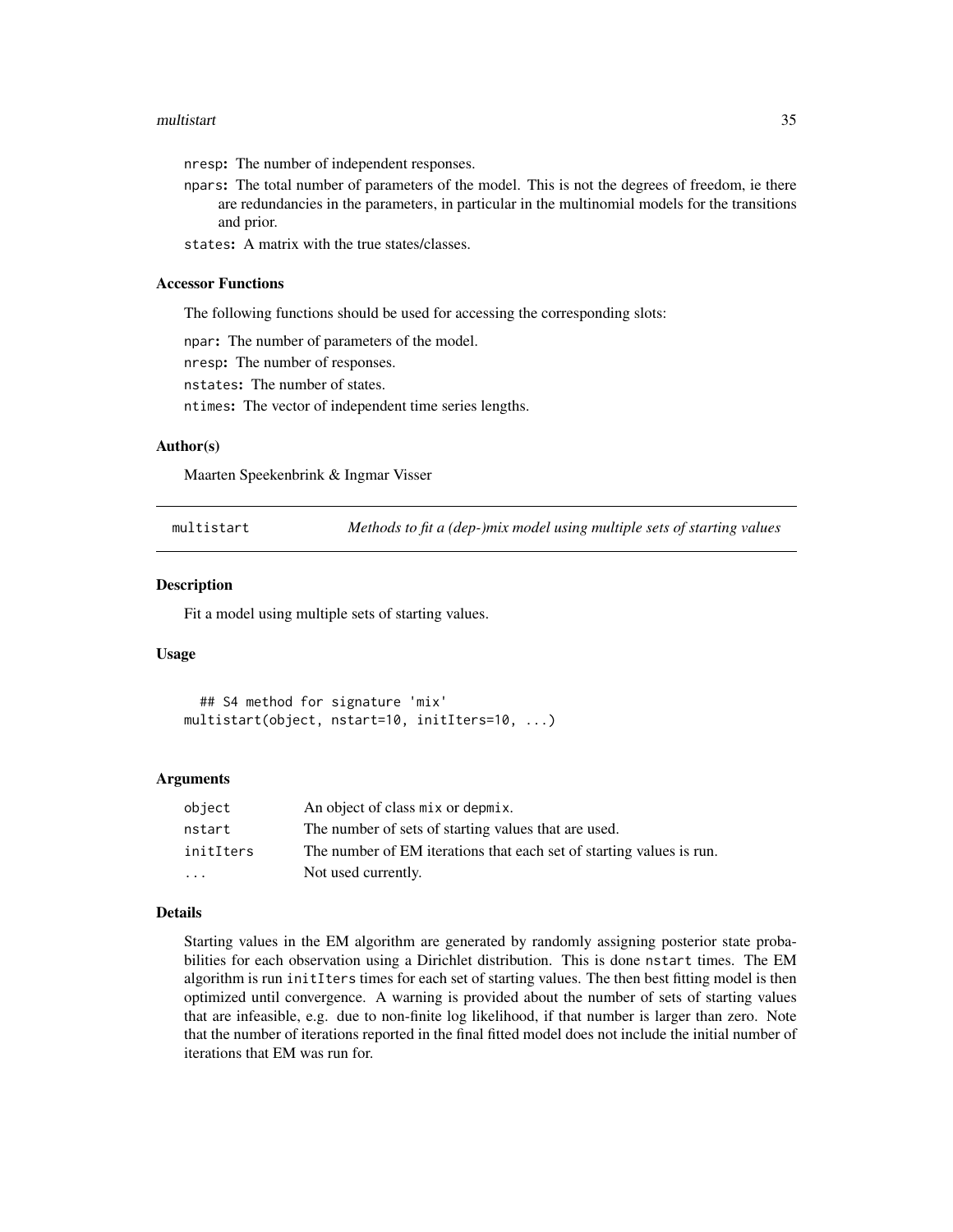nresp: The number of independent responses.

npars: The total number of parameters of the model. This is not the degrees of freedom, ie there are redundancies in the parameters, in particular in the multinomial models for the transitions and prior.

states: A matrix with the true states/classes.

### Accessor Functions

The following functions should be used for accessing the corresponding slots:

npar: The number of parameters of the model.

nresp: The number of responses.

nstates: The number of states.

ntimes: The vector of independent time series lengths.

### Author(s)

Maarten Speekenbrink & Ingmar Visser

---

## multistart — *Methods to fit a (dep-)mix model using multiple sets of starting values*

---

### Description

Fit a model using multiple sets of starting values.

### Usage

```
  ## S4 method for signature 'mix'
multistart(object, nstart=10, initIters=10, ...)
```

### Arguments

| | |
|---|---|
| object | An object of class mix or depmix. |
| nstart | The number of sets of starting values that are used. |
| initIters | The number of EM iterations that each set of starting values is run. |
| ... | Not used currently. |

### Details

Starting values in the EM algorithm are generated by randomly assigning posterior state probabilities for each observation using a Dirichlet distribution. This is done nstart times. The EM algorithm is run initIters times for each set of starting values. The then best fitting model is then optimized until convergence. A warning is provided about the number of sets of starting values that are infeasible, e.g. due to non-finite log likelihood, if that number is larger than zero. Note that the number of iterations reported in the final fitted model does not include the initial number of iterations that EM was run for.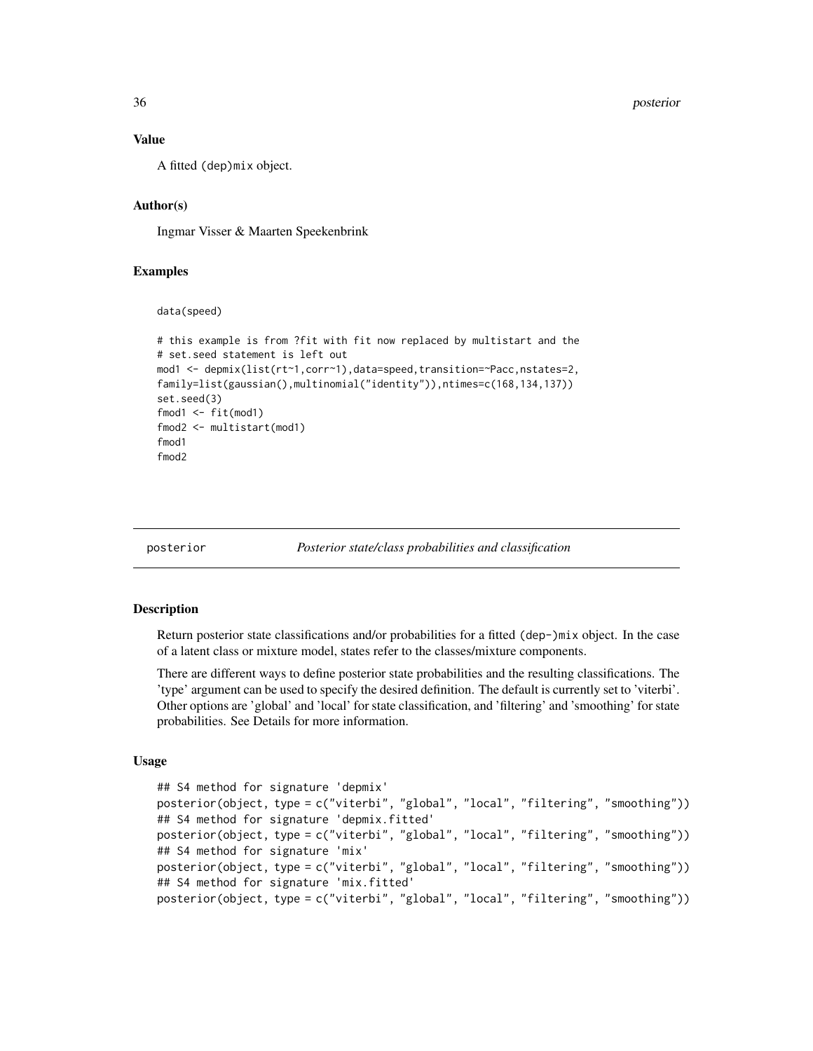## Value

A fitted (dep)mix object.

## Author(s)

Ingmar Visser & Maarten Speekenbrink

## Examples

```
data(speed)

# this example is from ?fit with fit now replaced by multistart and the
# set.seed statement is left out
mod1 <- depmix(list(rt~1,corr~1),data=speed,transition=~Pacc,nstates=2,
family=list(gaussian(),multinomial("identity")),ntimes=c(168,134,137))
set.seed(3)
fmod1 <- fit(mod1)
fmod2 <- multistart(mod1)
fmod1
fmod2
```

---

# posterior *Posterior state/class probabilities and classification*

## Description

Return posterior state classifications and/or probabilities for a fitted (dep-)mix object. In the case of a latent class or mixture model, states refer to the classes/mixture components.

There are different ways to define posterior state probabilities and the resulting classifications. The 'type' argument can be used to specify the desired definition. The default is currently set to 'viterbi'. Other options are 'global' and 'local' for state classification, and 'filtering' and 'smoothing' for state probabilities. See Details for more information.

## Usage

```
## S4 method for signature 'depmix'
posterior(object, type = c("viterbi", "global", "local", "filtering", "smoothing"))
## S4 method for signature 'depmix.fitted'
posterior(object, type = c("viterbi", "global", "local", "filtering", "smoothing"))
## S4 method for signature 'mix'
posterior(object, type = c("viterbi", "global", "local", "filtering", "smoothing"))
## S4 method for signature 'mix.fitted'
posterior(object, type = c("viterbi", "global", "local", "filtering", "smoothing"))
```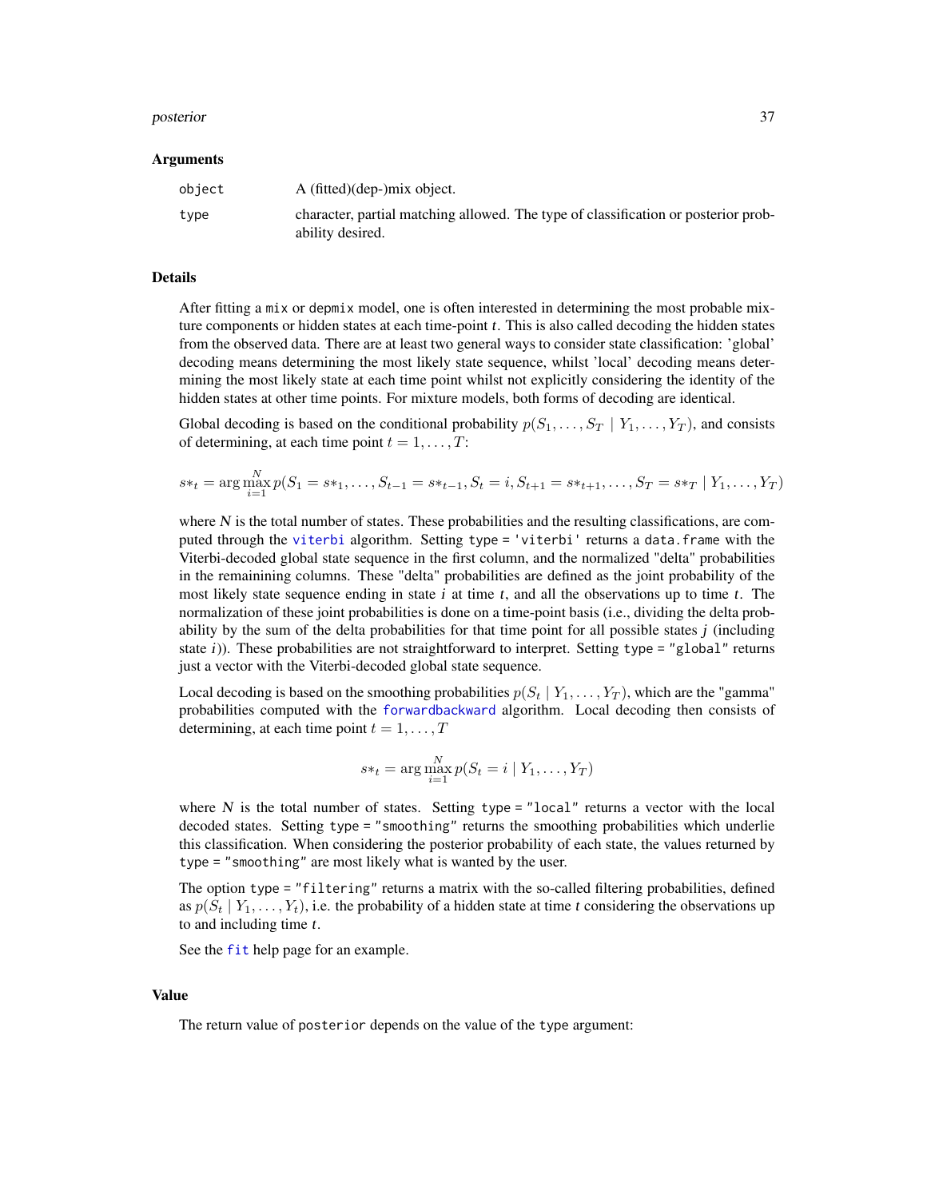## Arguments

| | |
|---|---|
| `object` | A (fitted)(dep-)mix object. |
| `type` | character, partial matching allowed. The type of classification or posterior probability desired. |

## Details

After fitting a `mix` or `depmix` model, one is often interested in determining the most probable mixture components or hidden states at each time-point $t$. This is also called decoding the hidden states from the observed data. There are at least two general ways to consider state classification: 'global' decoding means determining the most likely state sequence, whilst 'local' decoding means determining the most likely state at each time point whilst not explicitly considering the identity of the hidden states at other time points. For mixture models, both forms of decoding are identical.

Global decoding is based on the conditional probability $p(S_1, \ldots, S_T \mid Y_1, \ldots, Y_T)$, and consists of determining, at each time point $t = 1, \ldots, T$:

$$s*_t = \arg\max_{i=1}^{N} p(S_1 = s*_1, \ldots, S_{t-1} = s*_{t-1}, S_t = i, S_{t+1} = s*_{t+1}, \ldots, S_T = s*_T \mid Y_1, \ldots, Y_T)$$

where $N$ is the total number of states. These probabilities and the resulting classifications, are computed through the `viterbi` algorithm. Setting `type = 'viterbi'` returns a `data.frame` with the Viterbi-decoded global state sequence in the first column, and the normalized "delta" probabilities in the remainining columns. These "delta" probabilities are defined as the joint probability of the most likely state sequence ending in state $i$ at time $t$, and all the observations up to time $t$. The normalization of these joint probabilities is done on a time-point basis (i.e., dividing the delta probability by the sum of the delta probabilities for that time point for all possible states $j$ (including state $i$)). These probabilities are not straightforward to interpret. Setting `type = "global"` returns just a vector with the Viterbi-decoded global state sequence.

Local decoding is based on the smoothing probabilities $p(S_t \mid Y_1, \ldots, Y_T)$, which are the "gamma" probabilities computed with the `forwardbackward` algorithm. Local decoding then consists of determining, at each time point $t = 1, \ldots, T$

$$s*_t = \arg\max_{i=1}^{N} p(S_t = i \mid Y_1, \ldots, Y_T)$$

where $N$ is the total number of states. Setting `type = "local"` returns a vector with the local decoded states. Setting `type = "smoothing"` returns the smoothing probabilities which underlie this classification. When considering the posterior probability of each state, the values returned by `type = "smoothing"` are most likely what is wanted by the user.

The option `type = "filtering"` returns a matrix with the so-called filtering probabilities, defined as $p(S_t \mid Y_1, \ldots, Y_t)$, i.e. the probability of a hidden state at time $t$ considering the observations up to and including time $t$.

See the `fit` help page for an example.

## Value

The return value of `posterior` depends on the value of the `type` argument: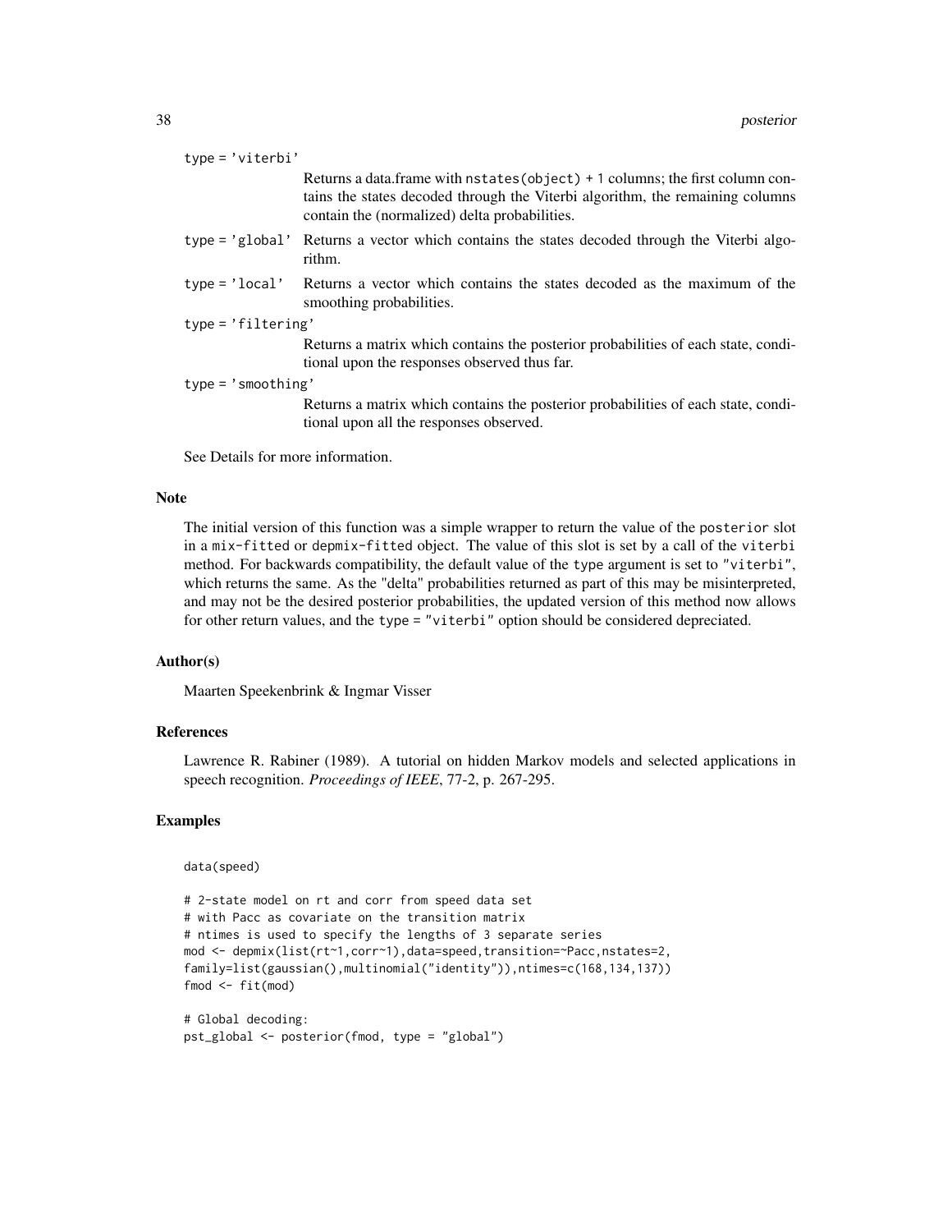type = 'viterbi'
: Returns a data.frame with `nstates(object) + 1` columns; the first column contains the states decoded through the Viterbi algorithm, the remaining columns contain the (normalized) delta probabilities.

type = 'global'
: Returns a vector which contains the states decoded through the Viterbi algorithm.

type = 'local'
: Returns a vector which contains the states decoded as the maximum of the smoothing probabilities.

type = 'filtering'
: Returns a matrix which contains the posterior probabilities of each state, conditional upon the responses observed thus far.

type = 'smoothing'
: Returns a matrix which contains the posterior probabilities of each state, conditional upon all the responses observed.

See Details for more information.

## Note

The initial version of this function was a simple wrapper to return the value of the `posterior` slot in a `mix-fitted` or `depmix-fitted` object. The value of this slot is set by a call of the `viterbi` method. For backwards compatibility, the default value of the `type` argument is set to `"viterbi"`, which returns the same. As the "delta" probabilities returned as part of this may be misinterpreted, and may not be the desired posterior probabilities, the updated version of this method now allows for other return values, and the `type = "viterbi"` option should be considered depreciated.

## Author(s)

Maarten Speekenbrink & Ingmar Visser

## References

Lawrence R. Rabiner (1989). A tutorial on hidden Markov models and selected applications in speech recognition. *Proceedings of IEEE*, 77-2, p. 267-295.

## Examples

```
data(speed)

# 2-state model on rt and corr from speed data set
# with Pacc as covariate on the transition matrix
# ntimes is used to specify the lengths of 3 separate series
mod <- depmix(list(rt~1,corr~1),data=speed,transition=~Pacc,nstates=2,
family=list(gaussian(),multinomial("identity")),ntimes=c(168,134,137))
fmod <- fit(mod)

# Global decoding:
pst_global <- posterior(fmod, type = "global")
```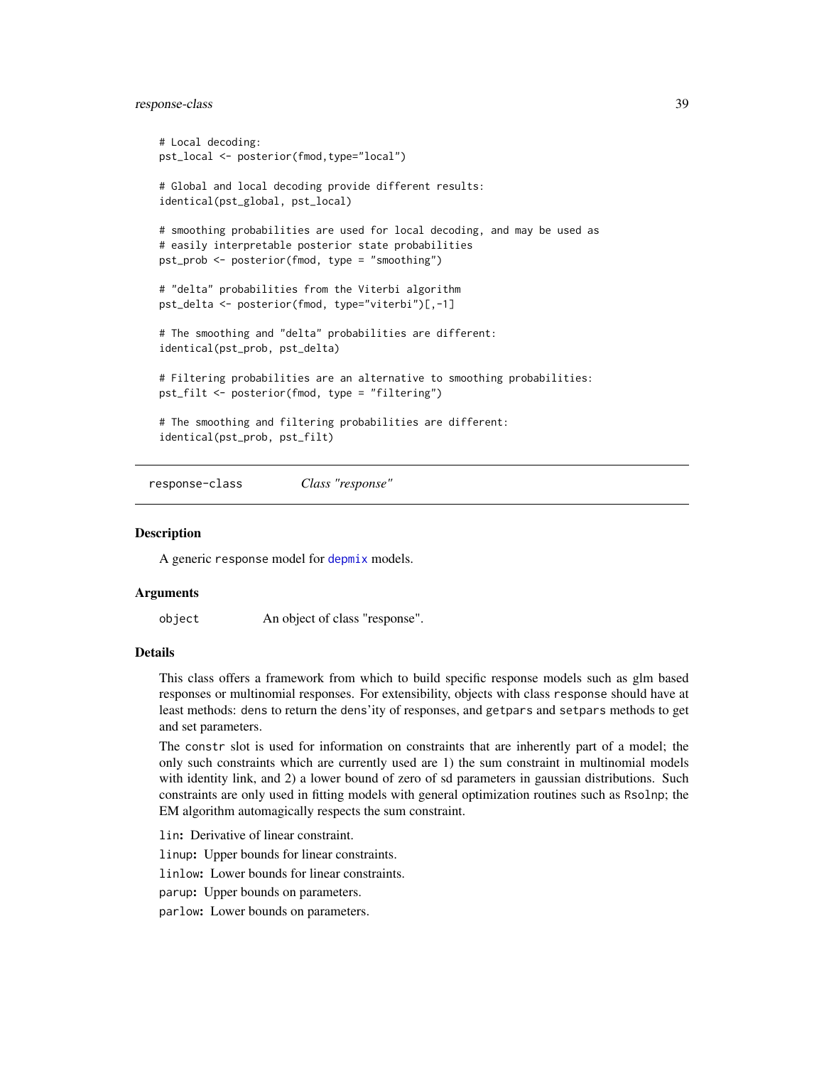```
# Local decoding:
pst_local <- posterior(fmod,type="local")

# Global and local decoding provide different results:
identical(pst_global, pst_local)

# smoothing probabilities are used for local decoding, and may be used as
# easily interpretable posterior state probabilities
pst_prob <- posterior(fmod, type = "smoothing")

# "delta" probabilities from the Viterbi algorithm
pst_delta <- posterior(fmod, type="viterbi")[,-1]

# The smoothing and "delta" probabilities are different:
identical(pst_prob, pst_delta)

# Filtering probabilities are an alternative to smoothing probabilities:
pst_filt <- posterior(fmod, type = "filtering")

# The smoothing and filtering probabilities are different:
identical(pst_prob, pst_filt)
```

## response-class — *Class "response"*

### Description

A generic response model for depmix models.

### Arguments

object — An object of class "response".

### Details

This class offers a framework from which to build specific response models such as glm based responses or multinomial responses. For extensibility, objects with class response should have at least methods: dens to return the dens'ity of responses, and getpars and setpars methods to get and set parameters.

The constr slot is used for information on constraints that are inherently part of a model; the only such constraints which are currently used are 1) the sum constraint in multinomial models with identity link, and 2) a lower bound of zero of sd parameters in gaussian distributions. Such constraints are only used in fitting models with general optimization routines such as Rsolnp; the EM algorithm automagically respects the sum constraint.

**lin:** Derivative of linear constraint.

**linup:** Upper bounds for linear constraints.

**linlow:** Lower bounds for linear constraints.

**parup:** Upper bounds on parameters.

**parlow:** Lower bounds on parameters.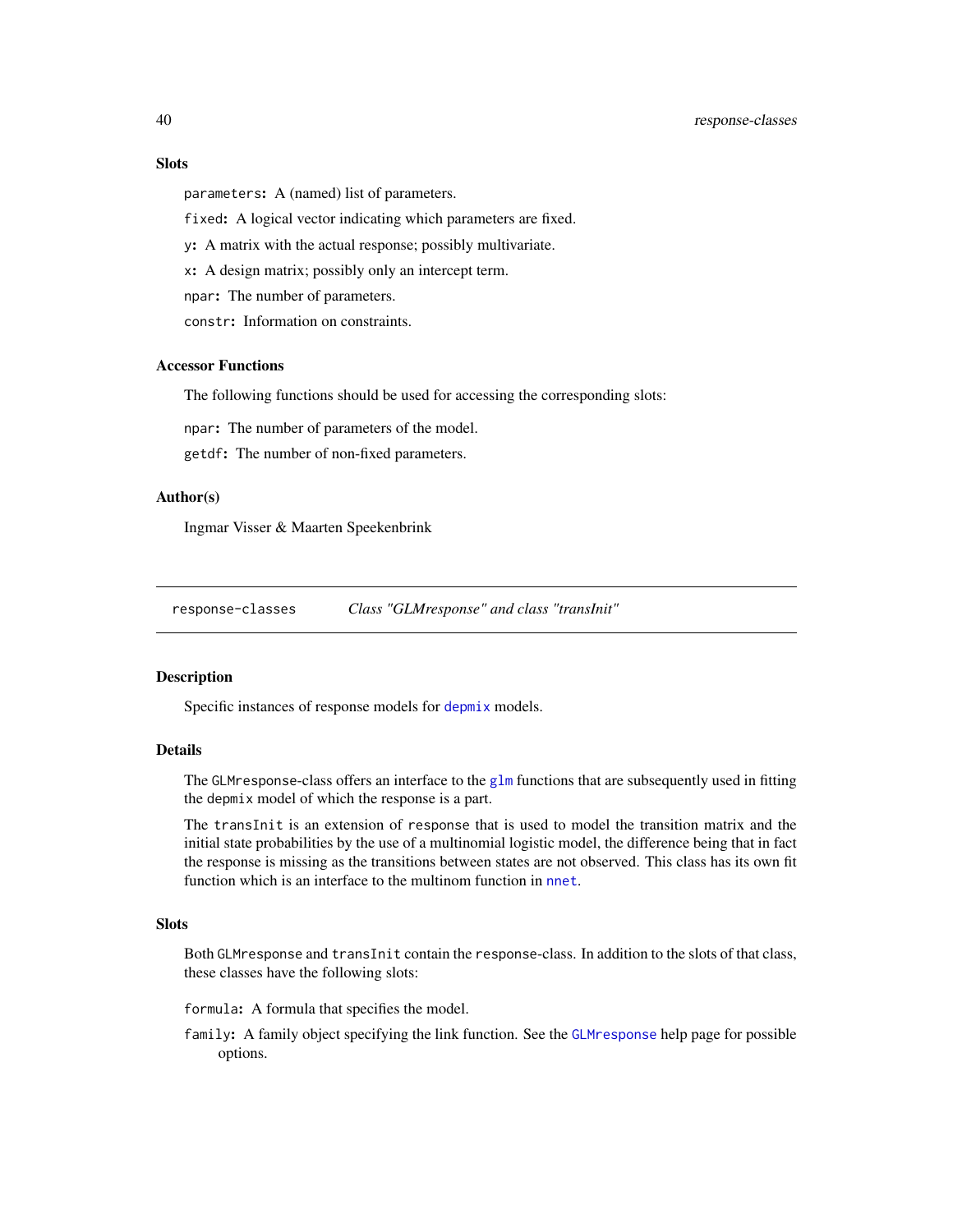### Slots

`parameters`: A (named) list of parameters.

`fixed`: A logical vector indicating which parameters are fixed.

`y`: A matrix with the actual response; possibly multivariate.

`x`: A design matrix; possibly only an intercept term.

`npar`: The number of parameters.

`constr`: Information on constraints.

### Accessor Functions

The following functions should be used for accessing the corresponding slots:

`npar`: The number of parameters of the model.

`getdf`: The number of non-fixed parameters.

### Author(s)

Ingmar Visser & Maarten Speekenbrink

---

## response-classes *Class "GLMresponse" and class "transInit"*

### Description

Specific instances of response models for `depmix` models.

### Details

The `GLMresponse`-class offers an interface to the `glm` functions that are subsequently used in fitting the `depmix` model of which the response is a part.

The `transInit` is an extension of `response` that is used to model the transition matrix and the initial state probabilities by the use of a multinomial logistic model, the difference being that in fact the response is missing as the transitions between states are not observed. This class has its own fit function which is an interface to the multinom function in `nnet`.

### Slots

Both `GLMresponse` and `transInit` contain the `response`-class. In addition to the slots of that class, these classes have the following slots:

`formula`: A formula that specifies the model.

`family`: A family object specifying the link function. See the `GLMresponse` help page for possible options.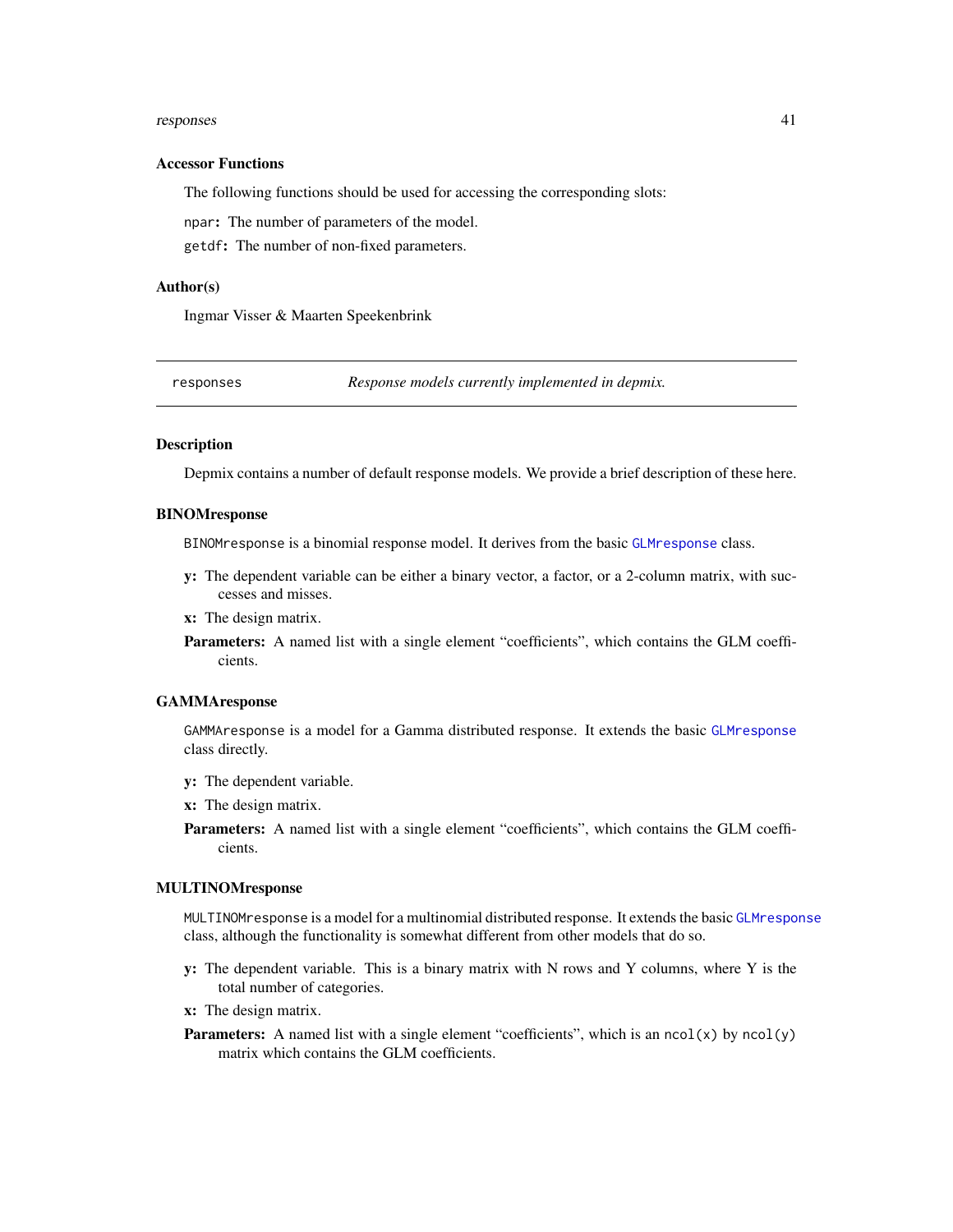### Accessor Functions

The following functions should be used for accessing the corresponding slots:

**npar:** The number of parameters of the model.

**getdf:** The number of non-fixed parameters.

### Author(s)

Ingmar Visser & Maarten Speekenbrink

---

## responses — *Response models currently implemented in depmix.*

---

### Description

Depmix contains a number of default response models. We provide a brief description of these here.

### BINOMresponse

`BINOMresponse` is a binomial response model. It derives from the basic `GLMresponse` class.

**y:** The dependent variable can be either a binary vector, a factor, or a 2-column matrix, with successes and misses.

**x:** The design matrix.

**Parameters:** A named list with a single element "coefficients", which contains the GLM coefficients.

### GAMMAresponse

`GAMMAresponse` is a model for a Gamma distributed response. It extends the basic `GLMresponse` class directly.

**y:** The dependent variable.

**x:** The design matrix.

**Parameters:** A named list with a single element "coefficients", which contains the GLM coefficients.

### MULTINOMresponse

`MULTINOMresponse` is a model for a multinomial distributed response. It extends the basic `GLMresponse` class, although the functionality is somewhat different from other models that do so.

**y:** The dependent variable. This is a binary matrix with N rows and Y columns, where Y is the total number of categories.

**x:** The design matrix.

**Parameters:** A named list with a single element "coefficients", which is an `ncol(x)` by `ncol(y)` matrix which contains the GLM coefficients.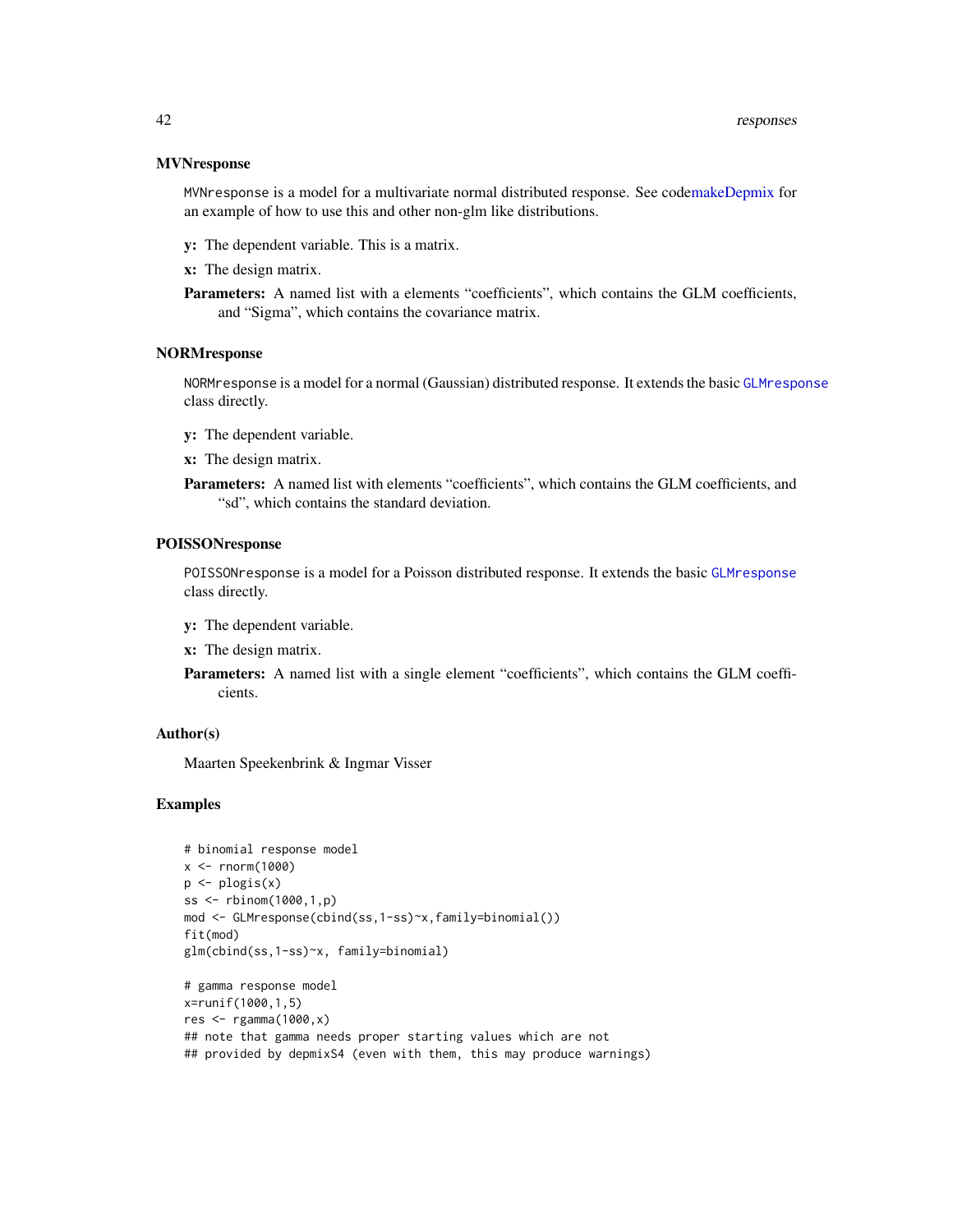### MVNresponse

`MVNresponse` is a model for a multivariate normal distributed response. See codemakeDepmix for an example of how to use this and other non-glm like distributions.

**y:** The dependent variable. This is a matrix.

**x:** The design matrix.

**Parameters:** A named list with a elements "coefficients", which contains the GLM coefficients, and "Sigma", which contains the covariance matrix.

### NORMresponse

`NORMresponse` is a model for a normal (Gaussian) distributed response. It extends the basic `GLMresponse` class directly.

**y:** The dependent variable.

**x:** The design matrix.

**Parameters:** A named list with elements "coefficients", which contains the GLM coefficients, and "sd", which contains the standard deviation.

### POISSONresponse

`POISSONresponse` is a model for a Poisson distributed response. It extends the basic `GLMresponse` class directly.

**y:** The dependent variable.

**x:** The design matrix.

**Parameters:** A named list with a single element "coefficients", which contains the GLM coefficients.

## Author(s)

Maarten Speekenbrink & Ingmar Visser

## Examples

```
# binomial response model
x <- rnorm(1000)
p <- plogis(x)
ss <- rbinom(1000,1,p)
mod <- GLMresponse(cbind(ss,1-ss)~x,family=binomial())
fit(mod)
glm(cbind(ss,1-ss)~x, family=binomial)

# gamma response model
x=runif(1000,1,5)
res <- rgamma(1000,x)
## note that gamma needs proper starting values which are not
## provided by depmixS4 (even with them, this may produce warnings)
```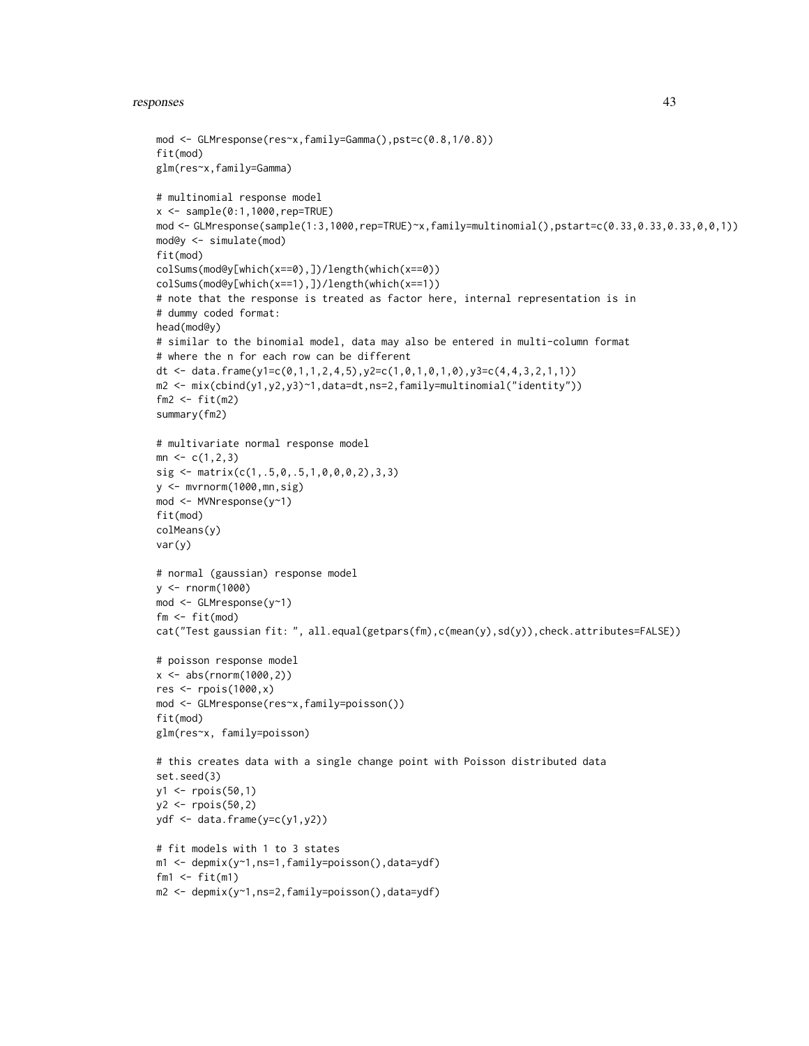```
mod <- GLMresponse(res~x,family=Gamma(),pst=c(0.8,1/0.8))
fit(mod)
glm(res~x,family=Gamma)

# multinomial response model
x <- sample(0:1,1000,rep=TRUE)
mod <- GLMresponse(sample(1:3,1000,rep=TRUE)~x,family=multinomial(),pstart=c(0.33,0.33,0.33,0,0,1))
mod@y <- simulate(mod)
fit(mod)
colSums(mod@y[which(x==0),])/length(which(x==0))
colSums(mod@y[which(x==1),])/length(which(x==1))
# note that the response is treated as factor here, internal representation is in
# dummy coded format:
head(mod@y)
# similar to the binomial model, data may also be entered in multi-column format
# where the n for each row can be different
dt <- data.frame(y1=c(0,1,1,2,4,5),y2=c(1,0,1,0,1,0),y3=c(4,4,3,2,1,1))
m2 <- mix(cbind(y1,y2,y3)~1,data=dt,ns=2,family=multinomial("identity"))
fm2 <- fit(m2)
summary(fm2)

# multivariate normal response model
mn <- c(1,2,3)
sig <- matrix(c(1,.5,0,.5,1,0,0,0,2),3,3)
y <- mvrnorm(1000,mn,sig)
mod <- MVNresponse(y~1)
fit(mod)
colMeans(y)
var(y)

# normal (gaussian) response model
y <- rnorm(1000)
mod <- GLMresponse(y~1)
fm <- fit(mod)
cat("Test gaussian fit: ", all.equal(getpars(fm),c(mean(y),sd(y)),check.attributes=FALSE))

# poisson response model
x <- abs(rnorm(1000,2))
res <- rpois(1000,x)
mod <- GLMresponse(res~x,family=poisson())
fit(mod)
glm(res~x, family=poisson)

# this creates data with a single change point with Poisson distributed data
set.seed(3)
y1 <- rpois(50,1)
y2 <- rpois(50,2)
ydf <- data.frame(y=c(y1,y2))

# fit models with 1 to 3 states
m1 <- depmix(y~1,ns=1,family=poisson(),data=ydf)
fm1 <- fit(m1)
m2 <- depmix(y~1,ns=2,family=poisson(),data=ydf)
```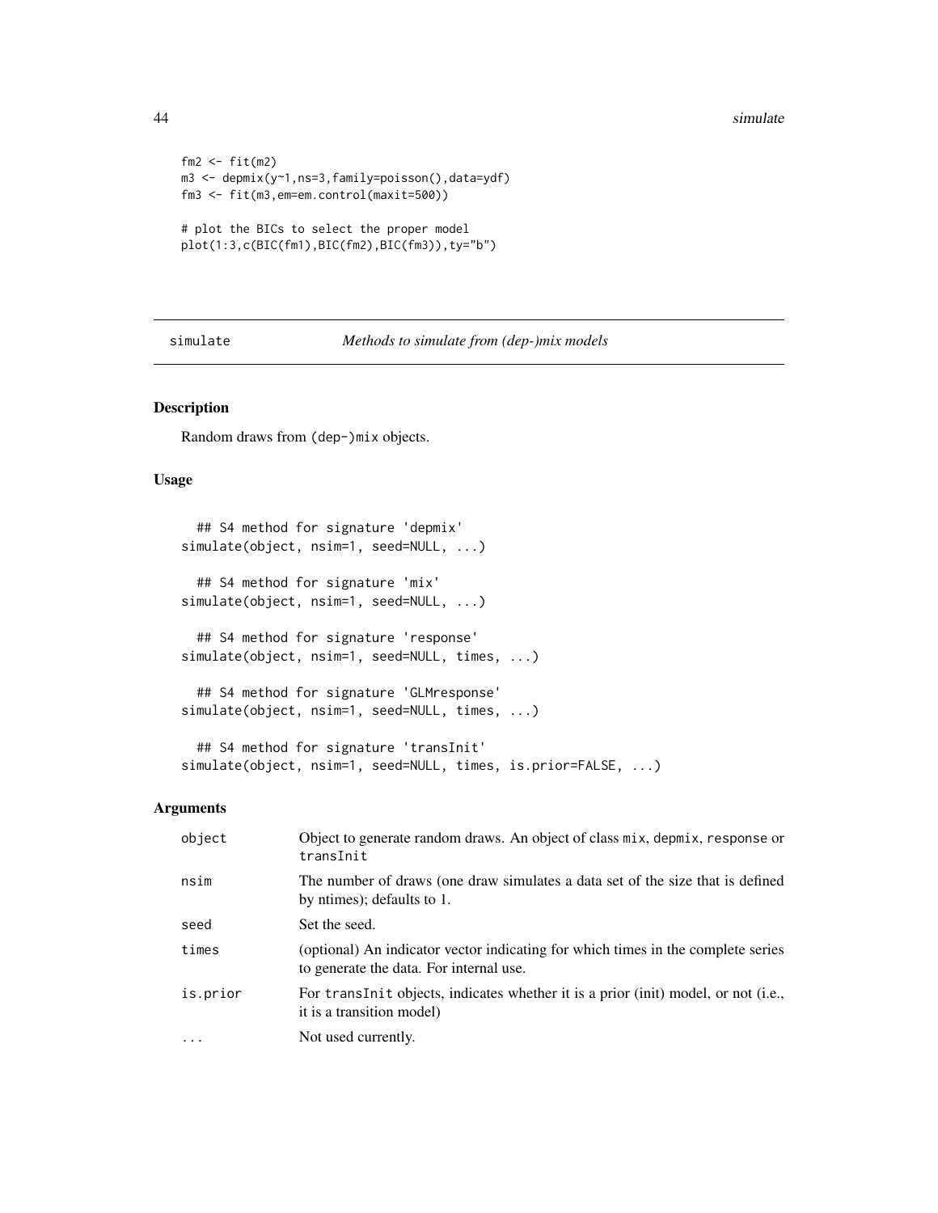```
fm2 <- fit(m2)
m3 <- depmix(y~1,ns=3,family=poisson(),data=ydf)
fm3 <- fit(m3,em=em.control(maxit=500))

# plot the BICs to select the proper model
plot(1:3,c(BIC(fm1),BIC(fm2),BIC(fm3)),ty="b")
```

---

## simulate — *Methods to simulate from (dep-)mix models*

---

### Description

Random draws from `(dep-)mix` objects.

### Usage

```
  ## S4 method for signature 'depmix'
simulate(object, nsim=1, seed=NULL, ...)

  ## S4 method for signature 'mix'
simulate(object, nsim=1, seed=NULL, ...)

  ## S4 method for signature 'response'
simulate(object, nsim=1, seed=NULL, times, ...)

  ## S4 method for signature 'GLMresponse'
simulate(object, nsim=1, seed=NULL, times, ...)

  ## S4 method for signature 'transInit'
simulate(object, nsim=1, seed=NULL, times, is.prior=FALSE, ...)
```

### Arguments

| | |
|---|---|
| `object` | Object to generate random draws. An object of class `mix`, `depmix`, `response` or `transInit` |
| `nsim` | The number of draws (one draw simulates a data set of the size that is defined by ntimes); defaults to 1. |
| `seed` | Set the seed. |
| `times` | (optional) An indicator vector indicating for which times in the complete series to generate the data. For internal use. |
| `is.prior` | For `transInit` objects, indicates whether it is a prior (init) model, or not (i.e., it is a transition model) |
| `...` | Not used currently. |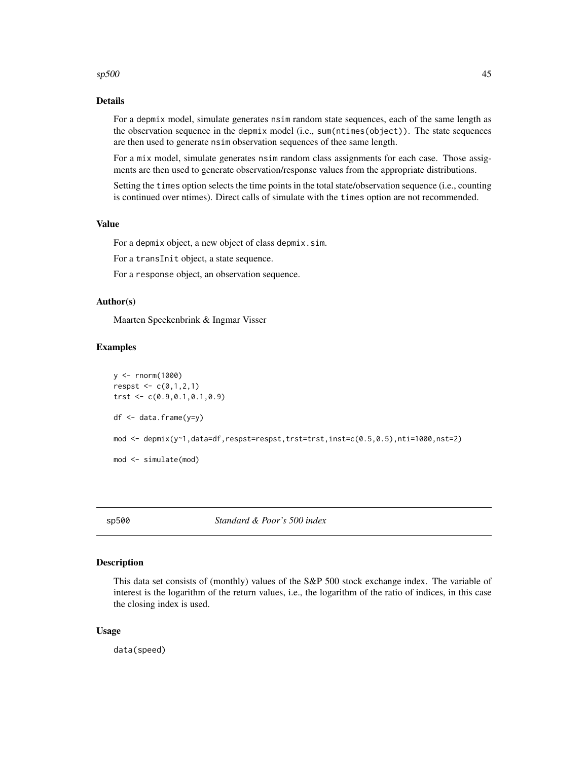## Details

For a depmix model, simulate generates nsim random state sequences, each of the same length as the observation sequence in the depmix model (i.e., sum(ntimes(object)). The state sequences are then used to generate nsim observation sequences of thee same length.

For a mix model, simulate generates nsim random class assignments for each case. Those assigments are then used to generate observation/response values from the appropriate distributions.

Setting the times option selects the time points in the total state/observation sequence (i.e., counting is continued over ntimes). Direct calls of simulate with the times option are not recommended.

## Value

For a depmix object, a new object of class depmix.sim.

For a transInit object, a state sequence.

For a response object, an observation sequence.

## Author(s)

Maarten Speekenbrink & Ingmar Visser

## Examples

```
y <- rnorm(1000)
respst <- c(0,1,2,1)
trst <- c(0.9,0.1,0.1,0.9)

df <- data.frame(y=y)

mod <- depmix(y~1,data=df,respst=respst,trst=trst,inst=c(0.5,0.5),nti=1000,nst=2)

mod <- simulate(mod)
```

---

# sp500 — *Standard & Poor's 500 index*

## Description

This data set consists of (monthly) values of the S&P 500 stock exchange index. The variable of interest is the logarithm of the return values, i.e., the logarithm of the ratio of indices, in this case the closing index is used.

## Usage

```
data(speed)
```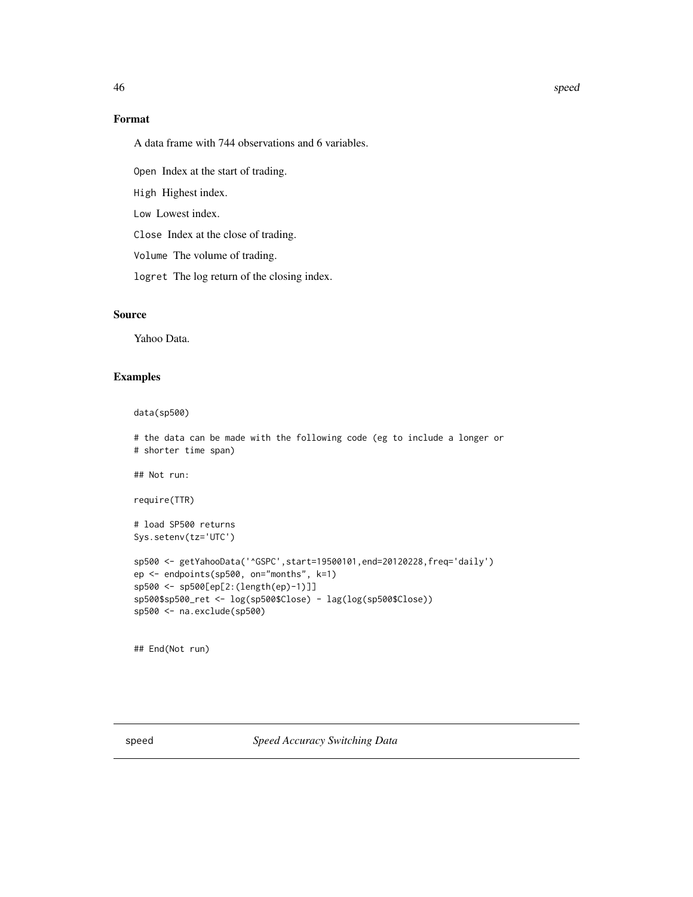## Format

A data frame with 744 observations and 6 variables.

Open Index at the start of trading.

High Highest index.

Low Lowest index.

Close Index at the close of trading.

Volume The volume of trading.

logret The log return of the closing index.

## Source

Yahoo Data.

## Examples

```
data(sp500)

# the data can be made with the following code (eg to include a longer or
# shorter time span)

## Not run:

require(TTR)

# load SP500 returns
Sys.setenv(tz='UTC')

sp500 <- getYahooData('^GSPC',start=19500101,end=20120228,freq='daily')
ep <- endpoints(sp500, on="months", k=1)
sp500 <- sp500[ep[2:(length(ep)-1)]]
sp500$sp500_ret <- log(sp500$Close) - lag(log(sp500$Close))
sp500 <- na.exclude(sp500)


## End(Not run)
```

---

speed *Speed Accuracy Switching Data*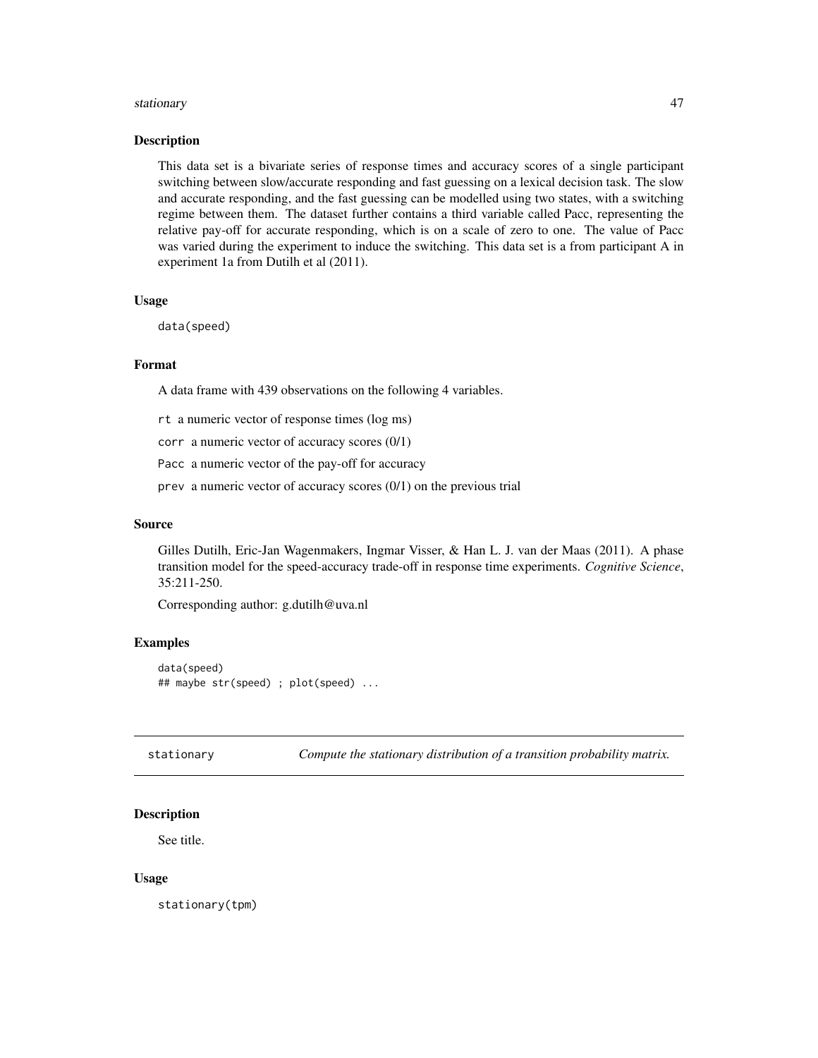### Description

This data set is a bivariate series of response times and accuracy scores of a single participant switching between slow/accurate responding and fast guessing on a lexical decision task. The slow and accurate responding, and the fast guessing can be modelled using two states, with a switching regime between them. The dataset further contains a third variable called Pacc, representing the relative pay-off for accurate responding, which is on a scale of zero to one. The value of Pacc was varied during the experiment to induce the switching. This data set is a from participant A in experiment 1a from Dutilh et al (2011).

### Usage

```
data(speed)
```

### Format

A data frame with 439 observations on the following 4 variables.

`rt` a numeric vector of response times (log ms)

`corr` a numeric vector of accuracy scores (0/1)

`Pacc` a numeric vector of the pay-off for accuracy

`prev` a numeric vector of accuracy scores (0/1) on the previous trial

### Source

Gilles Dutilh, Eric-Jan Wagenmakers, Ingmar Visser, & Han L. J. van der Maas (2011). A phase transition model for the speed-accuracy trade-off in response time experiments. *Cognitive Science*, 35:211-250.

Corresponding author: g.dutilh@uva.nl

### Examples

```
data(speed)
## maybe str(speed) ; plot(speed) ...
```

---

## stationary — *Compute the stationary distribution of a transition probability matrix.*

### Description

See title.

### Usage

```
stationary(tpm)
```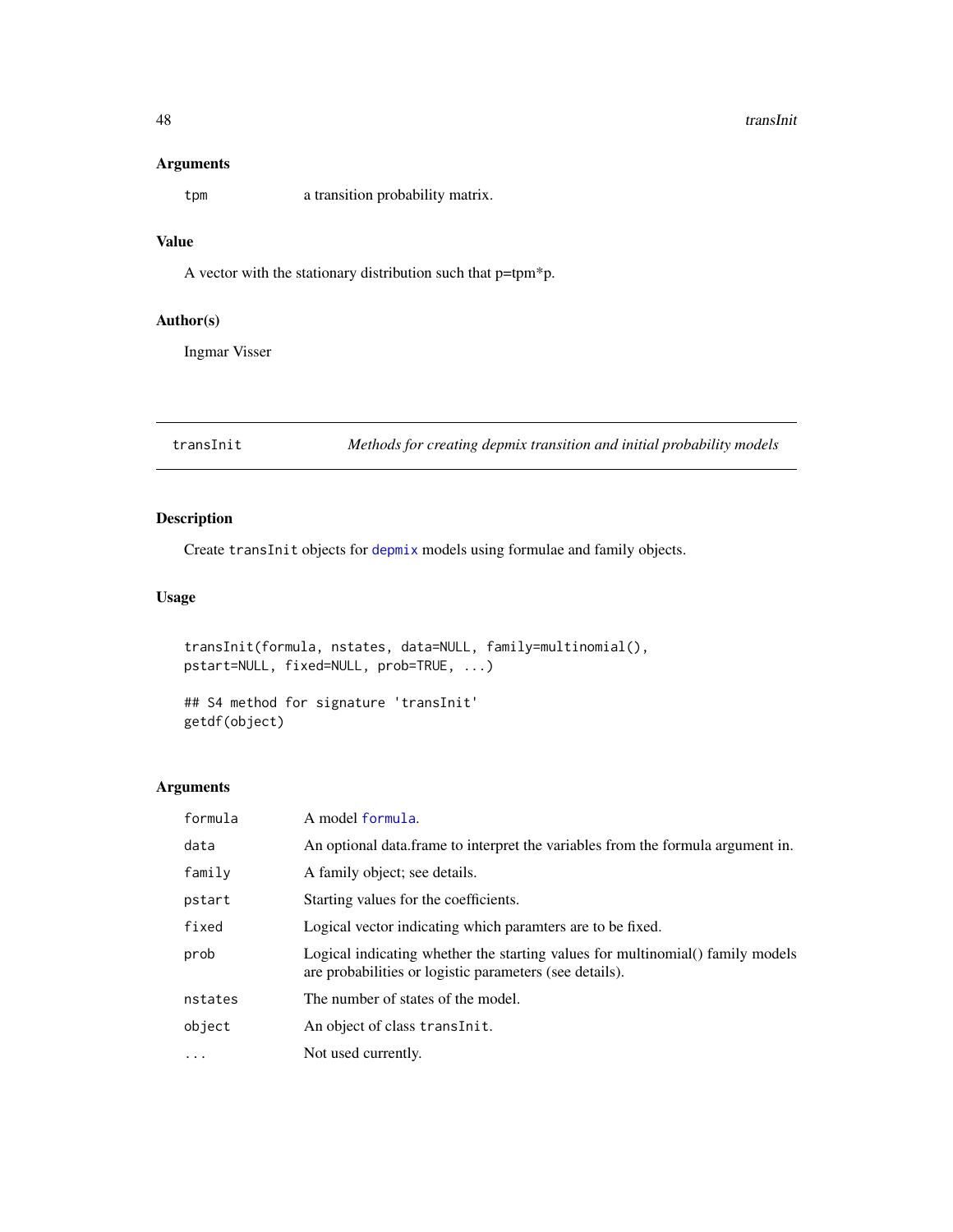### Arguments

| | |
|---|---|
| tpm | a transition probability matrix. |

### Value

A vector with the stationary distribution such that p=tpm*p.

### Author(s)

Ingmar Visser

---

## transInit — *Methods for creating depmix transition and initial probability models*

---

### Description

Create `transInit` objects for `depmix` models using formulae and family objects.

### Usage

```
transInit(formula, nstates, data=NULL, family=multinomial(),
pstart=NULL, fixed=NULL, prob=TRUE, ...)

## S4 method for signature 'transInit'
getdf(object)
```

### Arguments

| | |
|---|---|
| formula | A model `formula`. |
| data | An optional data.frame to interpret the variables from the formula argument in. |
| family | A family object; see details. |
| pstart | Starting values for the coefficients. |
| fixed | Logical vector indicating which paramters are to be fixed. |
| prob | Logical indicating whether the starting values for multinomial() family models are probabilities or logistic parameters (see details). |
| nstates | The number of states of the model. |
| object | An object of class `transInit`. |
| ... | Not used currently. |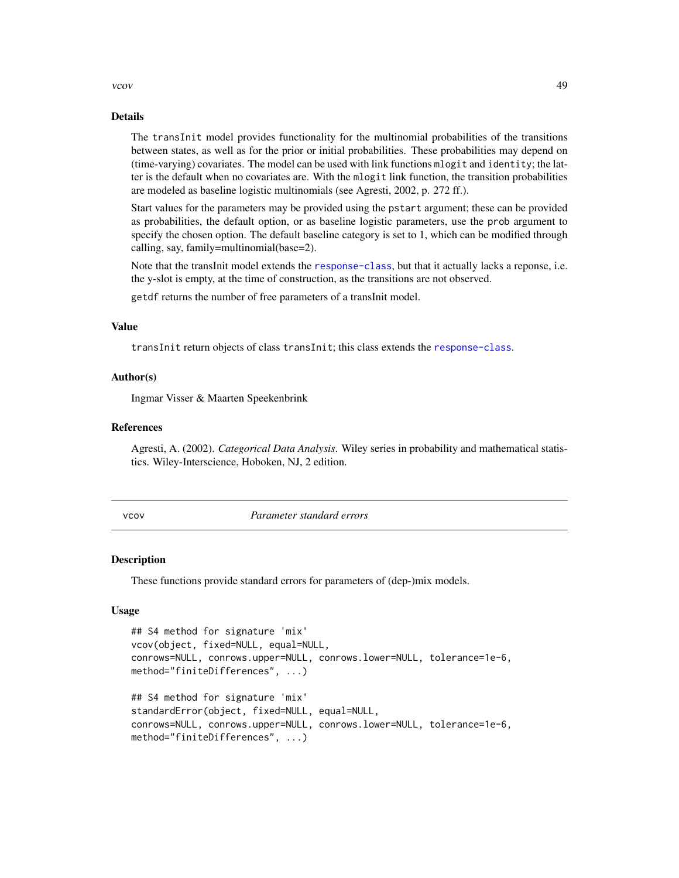## Details

The `transInit` model provides functionality for the multinomial probabilities of the transitions between states, as well as for the prior or initial probabilities. These probabilities may depend on (time-varying) covariates. The model can be used with link functions `mlogit` and `identity`; the latter is the default when no covariates are. With the `mlogit` link function, the transition probabilities are modeled as baseline logistic multinomials (see Agresti, 2002, p. 272 ff.).

Start values for the parameters may be provided using the `pstart` argument; these can be provided as probabilities, the default option, or as baseline logistic parameters, use the `prob` argument to specify the chosen option. The default baseline category is set to 1, which can be modified through calling, say, family=multinomial(base=2).

Note that the transInit model extends the `response-class`, but that it actually lacks a reponse, i.e. the y-slot is empty, at the time of construction, as the transitions are not observed.

`getdf` returns the number of free parameters of a transInit model.

## Value

`transInit` return objects of class `transInit`; this class extends the `response-class`.

## Author(s)

Ingmar Visser & Maarten Speekenbrink

## References

Agresti, A. (2002). *Categorical Data Analysis*. Wiley series in probability and mathematical statistics. Wiley-Interscience, Hoboken, NJ, 2 edition.

---

# vcov — *Parameter standard errors*

## Description

These functions provide standard errors for parameters of (dep-)mix models.

## Usage

```
## S4 method for signature 'mix'
vcov(object, fixed=NULL, equal=NULL,
conrows=NULL, conrows.upper=NULL, conrows.lower=NULL, tolerance=1e-6,
method="finiteDifferences", ...)

## S4 method for signature 'mix'
standardError(object, fixed=NULL, equal=NULL,
conrows=NULL, conrows.upper=NULL, conrows.lower=NULL, tolerance=1e-6,
method="finiteDifferences", ...)
```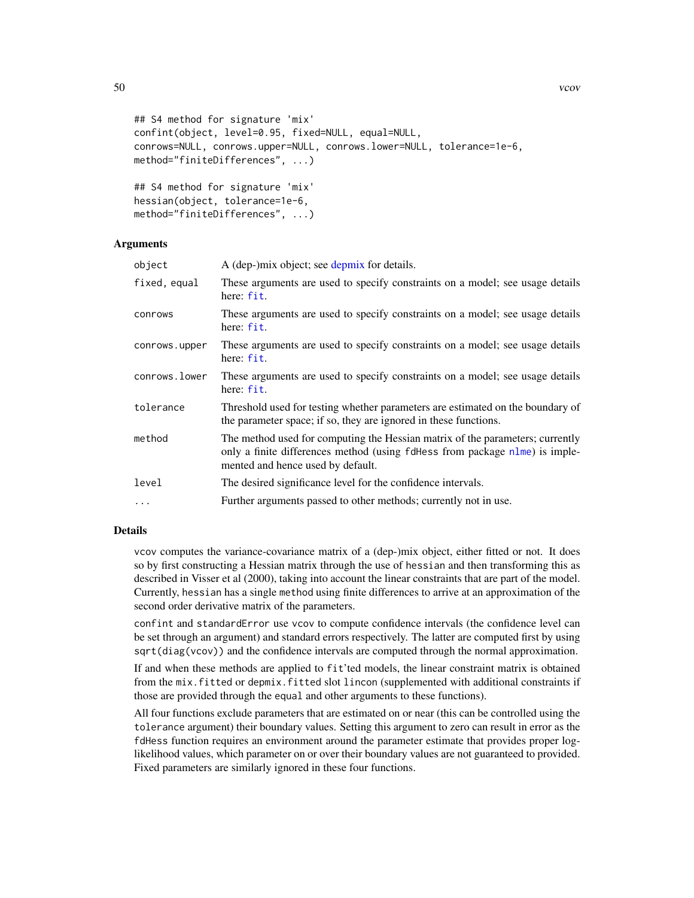```
## S4 method for signature 'mix'
confint(object, level=0.95, fixed=NULL, equal=NULL,
conrows=NULL, conrows.upper=NULL, conrows.lower=NULL, tolerance=1e-6,
method="finiteDifferences", ...)

## S4 method for signature 'mix'
hessian(object, tolerance=1e-6,
method="finiteDifferences", ...)
```

### Arguments

| | |
|---|---|
| `object` | A (dep-)mix object; see depmix for details. |
| `fixed, equal` | These arguments are used to specify constraints on a model; see usage details here: `fit`. |
| `conrows` | These arguments are used to specify constraints on a model; see usage details here: `fit`. |
| `conrows.upper` | These arguments are used to specify constraints on a model; see usage details here: `fit`. |
| `conrows.lower` | These arguments are used to specify constraints on a model; see usage details here: `fit`. |
| `tolerance` | Threshold used for testing whether parameters are estimated on the boundary of the parameter space; if so, they are ignored in these functions. |
| `method` | The method used for computing the Hessian matrix of the parameters; currently only a finite differences method (using `fdHess` from package `nlme`) is implemented and hence used by default. |
| `level` | The desired significance level for the confidence intervals. |
| `...` | Further arguments passed to other methods; currently not in use. |

### Details

`vcov` computes the variance-covariance matrix of a (dep-)mix object, either fitted or not. It does so by first constructing a Hessian matrix through the use of `hessian` and then transforming this as described in Visser et al (2000), taking into account the linear constraints that are part of the model. Currently, `hessian` has a single `method` using finite differences to arrive at an approximation of the second order derivative matrix of the parameters.

`confint` and `standardError` use `vcov` to compute confidence intervals (the confidence level can be set through an argument) and standard errors respectively. The latter are computed first by using `sqrt(diag(vcov))` and the confidence intervals are computed through the normal approximation.

If and when these methods are applied to `fit`'ted models, the linear constraint matrix is obtained from the `mix.fitted` or `depmix.fitted` slot `lincon` (supplemented with additional constraints if those are provided through the `equal` and other arguments to these functions).

All four functions exclude parameters that are estimated on or near (this can be controlled using the `tolerance` argument) their boundary values. Setting this argument to zero can result in error as the `fdHess` function requires an environment around the parameter estimate that provides proper log-likelihood values, which parameter on or over their boundary values are not guaranteed to provided. Fixed parameters are similarly ignored in these four functions.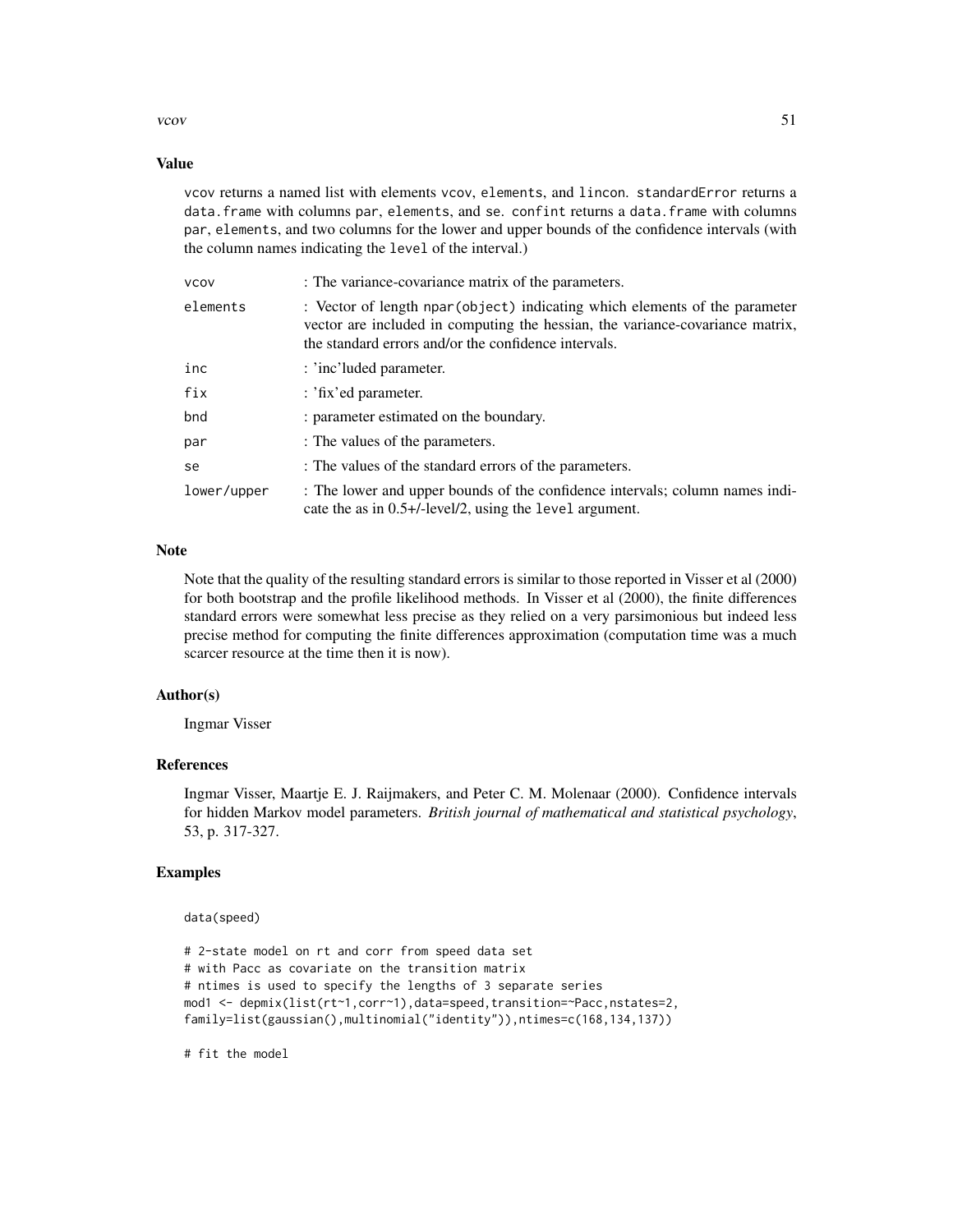## Value

`vcov` returns a named list with elements `vcov`, `elements`, and `lincon`. `standardError` returns a `data.frame` with columns `par`, `elements`, and `se`. `confint` returns a `data.frame` with columns `par`, `elements`, and two columns for the lower and upper bounds of the confidence intervals (with the column names indicating the `level` of the interval.)

| | |
|---|---|
| `vcov` | : The variance-covariance matrix of the parameters. |
| `elements` | : Vector of length `npar(object)` indicating which elements of the parameter vector are included in computing the hessian, the variance-covariance matrix, the standard errors and/or the confidence intervals. |
| `inc` | : 'inc'luded parameter. |
| `fix` | : 'fix'ed parameter. |
| `bnd` | : parameter estimated on the boundary. |
| `par` | : The values of the parameters. |
| `se` | : The values of the standard errors of the parameters. |
| `lower/upper` | : The lower and upper bounds of the confidence intervals; column names indicate the as in 0.5+/-level/2, using the `level` argument. |

## Note

Note that the quality of the resulting standard errors is similar to those reported in Visser et al (2000) for both bootstrap and the profile likelihood methods. In Visser et al (2000), the finite differences standard errors were somewhat less precise as they relied on a very parsimonious but indeed less precise method for computing the finite differences approximation (computation time was a much scarcer resource at the time then it is now).

## Author(s)

Ingmar Visser

## References

Ingmar Visser, Maartje E. J. Raijmakers, and Peter C. M. Molenaar (2000). Confidence intervals for hidden Markov model parameters. *British journal of mathematical and statistical psychology*, 53, p. 317-327.

## Examples

```
data(speed)

# 2-state model on rt and corr from speed data set
# with Pacc as covariate on the transition matrix
# ntimes is used to specify the lengths of 3 separate series
mod1 <- depmix(list(rt~1,corr~1),data=speed,transition=~Pacc,nstates=2,
family=list(gaussian(),multinomial("identity")),ntimes=c(168,134,137))

# fit the model
```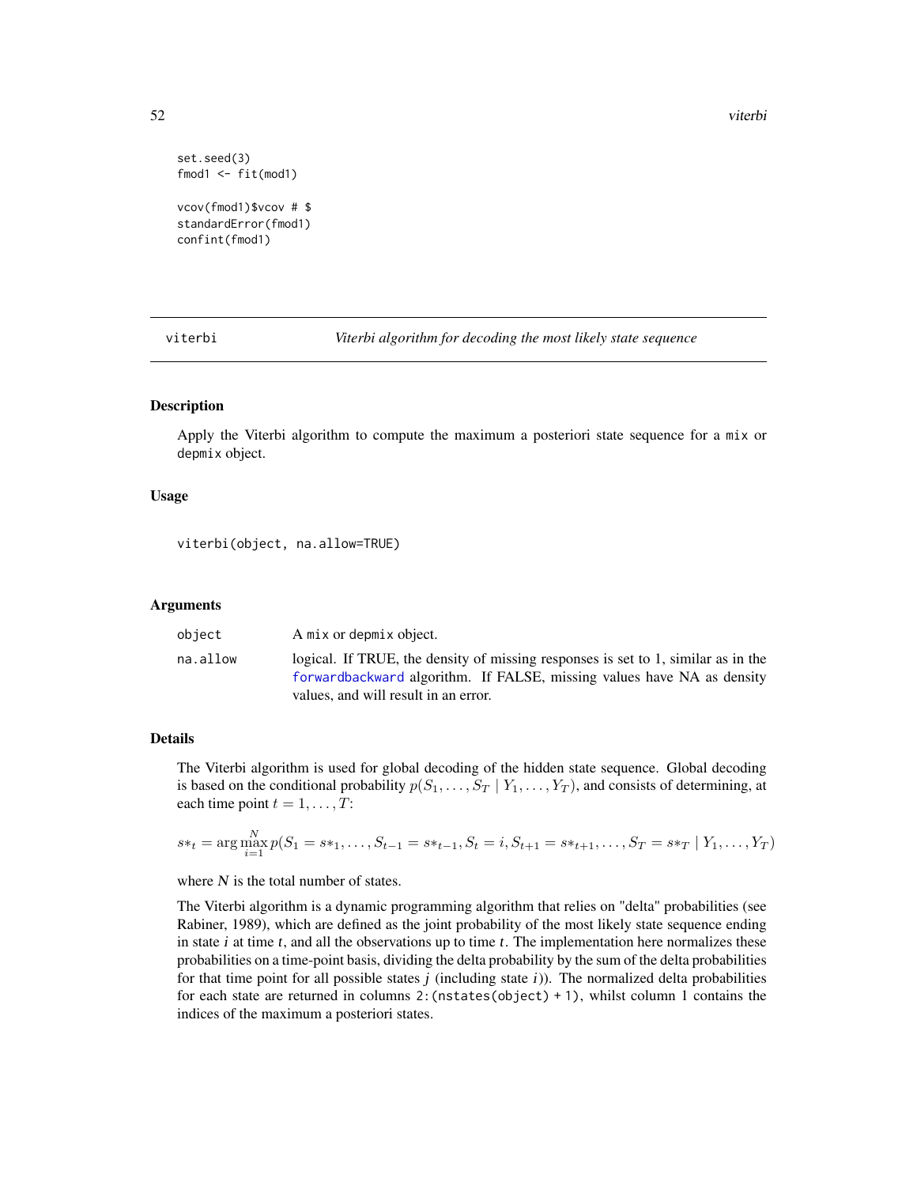```
set.seed(3)
fmod1 <- fit(mod1)

vcov(fmod1)$vcov # $
standardError(fmod1)
confint(fmod1)
```

---

## viterbi — *Viterbi algorithm for decoding the most likely state sequence*

---

### Description

Apply the Viterbi algorithm to compute the maximum a posteriori state sequence for a `mix` or `depmix` object.

### Usage

```
viterbi(object, na.allow=TRUE)
```

### Arguments

| | |
|---|---|
| `object` | A `mix` or `depmix` object. |
| `na.allow` | logical. If TRUE, the density of missing responses is set to 1, similar as in the `forwardbackward` algorithm. If FALSE, missing values have NA as density values, and will result in an error. |

### Details

The Viterbi algorithm is used for global decoding of the hidden state sequence. Global decoding is based on the conditional probability $p(S_1, \ldots, S_T \mid Y_1, \ldots, Y_T)$, and consists of determining, at each time point $t = 1, \ldots, T$:

$$s*_t = \arg\max_{i=1}^{N} p(S_1 = s*_1, \ldots, S_{t-1} = s*_{t-1}, S_t = i, S_{t+1} = s*_{t+1}, \ldots, S_T = s*_T \mid Y_1, \ldots, Y_T)$$

where *N* is the total number of states.

The Viterbi algorithm is a dynamic programming algorithm that relies on "delta" probabilities (see Rabiner, 1989), which are defined as the joint probability of the most likely state sequence ending in state *i* at time *t*, and all the observations up to time *t*. The implementation here normalizes these probabilities on a time-point basis, dividing the delta probability by the sum of the delta probabilities for that time point for all possible states *j* (including state *i*)). The normalized delta probabilities for each state are returned in columns `2:(nstates(object) + 1)`, whilst column 1 contains the indices of the maximum a posteriori states.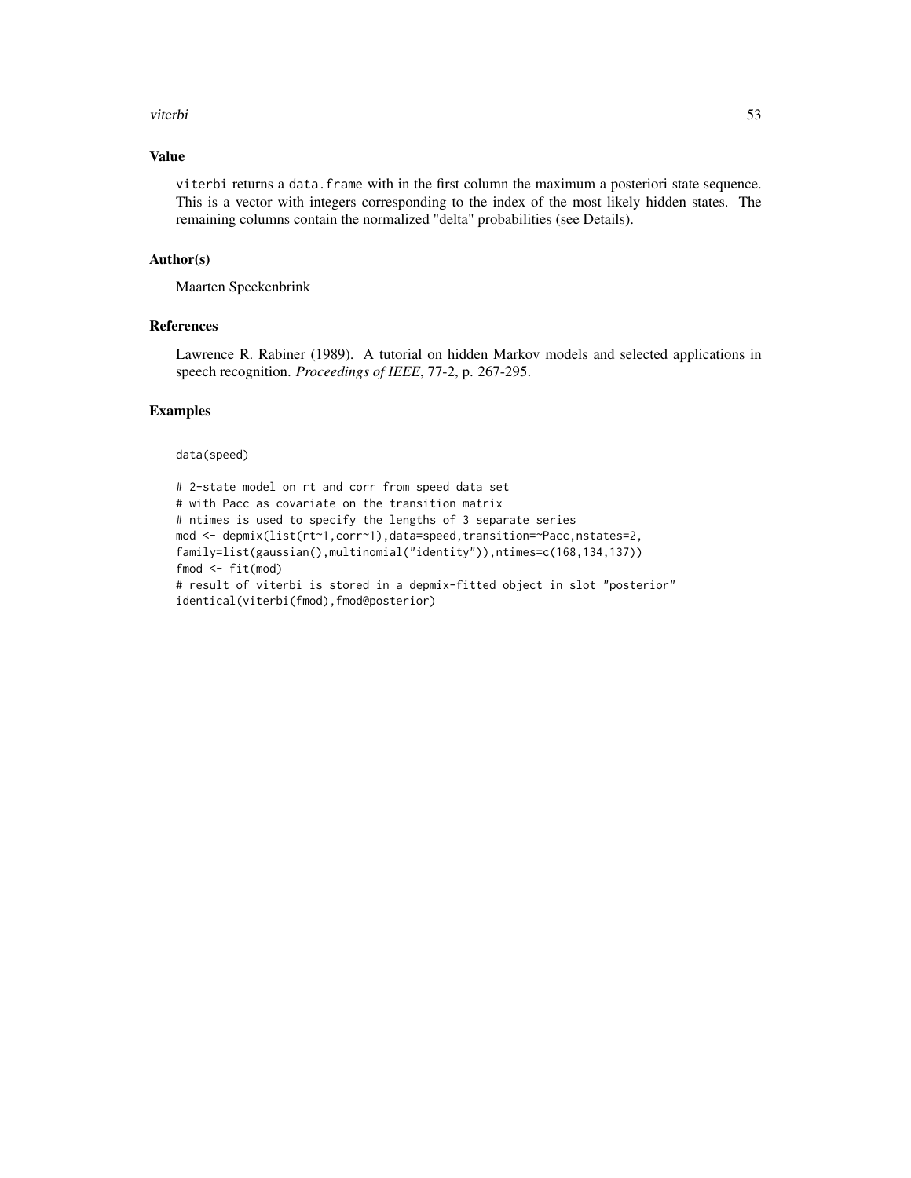## Value

viterbi returns a data.frame with in the first column the maximum a posteriori state sequence. This is a vector with integers corresponding to the index of the most likely hidden states. The remaining columns contain the normalized "delta" probabilities (see Details).

## Author(s)

Maarten Speekenbrink

## References

Lawrence R. Rabiner (1989). A tutorial on hidden Markov models and selected applications in speech recognition. *Proceedings of IEEE*, 77-2, p. 267-295.

## Examples

```
data(speed)

# 2-state model on rt and corr from speed data set
# with Pacc as covariate on the transition matrix
# ntimes is used to specify the lengths of 3 separate series
mod <- depmix(list(rt~1,corr~1),data=speed,transition=~Pacc,nstates=2,
family=list(gaussian(),multinomial("identity")),ntimes=c(168,134,137))
fmod <- fit(mod)
# result of viterbi is stored in a depmix-fitted object in slot "posterior"
identical(viterbi(fmod),fmod@posterior)
```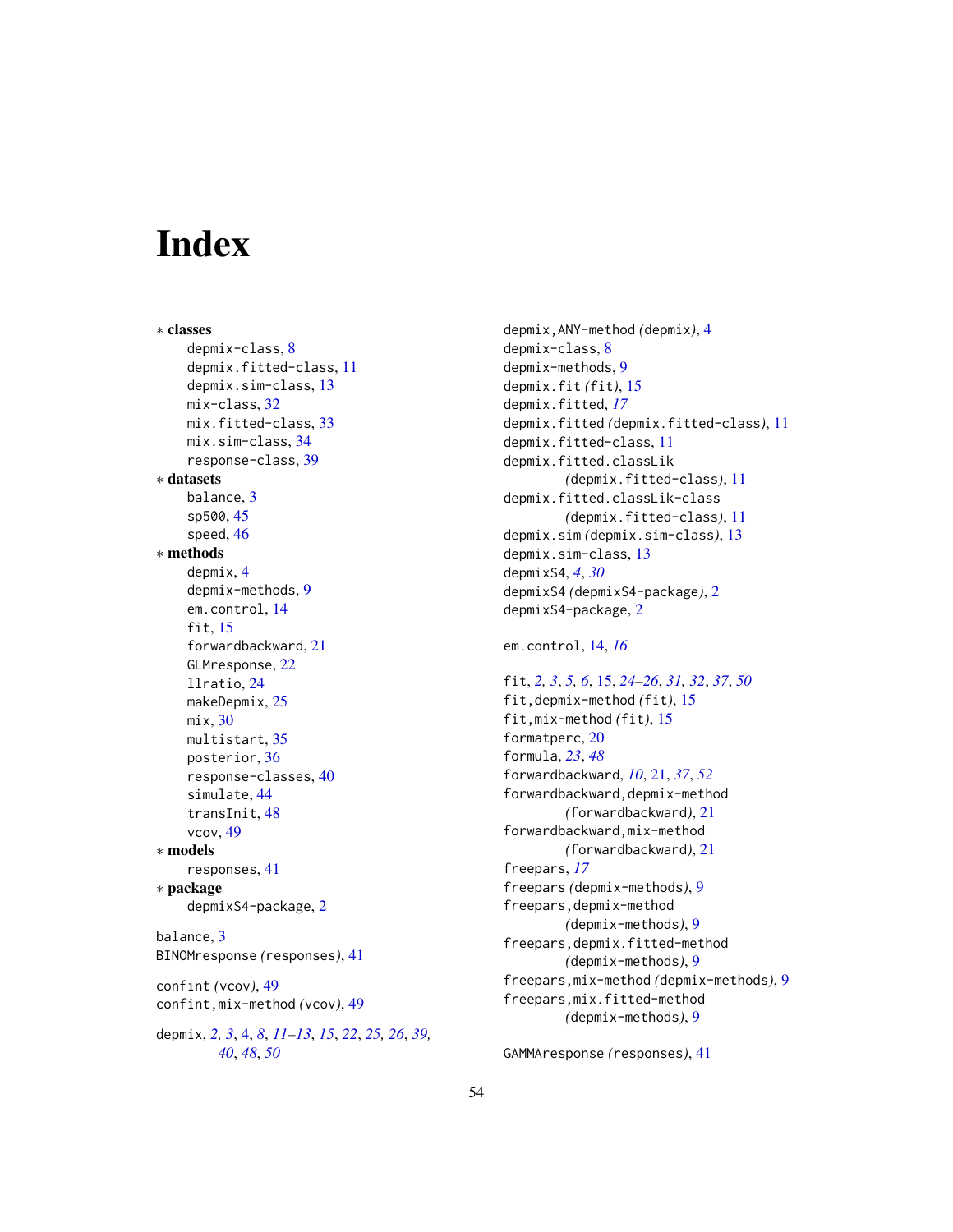# Index

∗ **classes**
  depmix-class, 8
  depmix.fitted-class, 11
  depmix.sim-class, 13
  mix-class, 32
  mix.fitted-class, 33
  mix.sim-class, 34
  response-class, 39

∗ **datasets**
  balance, 3
  sp500, 45
  speed, 46

∗ **methods**
  depmix, 4
  depmix-methods, 9
  em.control, 14
  fit, 15
  forwardbackward, 21
  GLMresponse, 22
  llratio, 24
  makeDepmix, 25
  mix, 30
  multistart, 35
  posterior, 36
  response-classes, 40
  simulate, 44
  transInit, 48
  vcov, 49

∗ **models**
  responses, 41

∗ **package**
  depmixS4-package, 2

balance, 3
BINOMresponse *(responses)*, 41

confint *(vcov)*, 49
confint,mix-method *(vcov)*, 49

depmix, *2, 3*, 4, *8*, *11–13*, *15*, *22*, *25, 26*, *39, 40*, *48*, *50*
depmix,ANY-method *(depmix)*, 4
depmix-class, 8
depmix-methods, 9
depmix.fit *(fit)*, 15
depmix.fitted, *17*
depmix.fitted *(depmix.fitted-class)*, 11
depmix.fitted-class, 11
depmix.fitted.classLik *(depmix.fitted-class)*, 11
depmix.fitted.classLik-class *(depmix.fitted-class)*, 11
depmix.sim *(depmix.sim-class)*, 13
depmix.sim-class, 13
depmixS4, *4*, *30*
depmixS4 *(depmixS4-package)*, 2
depmixS4-package, 2

em.control, 14, *16*

fit, *2, 3*, *5, 6*, 15, *24–26*, *31, 32*, *37*, *50*
fit,depmix-method *(fit)*, 15
fit,mix-method *(fit)*, 15
formatperc, 20
formula, *23*, *48*
forwardbackward, *10*, 21, *37*, *52*
forwardbackward,depmix-method *(forwardbackward)*, 21
forwardbackward,mix-method *(forwardbackward)*, 21
freepars, *17*
freepars *(depmix-methods)*, 9
freepars,depmix-method *(depmix-methods)*, 9
freepars,depmix.fitted-method *(depmix-methods)*, 9
freepars,mix-method *(depmix-methods)*, 9
freepars,mix.fitted-method *(depmix-methods)*, 9

GAMMAresponse *(responses)*, 41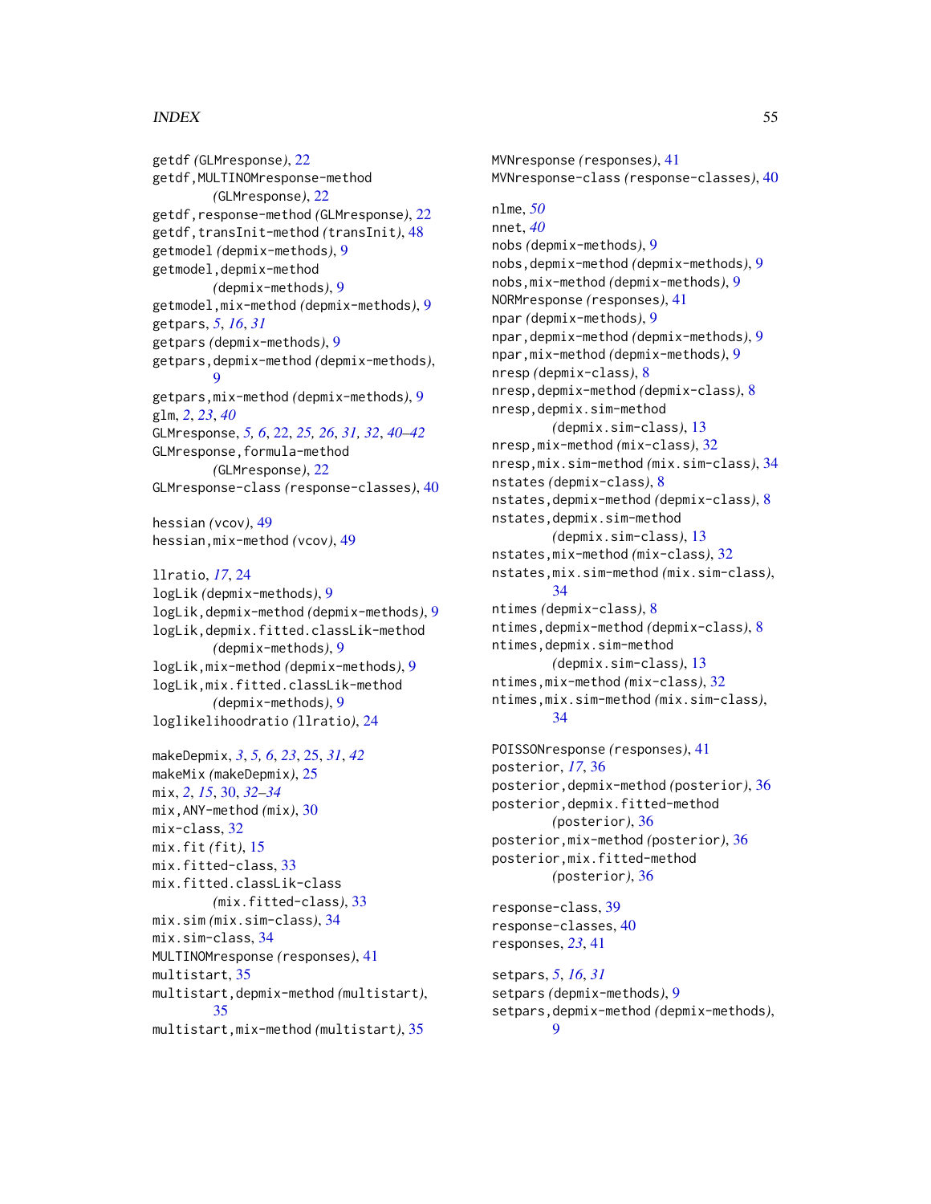getdf *(GLMresponse)*, 22
getdf,MULTINOMresponse-method *(GLMresponse)*, 22
getdf,response-method *(GLMresponse)*, 22
getdf,transInit-method *(transInit)*, 48
getmodel *(depmix-methods)*, 9
getmodel,depmix-method *(depmix-methods)*, 9
getmodel,mix-method *(depmix-methods)*, 9
getpars, *5*, *16*, *31*
getpars *(depmix-methods)*, 9
getpars,depmix-method *(depmix-methods)*, 9
getpars,mix-method *(depmix-methods)*, 9
glm, *2*, *23*, *40*
GLMresponse, *5, 6*, 22, *25, 26*, *31, 32*, *40–42*
GLMresponse,formula-method *(GLMresponse)*, 22
GLMresponse-class *(response-classes)*, 40

hessian *(vcov)*, 49
hessian,mix-method *(vcov)*, 49

llratio, *17*, 24
logLik *(depmix-methods)*, 9
logLik,depmix-method *(depmix-methods)*, 9
logLik,depmix.fitted.classLik-method *(depmix-methods)*, 9
logLik,mix-method *(depmix-methods)*, 9
logLik,mix.fitted.classLik-method *(depmix-methods)*, 9
loglikelihoodratio *(llratio)*, 24

makeDepmix, *3*, *5, 6*, *23*, 25, *31*, *42*
makeMix *(makeDepmix)*, 25
mix, *2*, *15*, 30, *32–34*
mix,ANY-method *(mix)*, 30
mix-class, 32
mix.fit *(fit)*, 15
mix.fitted-class, 33
mix.fitted.classLik-class *(mix.fitted-class)*, 33
mix.sim *(mix.sim-class)*, 34
mix.sim-class, 34
MULTINOMresponse *(responses)*, 41
multistart, 35
multistart,depmix-method *(multistart)*, 35
multistart,mix-method *(multistart)*, 35

MVNresponse *(responses)*, 41
MVNresponse-class *(response-classes)*, 40

nlme, *50*
nnet, *40*
nobs *(depmix-methods)*, 9
nobs,depmix-method *(depmix-methods)*, 9
nobs,mix-method *(depmix-methods)*, 9
NORMresponse *(responses)*, 41
npar *(depmix-methods)*, 9
npar,depmix-method *(depmix-methods)*, 9
npar,mix-method *(depmix-methods)*, 9
nresp *(depmix-class)*, 8
nresp,depmix-method *(depmix-class)*, 8
nresp,depmix.sim-method *(depmix.sim-class)*, 13
nresp,mix-method *(mix-class)*, 32
nresp,mix.sim-method *(mix.sim-class)*, 34
nstates *(depmix-class)*, 8
nstates,depmix-method *(depmix-class)*, 8
nstates,depmix.sim-method *(depmix.sim-class)*, 13
nstates,mix-method *(mix-class)*, 32
nstates,mix.sim-method *(mix.sim-class)*, 34
ntimes *(depmix-class)*, 8
ntimes,depmix-method *(depmix-class)*, 8
ntimes,depmix.sim-method *(depmix.sim-class)*, 13
ntimes,mix-method *(mix-class)*, 32
ntimes,mix.sim-method *(mix.sim-class)*, 34

POISSONresponse *(responses)*, 41
posterior, *17*, 36
posterior,depmix-method *(posterior)*, 36
posterior,depmix.fitted-method *(posterior)*, 36
posterior,mix-method *(posterior)*, 36
posterior,mix.fitted-method *(posterior)*, 36

response-class, 39
response-classes, 40
responses, *23*, 41

setpars, *5*, *16*, *31*
setpars *(depmix-methods)*, 9
setpars,depmix-method *(depmix-methods)*, 9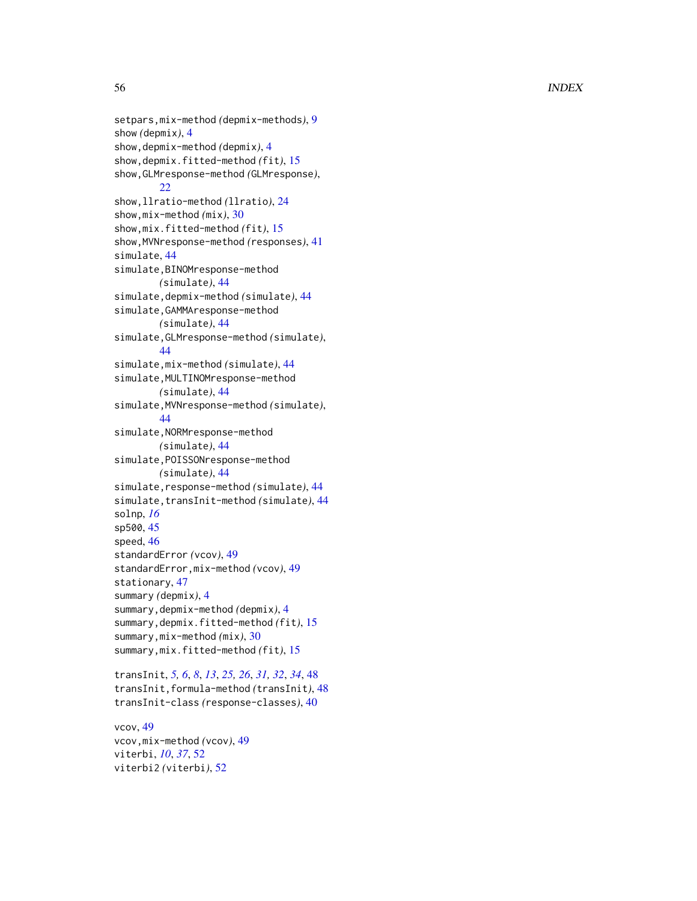setpars,mix-method *(*depmix-methods*)*, 9
show *(*depmix*)*, 4
show,depmix-method *(*depmix*)*, 4
show,depmix.fitted-method *(*fit*)*, 15
show,GLMresponse-method *(*GLMresponse*)*, 22
show,llratio-method *(*llratio*)*, 24
show,mix-method *(*mix*)*, 30
show,mix.fitted-method *(*fit*)*, 15
show,MVNresponse-method *(*responses*)*, 41
simulate, 44
simulate,BINOMresponse-method *(*simulate*)*, 44
simulate,depmix-method *(*simulate*)*, 44
simulate,GAMMAresponse-method *(*simulate*)*, 44
simulate,GLMresponse-method *(*simulate*)*, 44
simulate,mix-method *(*simulate*)*, 44
simulate,MULTINOMresponse-method *(*simulate*)*, 44
simulate,MVNresponse-method *(*simulate*)*, 44
simulate,NORMresponse-method *(*simulate*)*, 44
simulate,POISSONresponse-method *(*simulate*)*, 44
simulate,response-method *(*simulate*)*, 44
simulate,transInit-method *(*simulate*)*, 44
solnp, *16*
sp500, 45
speed, 46
standardError *(*vcov*)*, 49
standardError,mix-method *(*vcov*)*, 49
stationary, 47
summary *(*depmix*)*, 4
summary,depmix-method *(*depmix*)*, 4
summary,depmix.fitted-method *(*fit*)*, 15
summary,mix-method *(*mix*)*, 30
summary,mix.fitted-method *(*fit*)*, 15

transInit, *5, 6*, *8*, *13*, *25, 26*, *31, 32*, *34*, 48
transInit,formula-method *(*transInit*)*, 48
transInit-class *(*response-classes*)*, 40

vcov, 49
vcov,mix-method *(*vcov*)*, 49
viterbi, *10*, *37*, 52
viterbi2 *(*viterbi*)*, 52